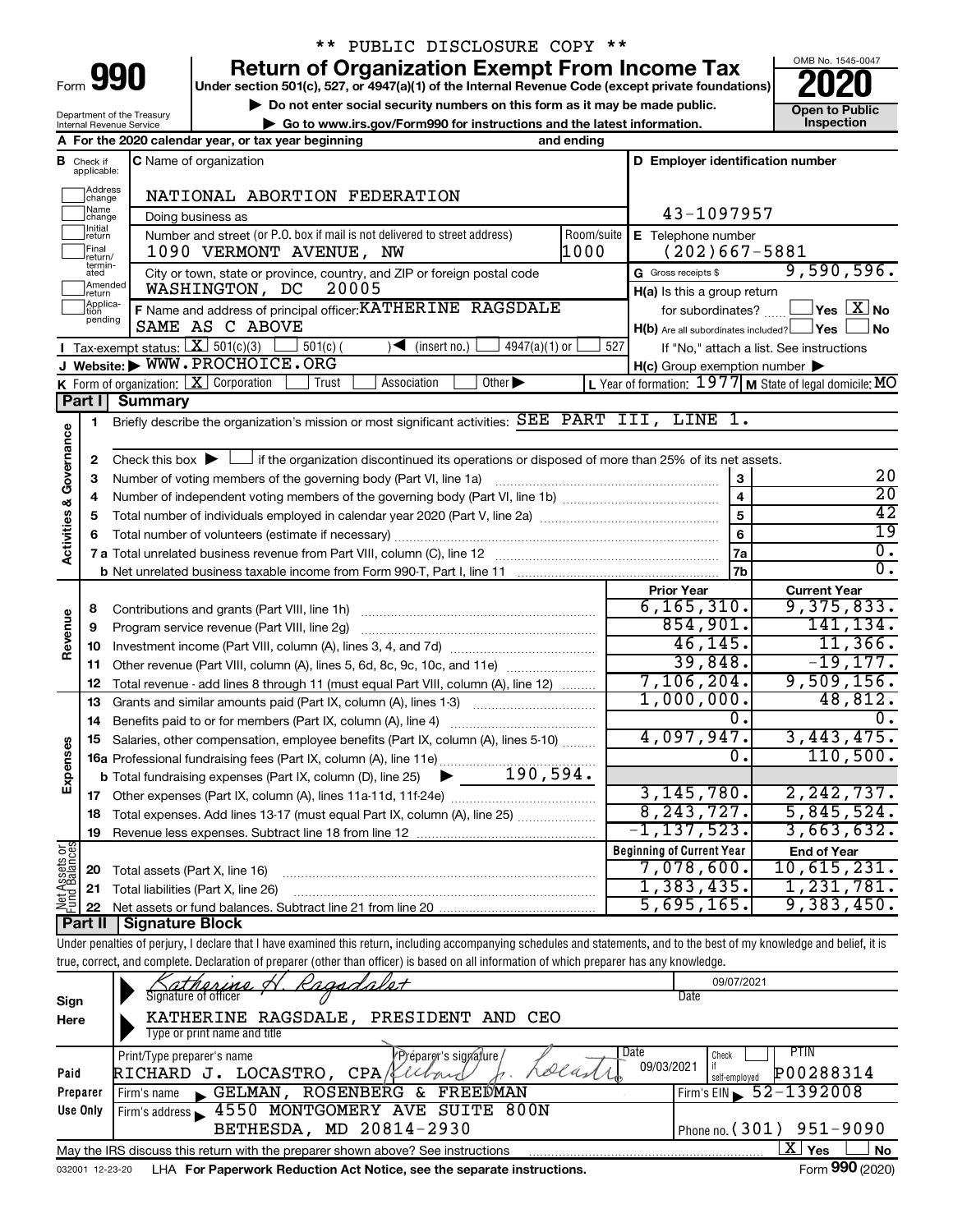** PUBLIC DISCLOSURE COPY **

# Form 990 — Return of Organization Exempt From Income Tax

Under section 501(c), 527, or 4947(a)(1) of the Internal Revenue Code (except private foundations)

▶ Do not enter social security numbers on this form as it may be made public.

▶ Go to www.irs.gov/Form990 for instructions and the latest information.

OMB No. 1545-0047 — **2020** — Open to Public Inspection

Department of the Treasury, Internal Revenue Service

**A** For the 2020 calendar year, or tax year beginning and ending

**B** Check if applicable: Address change, Name change, Initial return, Final return/terminated, Amended return, Application pending

**C** Name of organization: NATIONAL ABORTION FEDERATION

Doing business as

Number and street (or P.O. box if mail is not delivered to street address): 1090 VERMONT AVENUE, NW — Room/suite: 1000

City or town, state or province, country, and ZIP or foreign postal code: WASHINGTON, DC 20005

**D** Employer identification number: 43-1097957

**E** Telephone number: (202)667-5881

**G** Gross receipts $ 9,590,596.

**F** Name and address of principal officer: KATHERINE RAGSDALE, SAME AS C ABOVE

**H(a)** Is this a group return for subordinates? ☐ Yes ☒ No

**H(b)** Are all subordinates included? ☐ Yes ☐ No — If "No," attach a list. See instructions

**H(c)** Group exemption number ▶

**I** Tax-exempt status: ☒ 501(c)(3) ☐ 501(c) ( ) ◀ (insert no.) ☐ 4947(a)(1) or ☐ 527

**J** Website: ▶ WWW.PROCHOICE.ORG

**K** Form of organization: ☒ Corporation ☐ Trust ☐ Association ☐ Other ▶

**L** Year of formation: 1977 **M** State of legal domicile: MO

## Part I Summary

**Activities & Governance**

1. Briefly describe the organization's mission or most significant activities: SEE PART III, LINE 1.
2. Check this box ▶ ☐ if the organization discontinued its operations or disposed of more than 25% of its net assets.

| Line | Description | | Value |
|---|---|---|---|
| 3 | Number of voting members of the governing body (Part VI, line 1a) | 3 | 20 |
| 4 | Number of independent voting members of the governing body (Part VI, line 1b) | 4 | 20 |
| 5 | Total number of individuals employed in calendar year 2020 (Part V, line 2a) | 5 | 42 |
| 6 | Total number of volunteers (estimate if necessary) | 6 | 19 |
| 7a | Total unrelated business revenue from Part VIII, column (C), line 12 | 7a | 0. |
| 7b | Net unrelated business taxable income from Form 990-T, Part I, line 11 | 7b | 0. |

| Section | Line | Description | Prior Year | Current Year |
|---|---|---|---|---|
| Revenue | 8 | Contributions and grants (Part VIII, line 1h) | 6,165,310. | 9,375,833. |
| | 9 | Program service revenue (Part VIII, line 2g) | 854,901. | 141,134. |
| | 10 | Investment income (Part VIII, column (A), lines 3, 4, and 7d) | 46,145. | 11,366. |
| | 11 | Other revenue (Part VIII, column (A), lines 5, 6d, 8c, 9c, 10c, and 11e) | 39,848. | -19,177. |
| | 12 | Total revenue - add lines 8 through 11 (must equal Part VIII, column (A), line 12) | 7,106,204. | 9,509,156. |
| Expenses | 13 | Grants and similar amounts paid (Part IX, column (A), lines 1-3) | 1,000,000. | 48,812. |
| | 14 | Benefits paid to or for members (Part IX, column (A), line 4) | 0. | 0. |
| | 15 | Salaries, other compensation, employee benefits (Part IX, column (A), lines 5-10) | 4,097,947. | 3,443,475. |
| | 16a | Professional fundraising fees (Part IX, column (A), line 11e) | 0. | 110,500. |
| | b | Total fundraising expenses (Part IX, column (D), line 25) ▶ 190,594. | | |
| | 17 | Other expenses (Part IX, column (A), lines 11a-11d, 11f-24e) | 3,145,780. | 2,242,737. |
| | 18 | Total expenses. Add lines 13-17 (must equal Part IX, column (A), line 25) | 8,243,727. | 5,845,524. |
| | 19 | Revenue less expenses. Subtract line 18 from line 12 | -1,137,523. | 3,663,632. |

| Section | Line | Description | Beginning of Current Year | End of Year |
|---|---|---|---|---|
| Net Assets or Fund Balances | 20 | Total assets (Part X, line 16) | 7,078,600. | 10,615,231. |
| | 21 | Total liabilities (Part X, line 26) | 1,383,435. | 1,231,781. |
| | 22 | Net assets or fund balances. Subtract line 21 from line 20 | 5,695,165. | 9,383,450. |

## Part II Signature Block

Under penalties of perjury, I declare that I have examined this return, including accompanying schedules and statements, and to the best of my knowledge and belief, it is true, correct, and complete. Declaration of preparer (other than officer) is based on all information of which preparer has any knowledge.

**Sign Here**

Signature of officer: Katherine H. Ragsdale — Date: 09/07/2021

KATHERINE RAGSDALE, PRESIDENT AND CEO
Type or print name and title

**Paid Preparer Use Only**

| Print/Type preparer's name | Preparer's signature | Date | Check if self-employed | PTIN |
|---|---|---|---|---|
| RICHARD J. LOCASTRO, CPA | Richard J. Locastro | 09/03/2021 | ☐ | P00288314 |

Firm's name ▶ GELMAN, ROSENBERG & FREEDMAN — Firm's EIN ▶ 52-1392008

Firm's address ▶ 4550 MONTGOMERY AVE SUITE 800N, BETHESDA, MD 20814-2930 — Phone no. (301) 951-9090

May the IRS discuss this return with the preparer shown above? See instructions ☒ Yes ☐ No

032001 12-23-20 LHA For Paperwork Reduction Act Notice, see the separate instructions. Form **990** (2020)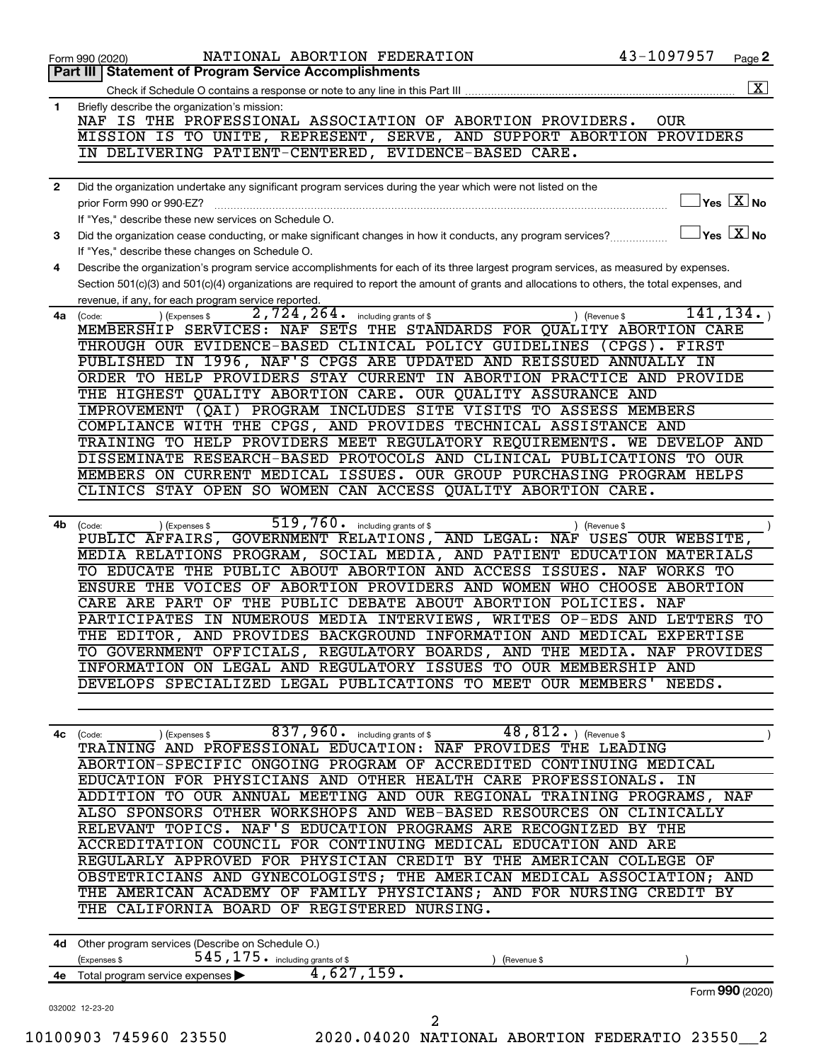Form 990 (2020) NATIONAL ABORTION FEDERATION 43-1097957 Page 2

## Part III Statement of Program Service Accomplishments

Check if Schedule O contains a response or note to any line in this Part III .......... [X]

**1** Briefly describe the organization's mission:

NAF IS THE PROFESSIONAL ASSOCIATION OF ABORTION PROVIDERS. OUR MISSION IS TO UNITE, REPRESENT, SERVE, AND SUPPORT ABORTION PROVIDERS IN DELIVERING PATIENT-CENTERED, EVIDENCE-BASED CARE.

**2** Did the organization undertake any significant program services during the year which were not listed on the prior Form 990 or 990-EZ? .......... [ ] Yes [X] No

If "Yes," describe these new services on Schedule O.

**3** Did the organization cease conducting, or make significant changes in how it conducts, any program services? .......... [ ] Yes [X] No

If "Yes," describe these changes on Schedule O.

**4** Describe the organization's program service accomplishments for each of its three largest program services, as measured by expenses. Section 501(c)(3) and 501(c)(4) organizations are required to report the amount of grants and allocations to others, the total expenses, and revenue, if any, for each program service reported.

**4a** (Code: ) (Expenses $ 2,724,264. including grants of $ ) (Revenue $ 141,134. )

MEMBERSHIP SERVICES: NAF SETS THE STANDARDS FOR QUALITY ABORTION CARE THROUGH OUR EVIDENCE-BASED CLINICAL POLICY GUIDELINES (CPGS). FIRST PUBLISHED IN 1996, NAF'S CPGS ARE UPDATED AND REISSUED ANNUALLY IN ORDER TO HELP PROVIDERS STAY CURRENT IN ABORTION PRACTICE AND PROVIDE THE HIGHEST QUALITY ABORTION CARE. OUR QUALITY ASSURANCE AND IMPROVEMENT (QAI) PROGRAM INCLUDES SITE VISITS TO ASSESS MEMBERS COMPLIANCE WITH THE CPGS, AND PROVIDES TECHNICAL ASSISTANCE AND TRAINING TO HELP PROVIDERS MEET REGULATORY REQUIREMENTS. WE DEVELOP AND DISSEMINATE RESEARCH-BASED PROTOCOLS AND CLINICAL PUBLICATIONS TO OUR MEMBERS ON CURRENT MEDICAL ISSUES. OUR GROUP PURCHASING PROGRAM HELPS CLINICS STAY OPEN SO WOMEN CAN ACCESS QUALITY ABORTION CARE.

**4b** (Code: ) (Expenses $ 519,760. including grants of $ ) (Revenue $ )

PUBLIC AFFAIRS, GOVERNMENT RELATIONS, AND LEGAL: NAF USES OUR WEBSITE, MEDIA RELATIONS PROGRAM, SOCIAL MEDIA, AND PATIENT EDUCATION MATERIALS TO EDUCATE THE PUBLIC ABOUT ABORTION AND ACCESS ISSUES. NAF WORKS TO ENSURE THE VOICES OF ABORTION PROVIDERS AND WOMEN WHO CHOOSE ABORTION CARE ARE PART OF THE PUBLIC DEBATE ABOUT ABORTION POLICIES. NAF PARTICIPATES IN NUMEROUS MEDIA INTERVIEWS, WRITES OP-EDS AND LETTERS TO THE EDITOR, AND PROVIDES BACKGROUND INFORMATION AND MEDICAL EXPERTISE TO GOVERNMENT OFFICIALS, REGULATORY BOARDS, AND THE MEDIA. NAF PROVIDES INFORMATION ON LEGAL AND REGULATORY ISSUES TO OUR MEMBERSHIP AND DEVELOPS SPECIALIZED LEGAL PUBLICATIONS TO MEET OUR MEMBERS' NEEDS.

**4c** (Code: ) (Expenses $ 837,960. including grants of $ 48,812. ) (Revenue $ )

TRAINING AND PROFESSIONAL EDUCATION: NAF PROVIDES THE LEADING ABORTION-SPECIFIC ONGOING PROGRAM OF ACCREDITED CONTINUING MEDICAL EDUCATION FOR PHYSICIANS AND OTHER HEALTH CARE PROFESSIONALS. IN ADDITION TO OUR ANNUAL MEETING AND OUR REGIONAL TRAINING PROGRAMS, NAF ALSO SPONSORS OTHER WORKSHOPS AND WEB-BASED RESOURCES ON CLINICALLY RELEVANT TOPICS. NAF'S EDUCATION PROGRAMS ARE RECOGNIZED BY THE ACCREDITATION COUNCIL FOR CONTINUING MEDICAL EDUCATION AND ARE REGULARLY APPROVED FOR PHYSICIAN CREDIT BY THE AMERICAN COLLEGE OF OBSTETRICIANS AND GYNECOLOGISTS; THE AMERICAN MEDICAL ASSOCIATION; AND THE AMERICAN ACADEMY OF FAMILY PHYSICIANS; AND FOR NURSING CREDIT BY THE CALIFORNIA BOARD OF REGISTERED NURSING.

**4d** Other program services (Describe on Schedule O.)

(Expenses $ 545,175. including grants of $ ) (Revenue $ )

**4e** Total program service expenses ▶ 4,627,159.

Form **990** (2020)

032002 12-23-20

10100903 745960 23550 2020.04020 NATIONAL ABORTION FEDERATIO 23550__2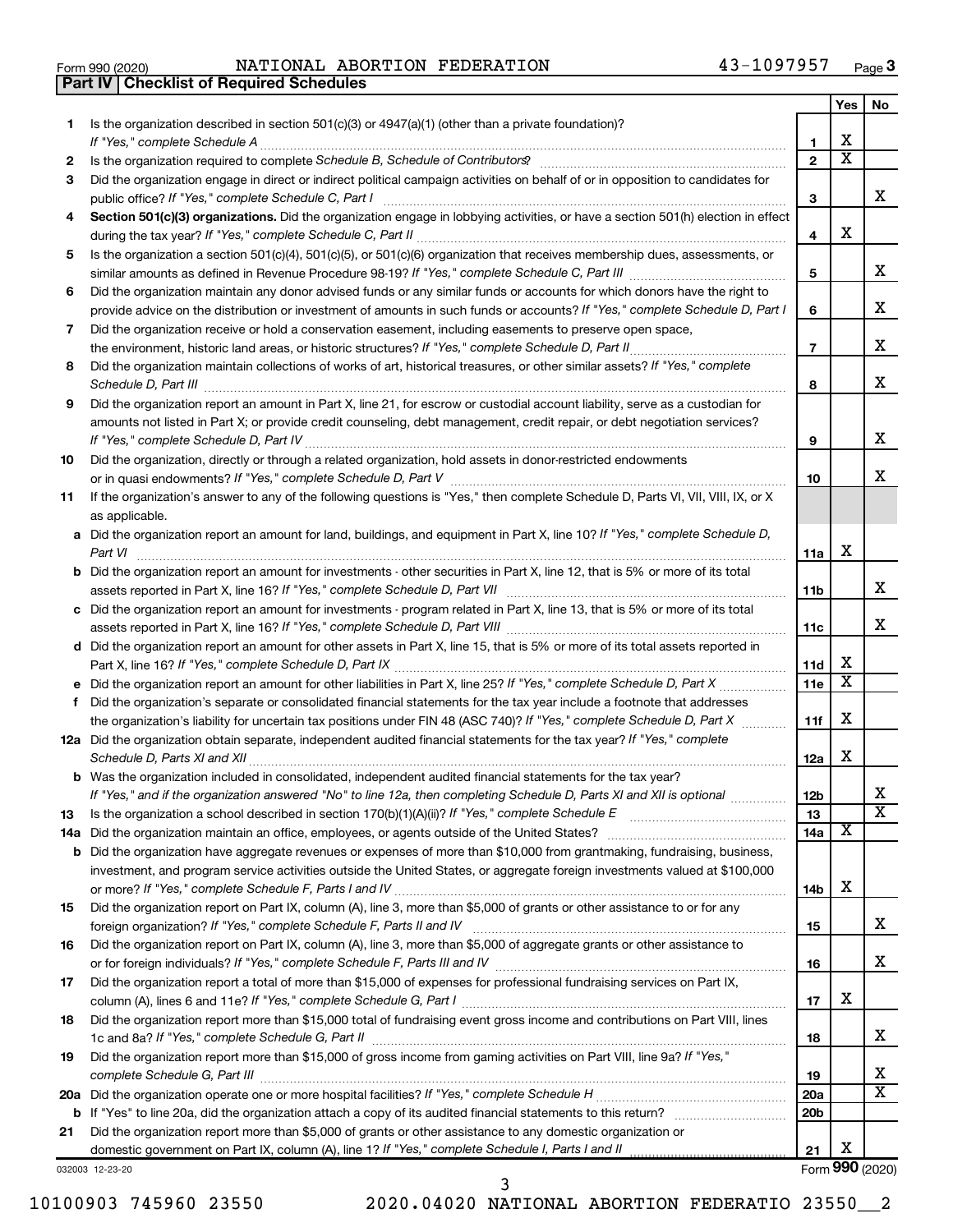Form 990 (2020) NATIONAL ABORTION FEDERATION 43-1097957 Page 3

## Part IV | Checklist of Required Schedules

| | | | Yes | No |
|---|---|---|---|---|
| 1 | Is the organization described in section 501(c)(3) or 4947(a)(1) (other than a private foundation)? If "Yes," complete Schedule A | 1 | X | |
| 2 | Is the organization required to complete Schedule B, Schedule of Contributors? | 2 | X | |
| 3 | Did the organization engage in direct or indirect political campaign activities on behalf of or in opposition to candidates for public office? If "Yes," complete Schedule C, Part I | 3 | | X |
| 4 | **Section 501(c)(3) organizations.** Did the organization engage in lobbying activities, or have a section 501(h) election in effect during the tax year? If "Yes," complete Schedule C, Part II | 4 | X | |
| 5 | Is the organization a section 501(c)(4), 501(c)(5), or 501(c)(6) organization that receives membership dues, assessments, or similar amounts as defined in Revenue Procedure 98-19? If "Yes," complete Schedule C, Part III | 5 | | X |
| 6 | Did the organization maintain any donor advised funds or any similar funds or accounts for which donors have the right to provide advice on the distribution or investment of amounts in such funds or accounts? If "Yes," complete Schedule D, Part I | 6 | | X |
| 7 | Did the organization receive or hold a conservation easement, including easements to preserve open space, the environment, historic land areas, or historic structures? If "Yes," complete Schedule D, Part II | 7 | | X |
| 8 | Did the organization maintain collections of works of art, historical treasures, or other similar assets? If "Yes," complete Schedule D, Part III | 8 | | X |
| 9 | Did the organization report an amount in Part X, line 21, for escrow or custodial account liability, serve as a custodian for amounts not listed in Part X; or provide credit counseling, debt management, credit repair, or debt negotiation services? If "Yes," complete Schedule D, Part IV | 9 | | X |
| 10 | Did the organization, directly or through a related organization, hold assets in donor-restricted endowments or in quasi endowments? If "Yes," complete Schedule D, Part V | 10 | | X |
| 11 | If the organization's answer to any of the following questions is "Yes," then complete Schedule D, Parts VI, VII, VIII, IX, or X as applicable. | | | |
| a | Did the organization report an amount for land, buildings, and equipment in Part X, line 10? If "Yes," complete Schedule D, Part VI | 11a | X | |
| b | Did the organization report an amount for investments - other securities in Part X, line 12, that is 5% or more of its total assets reported in Part X, line 16? If "Yes," complete Schedule D, Part VII | 11b | | X |
| c | Did the organization report an amount for investments - program related in Part X, line 13, that is 5% or more of its total assets reported in Part X, line 16? If "Yes," complete Schedule D, Part VIII | 11c | | X |
| d | Did the organization report an amount for other assets in Part X, line 15, that is 5% or more of its total assets reported in Part X, line 16? If "Yes," complete Schedule D, Part IX | 11d | X | |
| e | Did the organization report an amount for other liabilities in Part X, line 25? If "Yes," complete Schedule D, Part X | 11e | X | |
| f | Did the organization's separate or consolidated financial statements for the tax year include a footnote that addresses the organization's liability for uncertain tax positions under FIN 48 (ASC 740)? If "Yes," complete Schedule D, Part X | 11f | X | |
| 12a | Did the organization obtain separate, independent audited financial statements for the tax year? If "Yes," complete Schedule D, Parts XI and XII | 12a | X | |
| b | Was the organization included in consolidated, independent audited financial statements for the tax year? If "Yes," and if the organization answered "No" to line 12a, then completing Schedule D, Parts XI and XII is optional | 12b | | X |
| 13 | Is the organization a school described in section 170(b)(1)(A)(ii)? If "Yes," complete Schedule E | 13 | | X |
| 14a | Did the organization maintain an office, employees, or agents outside of the United States? | 14a | X | |
| b | Did the organization have aggregate revenues or expenses of more than $10,000 from grantmaking, fundraising, business, investment, and program service activities outside the United States, or aggregate foreign investments valued at $100,000 or more? If "Yes," complete Schedule F, Parts I and IV | 14b | X | |
| 15 | Did the organization report on Part IX, column (A), line 3, more than $5,000 of grants or other assistance to or for any foreign organization? If "Yes," complete Schedule F, Parts II and IV | 15 | | X |
| 16 | Did the organization report on Part IX, column (A), line 3, more than $5,000 of aggregate grants or other assistance to or for foreign individuals? If "Yes," complete Schedule F, Parts III and IV | 16 | | X |
| 17 | Did the organization report a total of more than $15,000 of expenses for professional fundraising services on Part IX, column (A), lines 6 and 11e? If "Yes," complete Schedule G, Part I | 17 | X | |
| 18 | Did the organization report more than $15,000 total of fundraising event gross income and contributions on Part VIII, lines 1c and 8a? If "Yes," complete Schedule G, Part II | 18 | | X |
| 19 | Did the organization report more than $15,000 of gross income from gaming activities on Part VIII, line 9a? If "Yes," complete Schedule G, Part III | 19 | | X |
| 20a | Did the organization operate one or more hospital facilities? If "Yes," complete Schedule H | 20a | | X |
| b | If "Yes" to line 20a, did the organization attach a copy of its audited financial statements to this return? | 20b | | |
| 21 | Did the organization report more than $5,000 of grants or other assistance to any domestic organization or domestic government on Part IX, column (A), line 1? If "Yes," complete Schedule I, Parts I and II | 21 | X | |

032003 12-23-20 Form **990** (2020)

10100903 745960 23550 2020.04020 NATIONAL ABORTION FEDERATIO 23550__2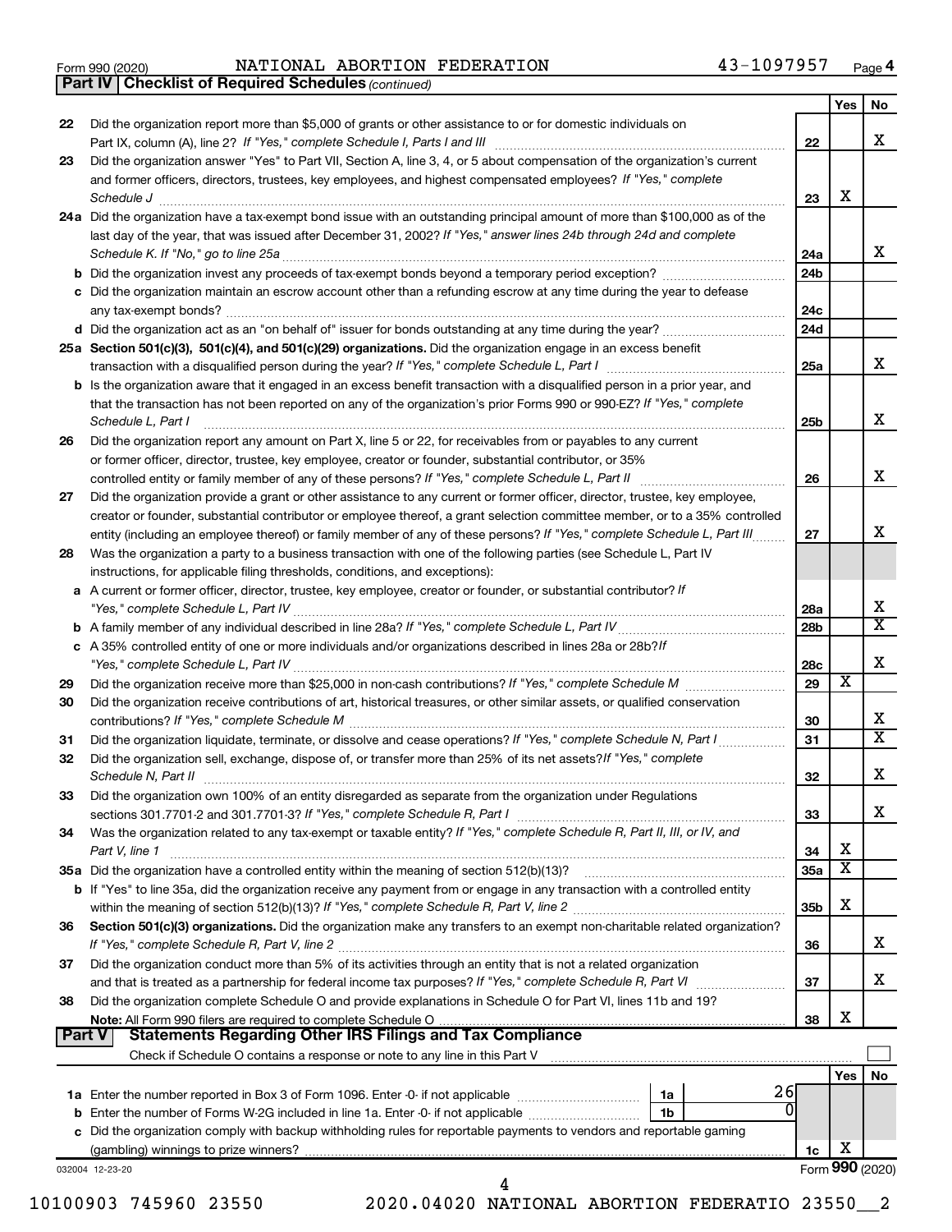Form 990 (2020) NATIONAL ABORTION FEDERATION 43-1097957 Page 4

## Part IV | Checklist of Required Schedules *(continued)*

| | | | Yes | No |
|---|---|---|---|---|
| 22 | Did the organization report more than $5,000 of grants or other assistance to or for domestic individuals on Part IX, column (A), line 2? *If "Yes," complete Schedule I, Parts I and III* | 22 | | X |
| 23 | Did the organization answer "Yes" to Part VII, Section A, line 3, 4, or 5 about compensation of the organization's current and former officers, directors, trustees, key employees, and highest compensated employees? *If "Yes," complete Schedule J* | 23 | X | |
| 24a | Did the organization have a tax-exempt bond issue with an outstanding principal amount of more than $100,000 as of the last day of the year, that was issued after December 31, 2002? *If "Yes," answer lines 24b through 24d and complete Schedule K. If "No," go to line 25a* | 24a | | X |
| b | Did the organization invest any proceeds of tax-exempt bonds beyond a temporary period exception? | 24b | | |
| c | Did the organization maintain an escrow account other than a refunding escrow at any time during the year to defease any tax-exempt bonds? | 24c | | |
| d | Did the organization act as an "on behalf of" issuer for bonds outstanding at any time during the year? | 24d | | |
| 25a | **Section 501(c)(3), 501(c)(4), and 501(c)(29) organizations.** Did the organization engage in an excess benefit transaction with a disqualified person during the year? *If "Yes," complete Schedule L, Part I* | 25a | | X |
| b | Is the organization aware that it engaged in an excess benefit transaction with a disqualified person in a prior year, and that the transaction has not been reported on any of the organization's prior Forms 990 or 990-EZ? *If "Yes," complete Schedule L, Part I* | 25b | | X |
| 26 | Did the organization report any amount on Part X, line 5 or 22, for receivables from or payables to any current or former officer, director, trustee, key employee, creator or founder, substantial contributor, or 35% controlled entity or family member of any of these persons? *If "Yes," complete Schedule L, Part II* | 26 | | X |
| 27 | Did the organization provide a grant or other assistance to any current or former officer, director, trustee, key employee, creator or founder, substantial contributor or employee thereof, a grant selection committee member, or to a 35% controlled entity (including an employee thereof) or family member of any of these persons? *If "Yes," complete Schedule L, Part III* | 27 | | X |
| 28 | Was the organization a party to a business transaction with one of the following parties (see Schedule L, Part IV instructions, for applicable filing thresholds, conditions, and exceptions): | | | |
| a | A current or former officer, director, trustee, key employee, creator or founder, or substantial contributor? *If "Yes," complete Schedule L, Part IV* | 28a | | X |
| b | A family member of any individual described in line 28a? *If "Yes," complete Schedule L, Part IV* | 28b | | X |
| c | A 35% controlled entity of one or more individuals and/or organizations described in lines 28a or 28b? *If "Yes," complete Schedule L, Part IV* | 28c | | X |
| 29 | Did the organization receive more than $25,000 in non-cash contributions? *If "Yes," complete Schedule M* | 29 | X | |
| 30 | Did the organization receive contributions of art, historical treasures, or other similar assets, or qualified conservation contributions? *If "Yes," complete Schedule M* | 30 | | X |
| 31 | Did the organization liquidate, terminate, or dissolve and cease operations? *If "Yes," complete Schedule N, Part I* | 31 | | X |
| 32 | Did the organization sell, exchange, dispose of, or transfer more than 25% of its net assets? *If "Yes," complete Schedule N, Part II* | 32 | | X |
| 33 | Did the organization own 100% of an entity disregarded as separate from the organization under Regulations sections 301.7701-2 and 301.7701-3? *If "Yes," complete Schedule R, Part I* | 33 | | X |
| 34 | Was the organization related to any tax-exempt or taxable entity? *If "Yes," complete Schedule R, Part II, III, or IV, and Part V, line 1* | 34 | X | |
| 35a | Did the organization have a controlled entity within the meaning of section 512(b)(13)? | 35a | X | |
| b | If "Yes" to line 35a, did the organization receive any payment from or engage in any transaction with a controlled entity within the meaning of section 512(b)(13)? *If "Yes," complete Schedule R, Part V, line 2* | 35b | X | |
| 36 | **Section 501(c)(3) organizations.** Did the organization make any transfers to an exempt non-charitable related organization? *If "Yes," complete Schedule R, Part V, line 2* | 36 | | X |
| 37 | Did the organization conduct more than 5% of its activities through an entity that is not a related organization and that is treated as a partnership for federal income tax purposes? *If "Yes," complete Schedule R, Part VI* | 37 | | X |
| 38 | Did the organization complete Schedule O and provide explanations in Schedule O for Part VI, lines 11b and 19? **Note:** All Form 990 filers are required to complete Schedule O | 38 | X | |

## Part V | Statements Regarding Other IRS Filings and Tax Compliance

Check if Schedule O contains a response or note to any line in this Part V ☐

| | | | | | Yes | No |
|---|---|---|---|---|---|---|
| 1a | Enter the number reported in Box 3 of Form 1096. Enter -0- if not applicable | 1a | 26 | | | |
| b | Enter the number of Forms W-2G included in line 1a. Enter -0- if not applicable | 1b | 0 | | | |
| c | Did the organization comply with backup withholding rules for reportable payments to vendors and reportable gaming (gambling) winnings to prize winners? | | | 1c | X | |

032004 12-23-20 Form **990** (2020)

10100903 745960 23550 2020.04020 NATIONAL ABORTION FEDERATIO 23550__2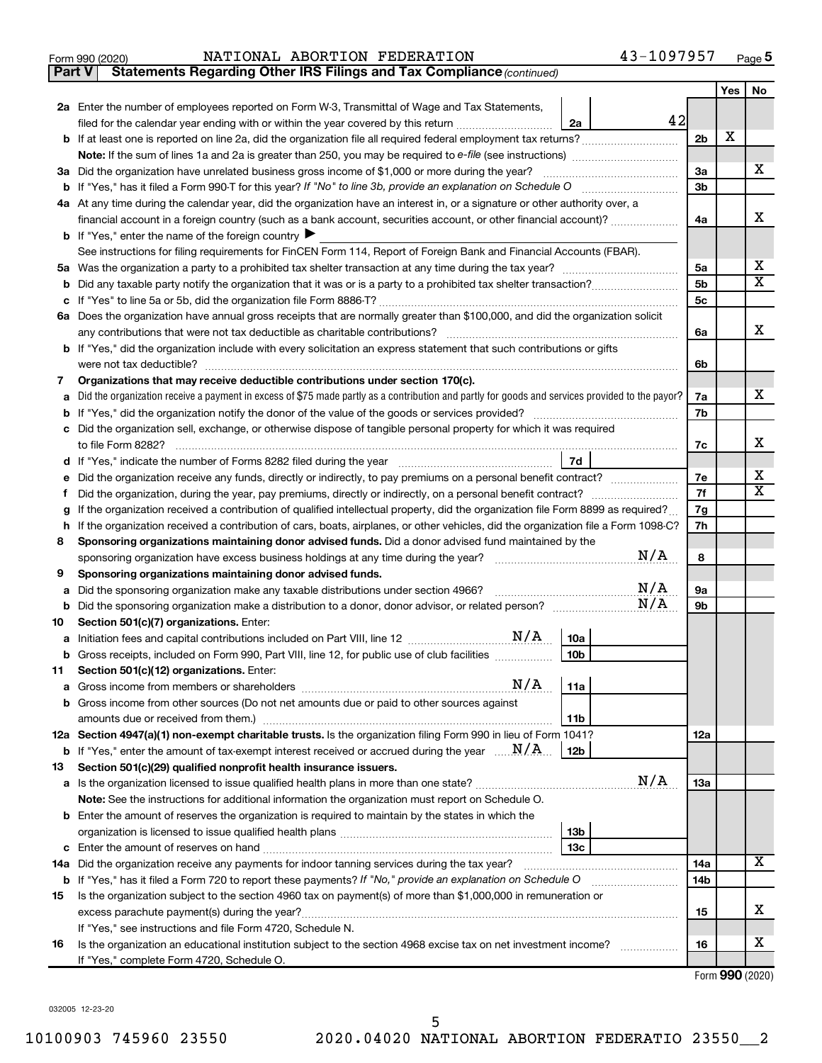Form 990 (2020) NATIONAL ABORTION FEDERATION 43-1097957

**Part V | Statements Regarding Other IRS Filings and Tax Compliance** *(continued)*

| | | | | Yes | No |
|---|---|---|---|---|---|
| **2a** | Enter the number of employees reported on Form W-3, Transmittal of Wage and Tax Statements, filed for the calendar year ending with or within the year covered by this return | 2a | 42 | | |
| **b** | If at least one is reported on line 2a, did the organization file all required federal employment tax returns? | | 2b | X | |
| | **Note:** If the sum of lines 1a and 2a is greater than 250, you may be required to *e-file* (see instructions) | | | | |
| **3a** | Did the organization have unrelated business gross income of $1,000 or more during the year? | | 3a | | X |
| **b** | If "Yes," has it filed a Form 990-T for this year? *If "No" to line 3b, provide an explanation on Schedule O* | | 3b | | |
| **4a** | At any time during the calendar year, did the organization have an interest in, or a signature or other authority over, a financial account in a foreign country (such as a bank account, securities account, or other financial account)? | | 4a | | X |
| **b** | If "Yes," enter the name of the foreign country ▶ | | | | |
| | See instructions for filing requirements for FinCEN Form 114, Report of Foreign Bank and Financial Accounts (FBAR). | | | | |
| **5a** | Was the organization a party to a prohibited tax shelter transaction at any time during the tax year? | | 5a | | X |
| **b** | Did any taxable party notify the organization that it was or is a party to a prohibited tax shelter transaction? | | 5b | | X |
| **c** | If "Yes" to line 5a or 5b, did the organization file Form 8886-T? | | 5c | | |
| **6a** | Does the organization have annual gross receipts that are normally greater than $100,000, and did the organization solicit any contributions that were not tax deductible as charitable contributions? | | 6a | | X |
| **b** | If "Yes," did the organization include with every solicitation an express statement that such contributions or gifts were not tax deductible? | | 6b | | |
| **7** | **Organizations that may receive deductible contributions under section 170(c).** | | | | |
| **a** | Did the organization receive a payment in excess of $75 made partly as a contribution and partly for goods and services provided to the payor? | | 7a | | X |
| **b** | If "Yes," did the organization notify the donor of the value of the goods or services provided? | | 7b | | |
| **c** | Did the organization sell, exchange, or otherwise dispose of tangible personal property for which it was required to file Form 8282? | | 7c | | X |
| **d** | If "Yes," indicate the number of Forms 8282 filed during the year | 7d | | | |
| **e** | Did the organization receive any funds, directly or indirectly, to pay premiums on a personal benefit contract? | | 7e | | X |
| **f** | Did the organization, during the year, pay premiums, directly or indirectly, on a personal benefit contract? | | 7f | | X |
| **g** | If the organization received a contribution of qualified intellectual property, did the organization file Form 8899 as required? | | 7g | | |
| **h** | If the organization received a contribution of cars, boats, airplanes, or other vehicles, did the organization file a Form 1098-C? | | 7h | | |
| **8** | **Sponsoring organizations maintaining donor advised funds.** Did a donor advised fund maintained by the sponsoring organization have excess business holdings at any time during the year? N/A | | 8 | | |
| **9** | **Sponsoring organizations maintaining donor advised funds.** | | | | |
| **a** | Did the sponsoring organization make any taxable distributions under section 4966? N/A | | 9a | | |
| **b** | Did the sponsoring organization make a distribution to a donor, donor advisor, or related person? N/A | | 9b | | |
| **10** | **Section 501(c)(7) organizations.** Enter: | | | | |
| **a** | Initiation fees and capital contributions included on Part VIII, line 12 N/A | 10a | | | |
| **b** | Gross receipts, included on Form 990, Part VIII, line 12, for public use of club facilities | 10b | | | |
| **11** | **Section 501(c)(12) organizations.** Enter: | | | | |
| **a** | Gross income from members or shareholders N/A | 11a | | | |
| **b** | Gross income from other sources (Do not net amounts due or paid to other sources against amounts due or received from them.) | 11b | | | |
| **12a** | **Section 4947(a)(1) non-exempt charitable trusts.** Is the organization filing Form 990 in lieu of Form 1041? | | 12a | | |
| **b** | If "Yes," enter the amount of tax-exempt interest received or accrued during the year N/A | 12b | | | |
| **13** | **Section 501(c)(29) qualified nonprofit health insurance issuers.** | | | | |
| **a** | Is the organization licensed to issue qualified health plans in more than one state? N/A | | 13a | | |
| | **Note:** See the instructions for additional information the organization must report on Schedule O. | | | | |
| **b** | Enter the amount of reserves the organization is required to maintain by the states in which the organization is licensed to issue qualified health plans | 13b | | | |
| **c** | Enter the amount of reserves on hand | 13c | | | |
| **14a** | Did the organization receive any payments for indoor tanning services during the tax year? | | 14a | | X |
| **b** | If "Yes," has it filed a Form 720 to report these payments? *If "No," provide an explanation on Schedule O* | | 14b | | |
| **15** | Is the organization subject to the section 4960 tax on payment(s) of more than $1,000,000 in remuneration or excess parachute payment(s) during the year? | | 15 | | X |
| | If "Yes," see instructions and file Form 4720, Schedule N. | | | | |
| **16** | Is the organization an educational institution subject to the section 4968 excise tax on net investment income? | | 16 | | X |
| | If "Yes," complete Form 4720, Schedule O. | | | | |

Form **990** (2020)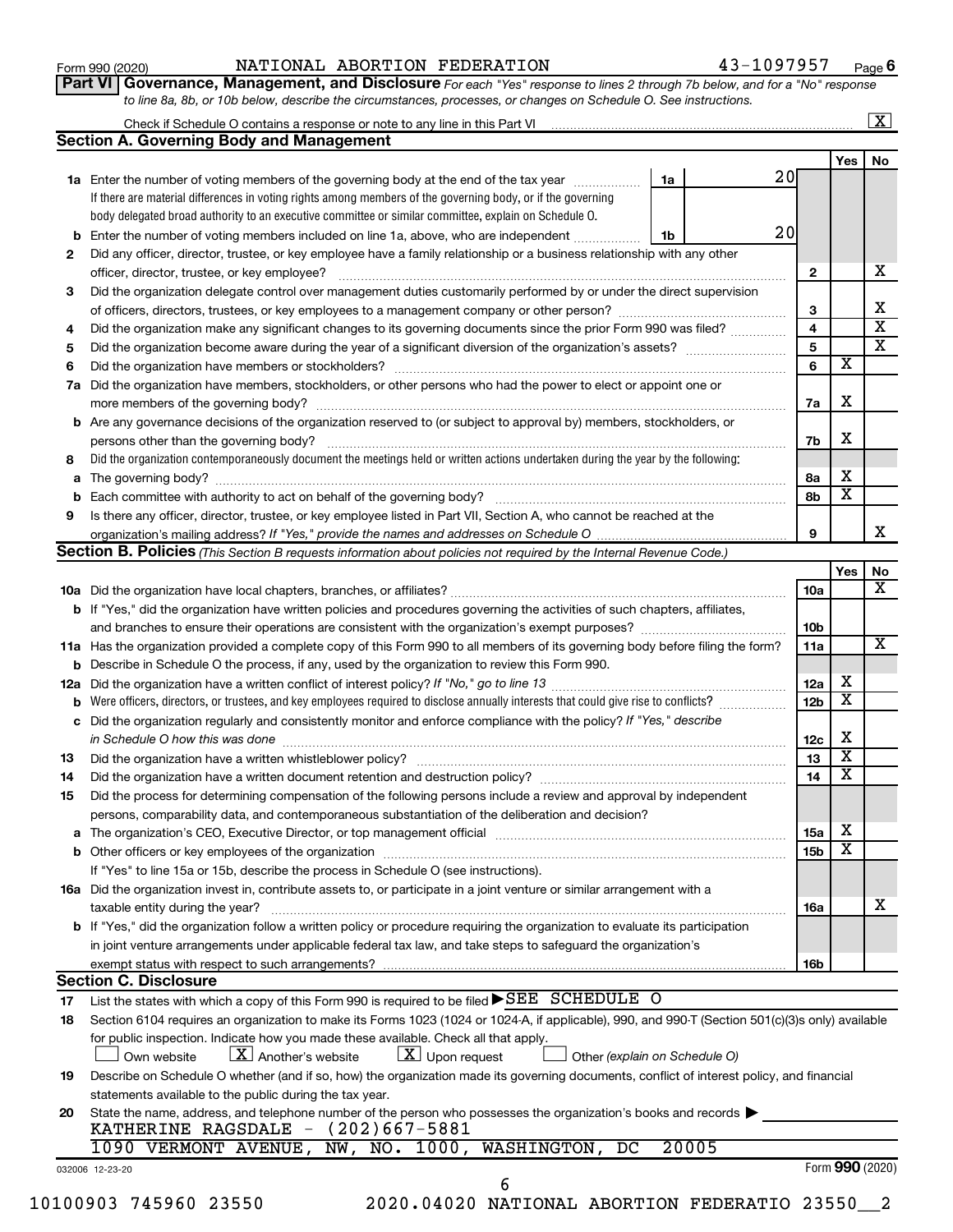Form 990 (2020) NATIONAL ABORTION FEDERATION 43-1097957 Page 6

**Part VI Governance, Management, and Disclosure** *For each "Yes" response to lines 2 through 7b below, and for a "No" response to line 8a, 8b, or 10b below, describe the circumstances, processes, or changes on Schedule O. See instructions.*

Check if Schedule O contains a response or note to any line in this Part VI ..... [X]

### Section A. Governing Body and Management

| | | | | Yes | No |
|---|---|---|---|---|---|
| **1a** | Enter the number of voting members of the governing body at the end of the tax year ..... If there are material differences in voting rights among members of the governing body, or if the governing body delegated broad authority to an executive committee or similar committee, explain on Schedule O. | 1a: 20 | | | |
| **b** | Enter the number of voting members included on line 1a, above, who are independent ..... | 1b: 20 | | | |
| **2** | Did any officer, director, trustee, or key employee have a family relationship or a business relationship with any other officer, director, trustee, or key employee? | | 2 | | X |
| **3** | Did the organization delegate control over management duties customarily performed by or under the direct supervision of officers, directors, trustees, or key employees to a management company or other person? | | 3 | | X |
| **4** | Did the organization make any significant changes to its governing documents since the prior Form 990 was filed? | | 4 | | X |
| **5** | Did the organization become aware during the year of a significant diversion of the organization's assets? | | 5 | | X |
| **6** | Did the organization have members or stockholders? | | 6 | X | |
| **7a** | Did the organization have members, stockholders, or other persons who had the power to elect or appoint one or more members of the governing body? | | 7a | X | |
| **b** | Are any governance decisions of the organization reserved to (or subject to approval by) members, stockholders, or persons other than the governing body? | | 7b | X | |
| **8** | Did the organization contemporaneously document the meetings held or written actions undertaken during the year by the following: | | | | |
| **a** | The governing body? | | 8a | X | |
| **b** | Each committee with authority to act on behalf of the governing body? | | 8b | X | |
| **9** | Is there any officer, director, trustee, or key employee listed in Part VII, Section A, who cannot be reached at the organization's mailing address? *If "Yes," provide the names and addresses on Schedule O* | | 9 | | X |

### Section B. Policies *(This Section B requests information about policies not required by the Internal Revenue Code.)*

| | | | Yes | No |
|---|---|---|---|---|
| **10a** | Did the organization have local chapters, branches, or affiliates? | 10a | | X |
| **b** | If "Yes," did the organization have written policies and procedures governing the activities of such chapters, affiliates, and branches to ensure their operations are consistent with the organization's exempt purposes? | 10b | | |
| **11a** | Has the organization provided a complete copy of this Form 990 to all members of its governing body before filing the form? | 11a | | X |
| **b** | Describe in Schedule O the process, if any, used by the organization to review this Form 990. | | | |
| **12a** | Did the organization have a written conflict of interest policy? *If "No," go to line 13* | 12a | X | |
| **b** | Were officers, directors, or trustees, and key employees required to disclose annually interests that could give rise to conflicts? | 12b | X | |
| **c** | Did the organization regularly and consistently monitor and enforce compliance with the policy? *If "Yes," describe in Schedule O how this was done* | 12c | X | |
| **13** | Did the organization have a written whistleblower policy? | 13 | X | |
| **14** | Did the organization have a written document retention and destruction policy? | 14 | X | |
| **15** | Did the process for determining compensation of the following persons include a review and approval by independent persons, comparability data, and contemporaneous substantiation of the deliberation and decision? | | | |
| **a** | The organization's CEO, Executive Director, or top management official | 15a | X | |
| **b** | Other officers or key employees of the organization | 15b | X | |
| | If "Yes" to line 15a or 15b, describe the process in Schedule O (see instructions). | | | |
| **16a** | Did the organization invest in, contribute assets to, or participate in a joint venture or similar arrangement with a taxable entity during the year? | 16a | | X |
| **b** | If "Yes," did the organization follow a written policy or procedure requiring the organization to evaluate its participation in joint venture arrangements under applicable federal tax law, and take steps to safeguard the organization's exempt status with respect to such arrangements? | 16b | | |

### Section C. Disclosure

**17** List the states with which a copy of this Form 990 is required to be filed ▶ SEE SCHEDULE O

**18** Section 6104 requires an organization to make its Forms 1023 (1024 or 1024-A, if applicable), 990, and 990-T (Section 501(c)(3)s only) available for public inspection. Indicate how you made these available. Check all that apply.

[ ] Own website [X] Another's website [X] Upon request [ ] Other *(explain on Schedule O)*

**19** Describe on Schedule O whether (and if so, how) the organization made its governing documents, conflict of interest policy, and financial statements available to the public during the tax year.

**20** State the name, address, and telephone number of the person who possesses the organization's books and records ▶

KATHERINE RAGSDALE - (202)667-5881
1090 VERMONT AVENUE, NW, NO. 1000, WASHINGTON, DC 20005

032006 12-23-20 Form **990** (2020)

10100903 745960 23550 2020.04020 NATIONAL ABORTION FEDERATIO 23550__2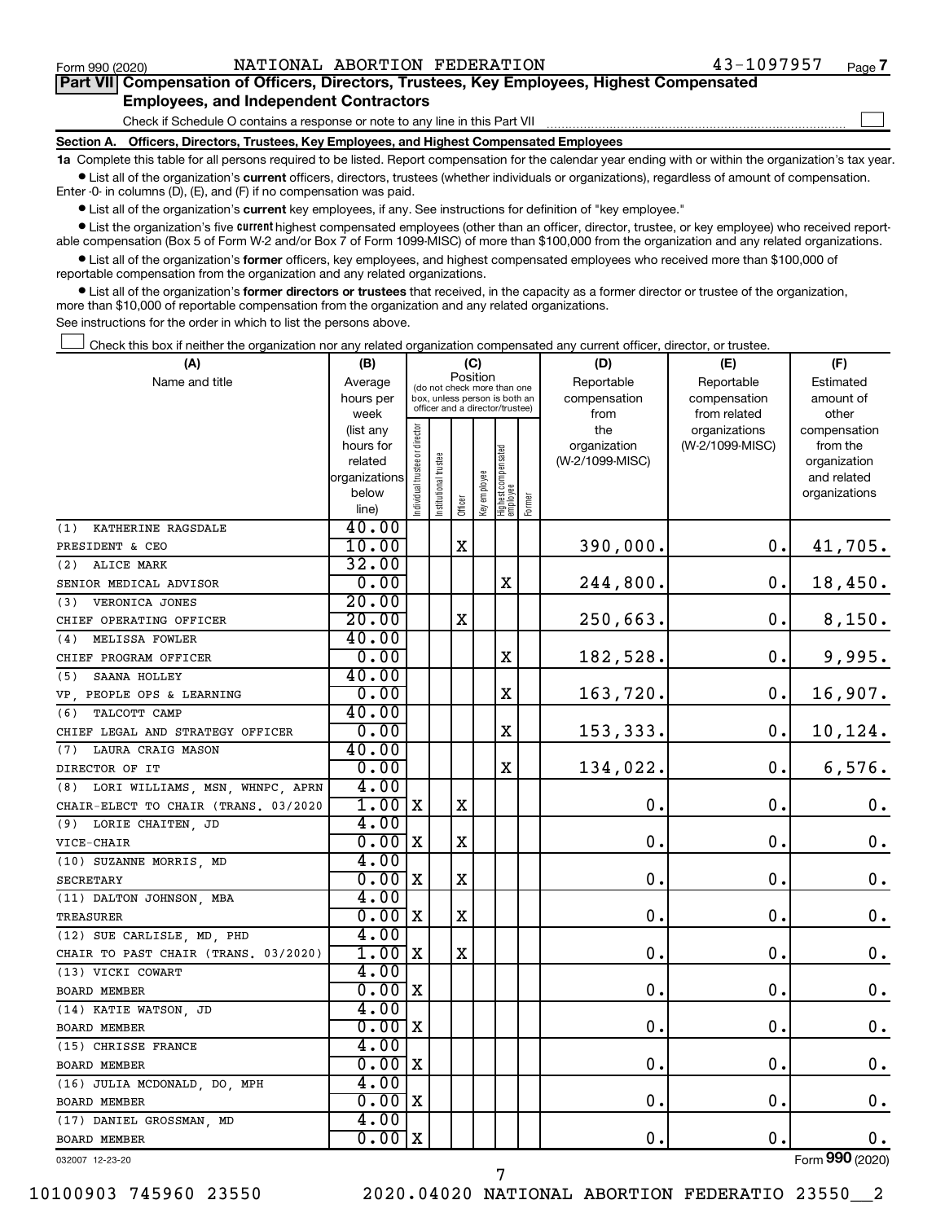Form 990 (2020) NATIONAL ABORTION FEDERATION 43-1097957 Page 7

## Part VII Compensation of Officers, Directors, Trustees, Key Employees, Highest Compensated Employees, and Independent Contractors

Check if Schedule O contains a response or note to any line in this Part VII ☐

### Section A. Officers, Directors, Trustees, Key Employees, and Highest Compensated Employees

**1a** Complete this table for all persons required to be listed. Report compensation for the calendar year ending with or within the organization's tax year.

- List all of the organization's **current** officers, directors, trustees (whether individuals or organizations), regardless of amount of compensation. Enter -0- in columns (D), (E), and (F) if no compensation was paid.
- List all of the organization's **current** key employees, if any. See instructions for definition of "key employee."
- List the organization's five **current** highest compensated employees (other than an officer, director, trustee, or key employee) who received reportable compensation (Box 5 of Form W-2 and/or Box 7 of Form 1099-MISC) of more than $100,000 from the organization and any related organizations.
- List all of the organization's **former** officers, key employees, and highest compensated employees who received more than $100,000 of reportable compensation from the organization and any related organizations.
- List all of the organization's **former directors or trustees** that received, in the capacity as a former director or trustee of the organization, more than $10,000 of reportable compensation from the organization and any related organizations.

See instructions for the order in which to list the persons above.

☐ Check this box if neither the organization nor any related organization compensated any current officer, director, or trustee.

| (A) Name and title | (B) Average hours per week (list any hours for related organizations below line) | (C) Position: Individual trustee or director | Institutional trustee | Officer | Key employee | Highest compensated employee | Former | (D) Reportable compensation from the organization (W-2/1099-MISC) | (E) Reportable compensation from related organizations (W-2/1099-MISC) | (F) Estimated amount of other compensation from the organization and related organizations |
|---|---|---|---|---|---|---|---|---|---|---|
| (1) KATHERINE RAGSDALE<br>PRESIDENT & CEO | 40.00<br>10.00 | | | X | | | | 390,000. | 0. | 41,705. |
| (2) ALICE MARK<br>SENIOR MEDICAL ADVISOR | 32.00<br>0.00 | | | | | X | | 244,800. | 0. | 18,450. |
| (3) VERONICA JONES<br>CHIEF OPERATING OFFICER | 20.00<br>20.00 | | | X | | | | 250,663. | 0. | 8,150. |
| (4) MELISSA FOWLER<br>CHIEF PROGRAM OFFICER | 40.00<br>0.00 | | | | | X | | 182,528. | 0. | 9,995. |
| (5) SAANA HOLLEY<br>VP, PEOPLE OPS & LEARNING | 40.00<br>0.00 | | | | | X | | 163,720. | 0. | 16,907. |
| (6) TALCOTT CAMP<br>CHIEF LEGAL AND STRATEGY OFFICER | 40.00<br>0.00 | | | | | X | | 153,333. | 0. | 10,124. |
| (7) LAURA CRAIG MASON<br>DIRECTOR OF IT | 40.00<br>0.00 | | | | | X | | 134,022. | 0. | 6,576. |
| (8) LORI WILLIAMS, MSN, WHNPC, APRN<br>CHAIR-ELECT TO CHAIR (TRANS. 03/2020 | 4.00<br>1.00 | X | | X | | | | 0. | 0. | 0. |
| (9) LORIE CHAITEN, JD<br>VICE-CHAIR | 4.00<br>0.00 | X | | X | | | | 0. | 0. | 0. |
| (10) SUZANNE MORRIS, MD<br>SECRETARY | 4.00<br>0.00 | X | | X | | | | 0. | 0. | 0. |
| (11) DALTON JOHNSON, MBA<br>TREASURER | 4.00<br>0.00 | X | | X | | | | 0. | 0. | 0. |
| (12) SUE CARLISLE, MD, PHD<br>CHAIR TO PAST CHAIR (TRANS. 03/2020) | 4.00<br>1.00 | X | | X | | | | 0. | 0. | 0. |
| (13) VICKI COWART<br>BOARD MEMBER | 4.00<br>0.00 | X | | | | | | 0. | 0. | 0. |
| (14) KATIE WATSON, JD<br>BOARD MEMBER | 4.00<br>0.00 | X | | | | | | 0. | 0. | 0. |
| (15) CHRISSE FRANCE<br>BOARD MEMBER | 4.00<br>0.00 | X | | | | | | 0. | 0. | 0. |
| (16) JULIA MCDONALD, DO, MPH<br>BOARD MEMBER | 4.00<br>0.00 | X | | | | | | 0. | 0. | 0. |
| (17) DANIEL GROSSMAN, MD<br>BOARD MEMBER | 4.00<br>0.00 | X | | | | | | 0. | 0. | 0. |

032007 12-23-20

Form **990** (2020)

10100903 745960 23550 2020.04020 NATIONAL ABORTION FEDERATIO 23550__2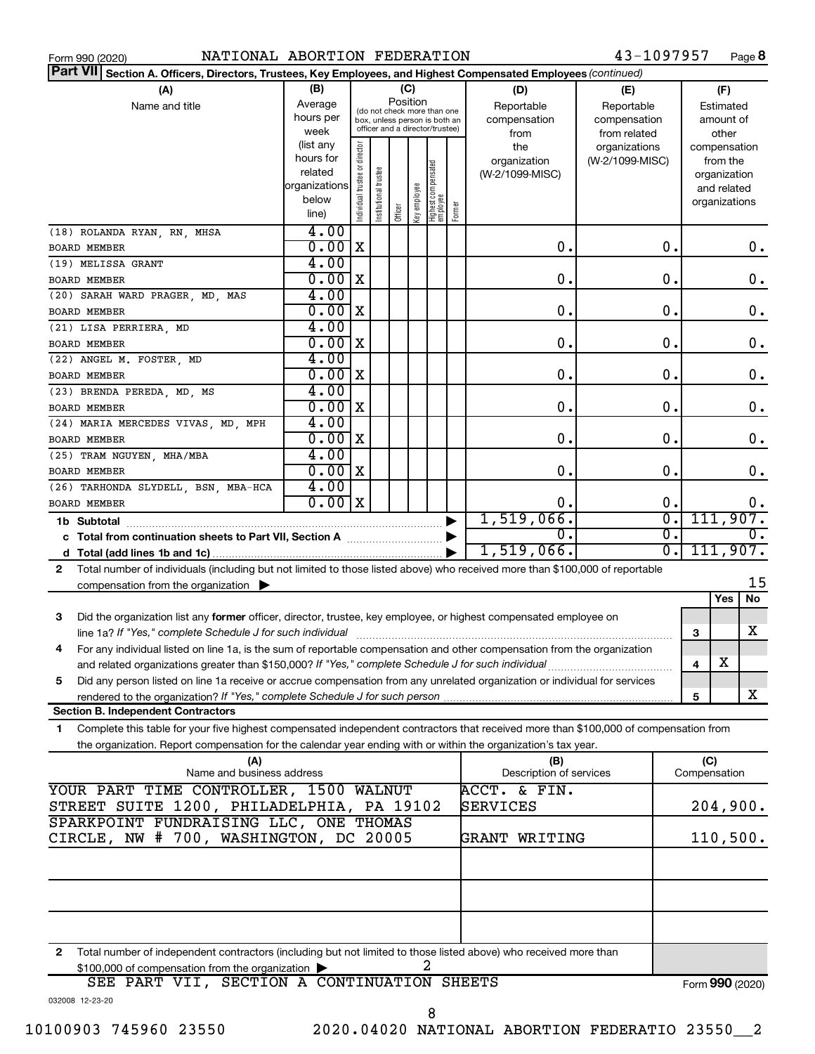Form 990 (2020) NATIONAL ABORTION FEDERATION 43-1097957 Page 8

**Part VII Section A. Officers, Directors, Trustees, Key Employees, and Highest Compensated Employees** *(continued)*

| (A) Name and title | (B) Average hours per week (list any hours for related organizations below line) | (C) Individual trustee or director | Institutional trustee | Officer | Key employee | Highest compensated employee | Former | (D) Reportable compensation from the organization (W-2/1099-MISC) | (E) Reportable compensation from related organizations (W-2/1099-MISC) | (F) Estimated amount of other compensation from the organization and related organizations |
|---|---|---|---|---|---|---|---|---|---|---|
| (18) ROLANDA RYAN, RN, MHSA BOARD MEMBER | 4.00 / 0.00 | X | | | | | | 0. | 0. | 0. |
| (19) MELISSA GRANT BOARD MEMBER | 4.00 / 0.00 | X | | | | | | 0. | 0. | 0. |
| (20) SARAH WARD PRAGER, MD, MAS BOARD MEMBER | 4.00 / 0.00 | X | | | | | | 0. | 0. | 0. |
| (21) LISA PERRIERA, MD BOARD MEMBER | 4.00 / 0.00 | X | | | | | | 0. | 0. | 0. |
| (22) ANGEL M. FOSTER, MD BOARD MEMBER | 4.00 / 0.00 | X | | | | | | 0. | 0. | 0. |
| (23) BRENDA PEREDA, MD, MS BOARD MEMBER | 4.00 / 0.00 | X | | | | | | 0. | 0. | 0. |
| (24) MARIA MERCEDES VIVAS, MD, MPH BOARD MEMBER | 4.00 / 0.00 | X | | | | | | 0. | 0. | 0. |
| (25) TRAM NGUYEN, MHA/MBA BOARD MEMBER | 4.00 / 0.00 | X | | | | | | 0. | 0. | 0. |
| (26) TARHONDA SLYDELL, BSN, MBA-HCA BOARD MEMBER | 4.00 / 0.00 | X | | | | | | 0. | 0. | 0. |
| **1b Subtotal** | | | | | | | | 1,519,066. | 0. | 111,907. |
| **c Total from continuation sheets to Part VII, Section A** | | | | | | | | 0. | 0. | 0. |
| **d Total (add lines 1b and 1c)** | | | | | | | | 1,519,066. | 0. | 111,907. |

**2** Total number of individuals (including but not limited to those listed above) who received more than $100,000 of reportable compensation from the organization ▶ 15

| | | | Yes | No |
|---|---|---|---|---|
| **3** | Did the organization list any **former** officer, director, trustee, key employee, or highest compensated employee on line 1a? *If "Yes," complete Schedule J for such individual* | 3 | | X |
| **4** | For any individual listed on line 1a, is the sum of reportable compensation and other compensation from the organization and related organizations greater than $150,000? *If "Yes," complete Schedule J for such individual* | 4 | X | |
| **5** | Did any person listed on line 1a receive or accrue compensation from any unrelated organization or individual for services rendered to the organization? *If "Yes," complete Schedule J for such person* | 5 | | X |

**Section B. Independent Contractors**

**1** Complete this table for your five highest compensated independent contractors that received more than $100,000 of compensation from the organization. Report compensation for the calendar year ending with or within the organization's tax year.

| (A) Name and business address | (B) Description of services | (C) Compensation |
|---|---|---|
| YOUR PART TIME CONTROLLER, 1500 WALNUT STREET SUITE 1200, PHILADELPHIA, PA 19102 | ACCT. & FIN. SERVICES | 204,900. |
| SPARKPOINT FUNDRAISING LLC, ONE THOMAS CIRCLE, NW # 700, WASHINGTON, DC 20005 | GRANT WRITING | 110,500. |
| | | |
| | | |
| | | |

**2** Total number of independent contractors (including but not limited to those listed above) who received more than $100,000 of compensation from the organization ▶ 2

SEE PART VII, SECTION A CONTINUATION SHEETS

Form **990** (2020)

032008 12-23-20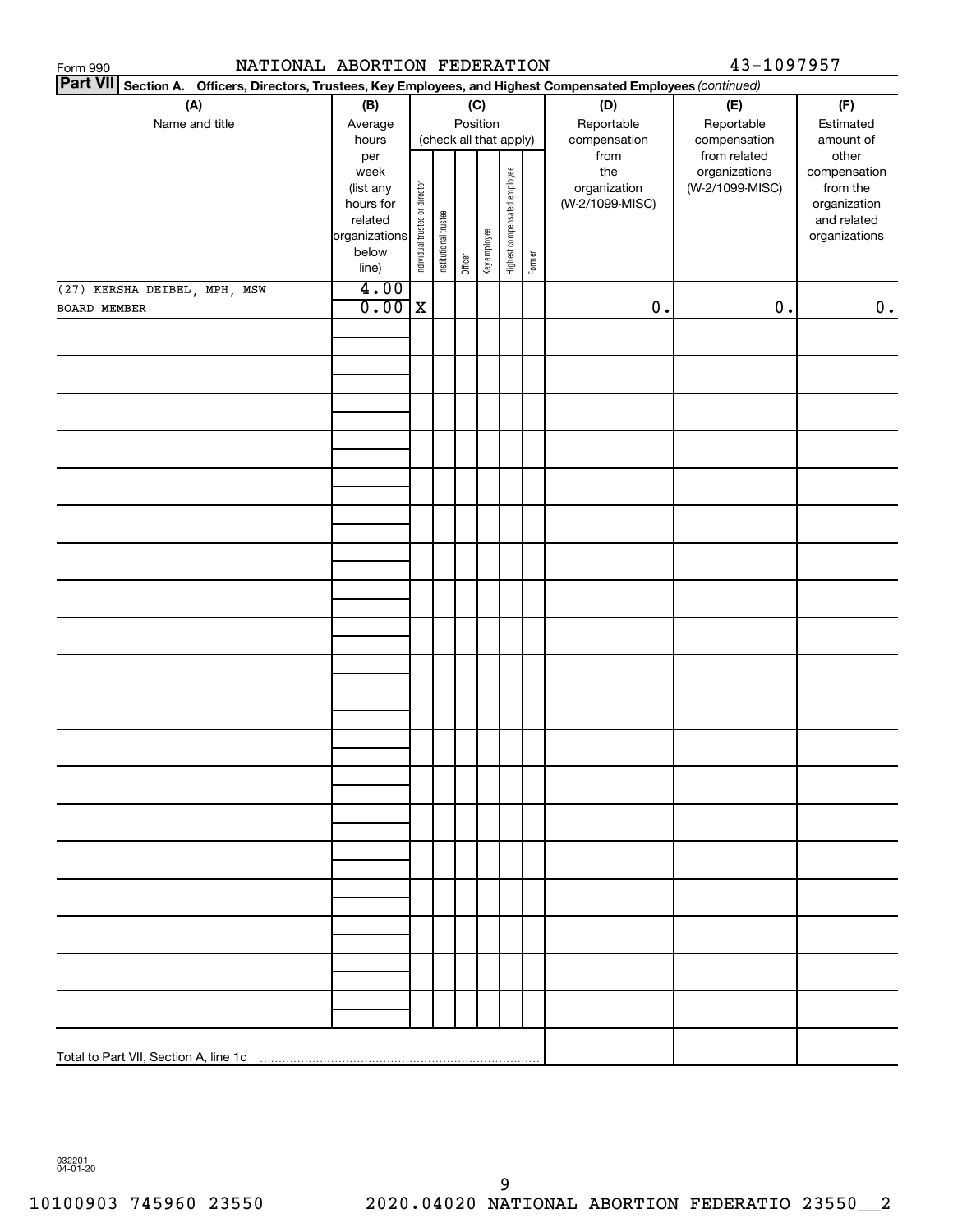Form 990 NATIONAL ABORTION FEDERATION 43-1097957

**Part VII** **Section A. Officers, Directors, Trustees, Key Employees, and Highest Compensated Employees** *(continued)*

| (A) Name and title | (B) Average hours per week (list any hours for related organizations below line) | (C) Position (check all that apply): Individual trustee or director | Institutional trustee | Officer | Key employee | Highest compensated employee | Former | (D) Reportable compensation from the organization (W-2/1099-MISC) | (E) Reportable compensation from related organizations (W-2/1099-MISC) | (F) Estimated amount of other compensation from the organization and related organizations |
|---|---|---|---|---|---|---|---|---|---|---|
| (27) KERSHA DEIBEL, MPH, MSW<br>BOARD MEMBER | 4.00<br>0.00 | X | | | | | | 0. | 0. | 0. |
| Total to Part VII, Section A, line 1c | | | | | | | | | | |

032201 04-01-20

10100903 745960 23550 2020.04020 NATIONAL ABORTION FEDERATIO 23550__2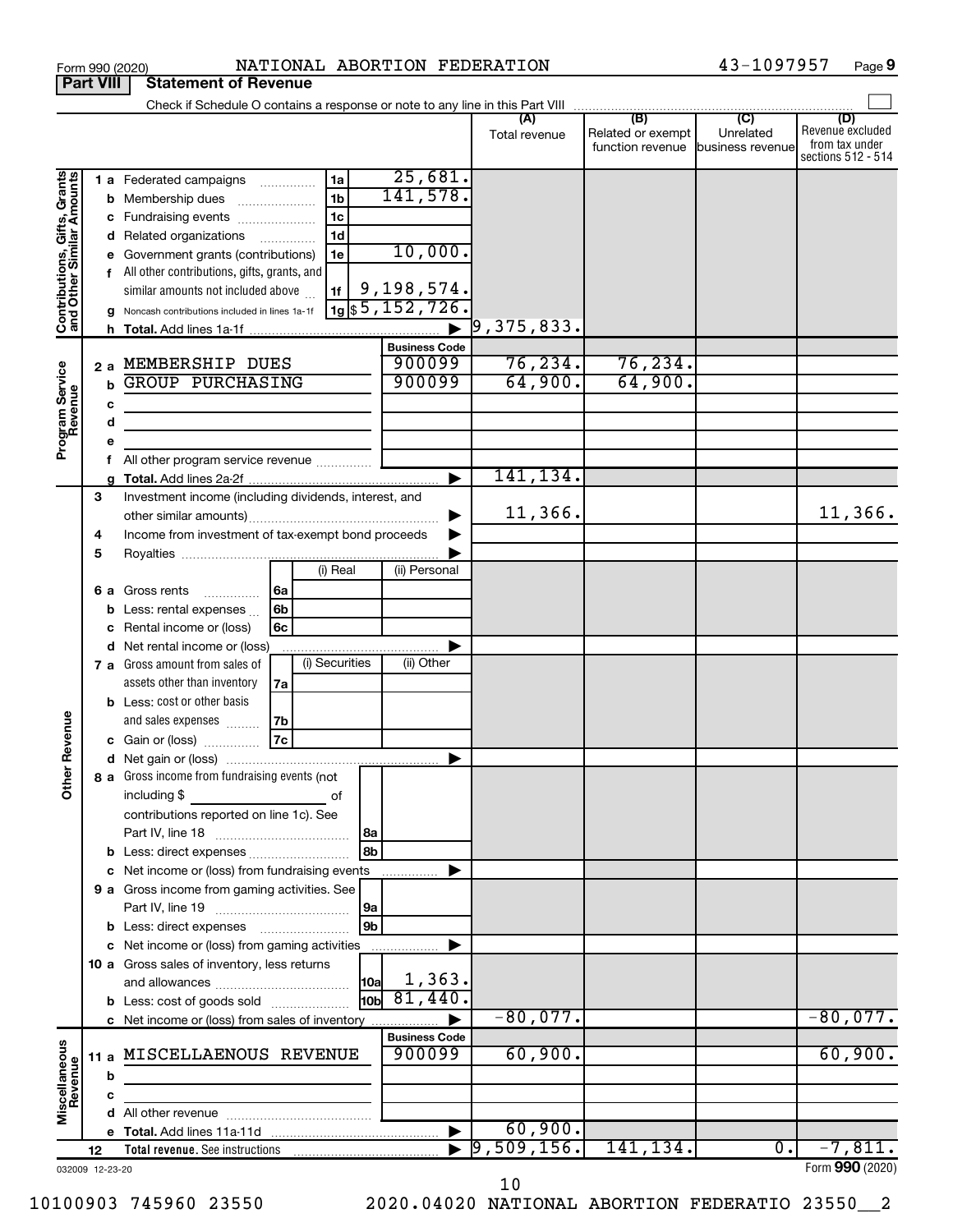Form 990 (2020) NATIONAL ABORTION FEDERATION 43-1097957 Page 9

**Part VIII Statement of Revenue**

Check if Schedule O contains a response or note to any line in this Part VIII

| | | | (A) Total revenue | (B) Related or exempt function revenue | (C) Unrelated business revenue | (D) Revenue excluded from tax under sections 512 - 514 |
|---|---|---|---|---|---|---|
| **Contributions, Gifts, Grants and Other Similar Amounts** | 1a Federated campaigns | 1a 25,681. | | | | |
| | b Membership dues | 1b 141,578. | | | | |
| | c Fundraising events | 1c | | | | |
| | d Related organizations | 1d | | | | |
| | e Government grants (contributions) | 1e 10,000. | | | | |
| | f All other contributions, gifts, grants, and similar amounts not included above | 1f 9,198,574. | | | | |
| | g Noncash contributions included in lines 1a-1f | 1g $5,152,726. | | | | |
| | h **Total.** Add lines 1a-1f | ▶ | 9,375,833. | | | |
| **Program Service Revenue** | | **Business Code** | | | | |
| | 2a MEMBERSHIP DUES | 900099 | 76,234. | 76,234. | | |
| | b GROUP PURCHASING | 900099 | 64,900. | 64,900. | | |
| | c | | | | | |
| | d | | | | | |
| | e | | | | | |
| | f All other program service revenue | | | | | |
| | g **Total.** Add lines 2a-2f | ▶ | 141,134. | | | |
| **Other Revenue** | 3 Investment income (including dividends, interest, and other similar amounts) | ▶ | 11,366. | | | 11,366. |
| | 4 Income from investment of tax-exempt bond proceeds | ▶ | | | | |
| | 5 Royalties | ▶ | | | | |
| | 6a Gross rents — 6a (i) Real / (ii) Personal | | | | | |
| | b Less: rental expenses — 6b | | | | | |
| | c Rental income or (loss) — 6c | | | | | |
| | d Net rental income or (loss) | ▶ | | | | |
| | 7a Gross amount from sales of assets other than inventory — 7a (i) Securities / (ii) Other | | | | | |
| | b Less: cost or other basis and sales expenses — 7b | | | | | |
| | c Gain or (loss) — 7c | | | | | |
| | d Net gain or (loss) | ▶ | | | | |
| | 8a Gross income from fundraising events (not including $ of contributions reported on line 1c). See Part IV, line 18 | 8a | | | | |
| | b Less: direct expenses | 8b | | | | |
| | c Net income or (loss) from fundraising events | ▶ | | | | |
| | 9a Gross income from gaming activities. See Part IV, line 19 | 9a | | | | |
| | b Less: direct expenses | 9b | | | | |
| | c Net income or (loss) from gaming activities | ▶ | | | | |
| | 10a Gross sales of inventory, less returns and allowances | 10a 1,363. | | | | |
| | b Less: cost of goods sold | 10b 81,440. | | | | |
| | c Net income or (loss) from sales of inventory | ▶ | -80,077. | | | -80,077. |
| **Miscellaneous Revenue** | | **Business Code** | | | | |
| | 11a MISCELLAENOUS REVENUE | 900099 | 60,900. | | | 60,900. |
| | b | | | | | |
| | c | | | | | |
| | d All other revenue | | | | | |
| | e **Total.** Add lines 11a-11d | ▶ | 60,900. | | | |
| | 12 **Total revenue.** See instructions | ▶ | 9,509,156. | 141,134. | 0. | -7,811. |

032009 12-23-20 Form **990** (2020)

10100903 745960 23550 2020.04020 NATIONAL ABORTION FEDERATIO 23550__2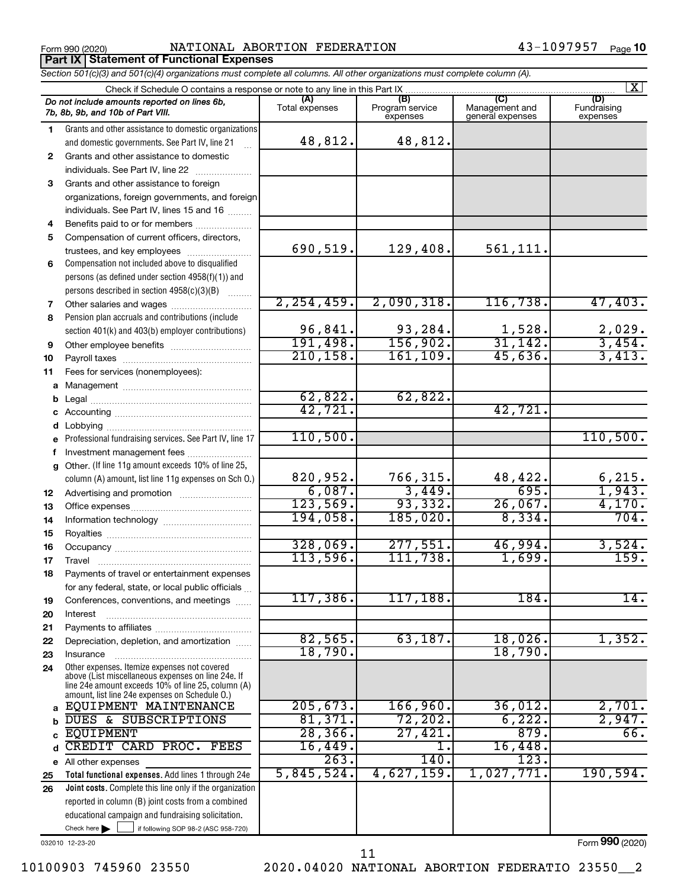Form 990 (2020) NATIONAL ABORTION FEDERATION 43-1097957 Page 10

**Part IX | Statement of Functional Expenses**

*Section 501(c)(3) and 501(c)(4) organizations must complete all columns. All other organizations must complete column (A).*

Check if Schedule O contains a response or note to any line in this Part IX [X]

| | *Do not include amounts reported on lines 6b, 7b, 8b, 9b, and 10b of Part VIII.* | (A) Total expenses | (B) Program service expenses | (C) Management and general expenses | (D) Fundraising expenses |
|---|---|---|---|---|---|
| 1 | Grants and other assistance to domestic organizations and domestic governments. See Part IV, line 21 | 48,812. | 48,812. | | |
| 2 | Grants and other assistance to domestic individuals. See Part IV, line 22 | | | | |
| 3 | Grants and other assistance to foreign organizations, foreign governments, and foreign individuals. See Part IV, lines 15 and 16 | | | | |
| 4 | Benefits paid to or for members | | | | |
| 5 | Compensation of current officers, directors, trustees, and key employees | 690,519. | 129,408. | 561,111. | |
| 6 | Compensation not included above to disqualified persons (as defined under section 4958(f)(1)) and persons described in section 4958(c)(3)(B) | | | | |
| 7 | Other salaries and wages | 2,254,459. | 2,090,318. | 116,738. | 47,403. |
| 8 | Pension plan accruals and contributions (include section 401(k) and 403(b) employer contributions) | 96,841. | 93,284. | 1,528. | 2,029. |
| 9 | Other employee benefits | 191,498. | 156,902. | 31,142. | 3,454. |
| 10 | Payroll taxes | 210,158. | 161,109. | 45,636. | 3,413. |
| 11 | Fees for services (nonemployees): | | | | |
| a | Management | | | | |
| b | Legal | 62,822. | 62,822. | | |
| c | Accounting | 42,721. | | 42,721. | |
| d | Lobbying | | | | |
| e | Professional fundraising services. See Part IV, line 17 | 110,500. | | | 110,500. |
| f | Investment management fees | | | | |
| g | Other. (If line 11g amount exceeds 10% of line 25, column (A) amount, list line 11g expenses on Sch O.) | 820,952. | 766,315. | 48,422. | 6,215. |
| 12 | Advertising and promotion | 6,087. | 3,449. | 695. | 1,943. |
| 13 | Office expenses | 123,569. | 93,332. | 26,067. | 4,170. |
| 14 | Information technology | 194,058. | 185,020. | 8,334. | 704. |
| 15 | Royalties | | | | |
| 16 | Occupancy | 328,069. | 277,551. | 46,994. | 3,524. |
| 17 | Travel | 113,596. | 111,738. | 1,699. | 159. |
| 18 | Payments of travel or entertainment expenses for any federal, state, or local public officials | | | | |
| 19 | Conferences, conventions, and meetings | 117,386. | 117,188. | 184. | 14. |
| 20 | Interest | | | | |
| 21 | Payments to affiliates | | | | |
| 22 | Depreciation, depletion, and amortization | 82,565. | 63,187. | 18,026. | 1,352. |
| 23 | Insurance | 18,790. | | 18,790. | |
| 24 | Other expenses. Itemize expenses not covered above (List miscellaneous expenses on line 24e. If line 24e amount exceeds 10% of line 25, column (A) amount, list line 24e expenses on Schedule O.) | | | | |
| a | EQUIPMENT MAINTENANCE | 205,673. | 166,960. | 36,012. | 2,701. |
| b | DUES & SUBSCRIPTIONS | 81,371. | 72,202. | 6,222. | 2,947. |
| c | EQUIPMENT | 28,366. | 27,421. | 879. | 66. |
| d | CREDIT CARD PROC. FEES | 16,449. | 1. | 16,448. | |
| e | All other expenses | 263. | 140. | 123. | |
| 25 | **Total functional expenses.** Add lines 1 through 24e | 5,845,524. | 4,627,159. | 1,027,771. | 190,594. |
| 26 | **Joint costs.** Complete this line only if the organization reported in column (B) joint costs from a combined educational campaign and fundraising solicitation. Check here [ ] if following SOP 98-2 (ASC 958-720) | | | | |

032010 12-23-20

Form 990 (2020)

10100903 745960 23550 2020.04020 NATIONAL ABORTION FEDERATIO 23550__2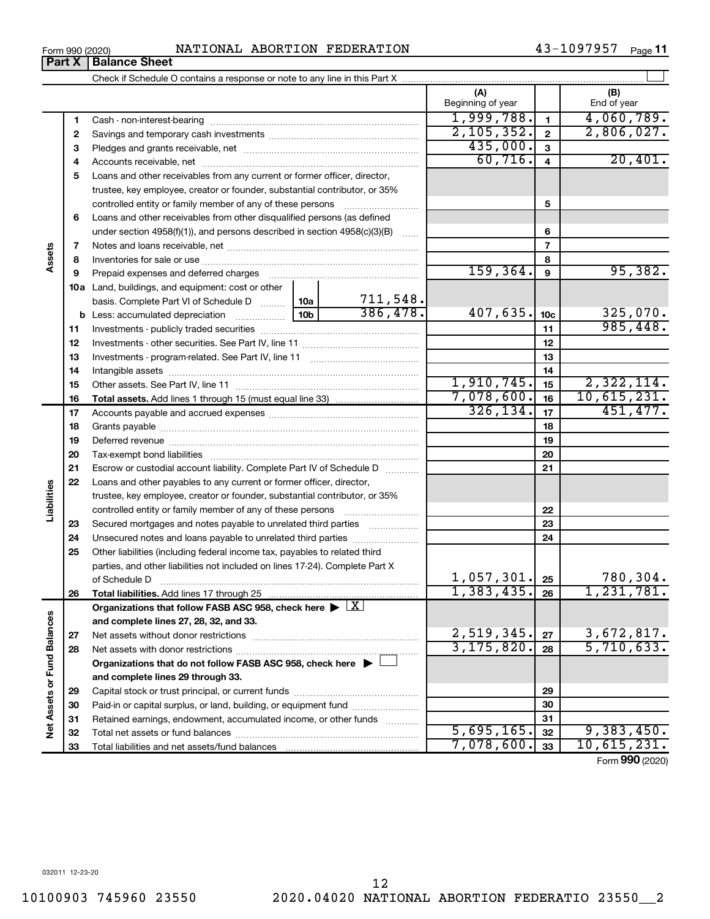Form 990 (2020) NATIONAL ABORTION FEDERATION 43-1097957 Page **11**

## Part X | Balance Sheet

Check if Schedule O contains a response or note to any line in this Part X ☐

| | | | | | (A) Beginning of year | | (B) End of year |
|---|---|---|---|---|---|---|---|
| **Assets** | 1 | Cash - non-interest-bearing | | | 1,999,788. | 1 | 4,060,789. |
| | 2 | Savings and temporary cash investments | | | 2,105,352. | 2 | 2,806,027. |
| | 3 | Pledges and grants receivable, net | | | 435,000. | 3 | |
| | 4 | Accounts receivable, net | | | 60,716. | 4 | 20,401. |
| | 5 | Loans and other receivables from any current or former officer, director, trustee, key employee, creator or founder, substantial contributor, or 35% controlled entity or family member of any of these persons | | | | 5 | |
| | 6 | Loans and other receivables from other disqualified persons (as defined under section 4958(f)(1)), and persons described in section 4958(c)(3)(B) | | | | 6 | |
| | 7 | Notes and loans receivable, net | | | | 7 | |
| | 8 | Inventories for sale or use | | | | 8 | |
| | 9 | Prepaid expenses and deferred charges | | | 159,364. | 9 | 95,382. |
| | 10a | Land, buildings, and equipment: cost or other basis. Complete Part VI of Schedule D | 10a | 711,548. | | | |
| | b | Less: accumulated depreciation | 10b | 386,478. | 407,635. | 10c | 325,070. |
| | 11 | Investments - publicly traded securities | | | | 11 | 985,448. |
| | 12 | Investments - other securities. See Part IV, line 11 | | | | 12 | |
| | 13 | Investments - program-related. See Part IV, line 11 | | | | 13 | |
| | 14 | Intangible assets | | | | 14 | |
| | 15 | Other assets. See Part IV, line 11 | | | 1,910,745. | 15 | 2,322,114. |
| | 16 | **Total assets.** Add lines 1 through 15 (must equal line 33) | | | 7,078,600. | 16 | 10,615,231. |
| **Liabilities** | 17 | Accounts payable and accrued expenses | | | 326,134. | 17 | 451,477. |
| | 18 | Grants payable | | | | 18 | |
| | 19 | Deferred revenue | | | | 19 | |
| | 20 | Tax-exempt bond liabilities | | | | 20 | |
| | 21 | Escrow or custodial account liability. Complete Part IV of Schedule D | | | | 21 | |
| | 22 | Loans and other payables to any current or former officer, director, trustee, key employee, creator or founder, substantial contributor, or 35% controlled entity or family member of any of these persons | | | | 22 | |
| | 23 | Secured mortgages and notes payable to unrelated third parties | | | | 23 | |
| | 24 | Unsecured notes and loans payable to unrelated third parties | | | | 24 | |
| | 25 | Other liabilities (including federal income tax, payables to related third parties, and other liabilities not included on lines 17-24). Complete Part X of Schedule D | | | 1,057,301. | 25 | 780,304. |
| | 26 | **Total liabilities.** Add lines 17 through 25 | | | 1,383,435. | 26 | 1,231,781. |
| **Net Assets or Fund Balances** | | **Organizations that follow FASB ASC 958, check here** ▶ ☒ **and complete lines 27, 28, 32, and 33.** | | | | | |
| | 27 | Net assets without donor restrictions | | | 2,519,345. | 27 | 3,672,817. |
| | 28 | Net assets with donor restrictions | | | 3,175,820. | 28 | 5,710,633. |
| | | **Organizations that do not follow FASB ASC 958, check here** ▶ ☐ **and complete lines 29 through 33.** | | | | | |
| | 29 | Capital stock or trust principal, or current funds | | | | 29 | |
| | 30 | Paid-in or capital surplus, or land, building, or equipment fund | | | | 30 | |
| | 31 | Retained earnings, endowment, accumulated income, or other funds | | | | 31 | |
| | 32 | Total net assets or fund balances | | | 5,695,165. | 32 | 9,383,450. |
| | 33 | Total liabilities and net assets/fund balances | | | 7,078,600. | 33 | 10,615,231. |

Form **990** (2020)

032011 12-23-20

10100903 745960 23550 2020.04020 NATIONAL ABORTION FEDERATIO 23550__2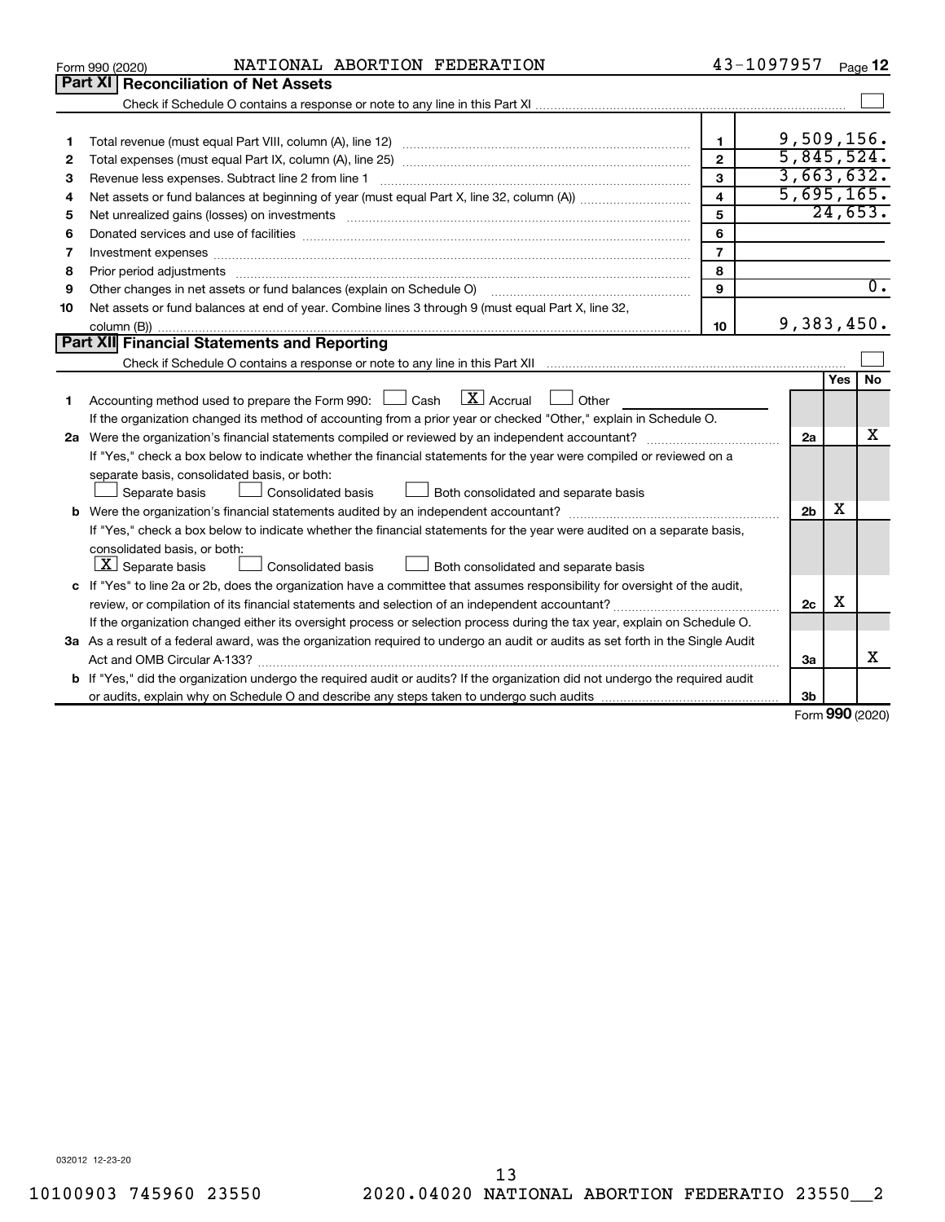Form 990 (2020) NATIONAL ABORTION FEDERATION 43-1097957 Page **12**

## Part XI Reconciliation of Net Assets

Check if Schedule O contains a response or note to any line in this Part XI ☐

| | | | |
|---|---|---|---|
| 1 | Total revenue (must equal Part VIII, column (A), line 12) | 1 | 9,509,156. |
| 2 | Total expenses (must equal Part IX, column (A), line 25) | 2 | 5,845,524. |
| 3 | Revenue less expenses. Subtract line 2 from line 1 | 3 | 3,663,632. |
| 4 | Net assets or fund balances at beginning of year (must equal Part X, line 32, column (A)) | 4 | 5,695,165. |
| 5 | Net unrealized gains (losses) on investments | 5 | 24,653. |
| 6 | Donated services and use of facilities | 6 | |
| 7 | Investment expenses | 7 | |
| 8 | Prior period adjustments | 8 | |
| 9 | Other changes in net assets or fund balances (explain on Schedule O) | 9 | 0. |
| 10 | Net assets or fund balances at end of year. Combine lines 3 through 9 (must equal Part X, line 32, column (B)) | 10 | 9,383,450. |

## Part XII Financial Statements and Reporting

Check if Schedule O contains a response or note to any line in this Part XII ☐

| | | | Yes | No |
|---|---|---|---|---|
| 1 | Accounting method used to prepare the Form 990: ☐ Cash ☒ Accrual ☐ Other<br>If the organization changed its method of accounting from a prior year or checked "Other," explain in Schedule O. | | | |
| 2a | Were the organization's financial statements compiled or reviewed by an independent accountant? | 2a | | X |
| | If "Yes," check a box below to indicate whether the financial statements for the year were compiled or reviewed on a separate basis, consolidated basis, or both:<br>☐ Separate basis ☐ Consolidated basis ☐ Both consolidated and separate basis | | | |
| b | Were the organization's financial statements audited by an independent accountant? | 2b | X | |
| | If "Yes," check a box below to indicate whether the financial statements for the year were audited on a separate basis, consolidated basis, or both:<br>☒ Separate basis ☐ Consolidated basis ☐ Both consolidated and separate basis | | | |
| c | If "Yes" to line 2a or 2b, does the organization have a committee that assumes responsibility for oversight of the audit, review, or compilation of its financial statements and selection of an independent accountant? | 2c | X | |
| | If the organization changed either its oversight process or selection process during the tax year, explain on Schedule O. | | | |
| 3a | As a result of a federal award, was the organization required to undergo an audit or audits as set forth in the Single Audit Act and OMB Circular A-133? | 3a | | X |
| b | If "Yes," did the organization undergo the required audit or audits? If the organization did not undergo the required audit or audits, explain why on Schedule O and describe any steps taken to undergo such audits | 3b | | |

Form **990** (2020)

032012 12-23-20

10100903 745960 23550 2020.04020 NATIONAL ABORTION FEDERATIO 23550__2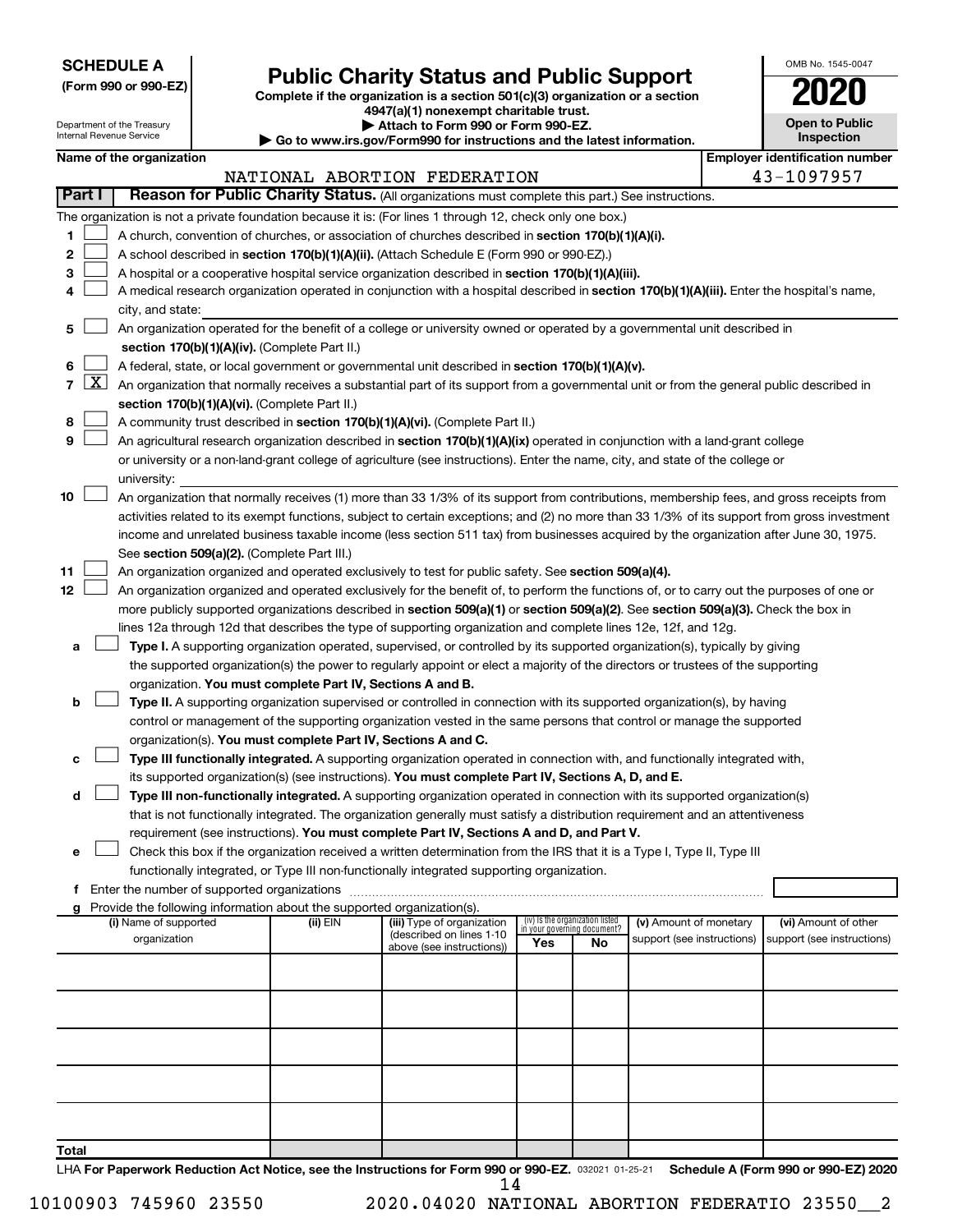**SCHEDULE A**
**(Form 990 or 990-EZ)**

Department of the Treasury
Internal Revenue Service

# Public Charity Status and Public Support

**Complete if the organization is a section 501(c)(3) organization or a section 4947(a)(1) nonexempt charitable trust.**
**▶ Attach to Form 990 or Form 990-EZ.**
**▶ Go to www.irs.gov/Form990 for instructions and the latest information.**

OMB No. 1545-0047
**2020**
**Open to Public Inspection**

**Name of the organization:** NATIONAL ABORTION FEDERATION
**Employer identification number:** 43-1097957

**Part I — Reason for Public Charity Status.** (All organizations must complete this part.) See instructions.

The organization is not a private foundation because it is: (For lines 1 through 12, check only one box.)

1. ☐ A church, convention of churches, or association of churches described in **section 170(b)(1)(A)(i).**
2. ☐ A school described in **section 170(b)(1)(A)(ii).** (Attach Schedule E (Form 990 or 990-EZ).)
3. ☐ A hospital or a cooperative hospital service organization described in **section 170(b)(1)(A)(iii).**
4. ☐ A medical research organization operated in conjunction with a hospital described in **section 170(b)(1)(A)(iii).** Enter the hospital's name, city, and state:
5. ☐ An organization operated for the benefit of a college or university owned or operated by a governmental unit described in **section 170(b)(1)(A)(iv).** (Complete Part II.)
6. ☐ A federal, state, or local government or governmental unit described in **section 170(b)(1)(A)(v).**
7. ☒ An organization that normally receives a substantial part of its support from a governmental unit or from the general public described in **section 170(b)(1)(A)(vi).** (Complete Part II.)
8. ☐ A community trust described in **section 170(b)(1)(A)(vi).** (Complete Part II.)
9. ☐ An agricultural research organization described in **section 170(b)(1)(A)(ix)** operated in conjunction with a land-grant college or university or a non-land-grant college of agriculture (see instructions). Enter the name, city, and state of the college or university:
10. ☐ An organization that normally receives (1) more than 33 1/3% of its support from contributions, membership fees, and gross receipts from activities related to its exempt functions, subject to certain exceptions; and (2) no more than 33 1/3% of its support from gross investment income and unrelated business taxable income (less section 511 tax) from businesses acquired by the organization after June 30, 1975. See **section 509(a)(2).** (Complete Part III.)
11. ☐ An organization organized and operated exclusively to test for public safety. See **section 509(a)(4).**
12. ☐ An organization organized and operated exclusively for the benefit of, to perform the functions of, or to carry out the purposes of one or more publicly supported organizations described in **section 509(a)(1)** or **section 509(a)(2)**. See **section 509(a)(3).** Check the box in lines 12a through 12d that describes the type of supporting organization and complete lines 12e, 12f, and 12g.
   - **a** ☐ **Type I.** A supporting organization operated, supervised, or controlled by its supported organization(s), typically by giving the supported organization(s) the power to regularly appoint or elect a majority of the directors or trustees of the supporting organization. **You must complete Part IV, Sections A and B.**
   - **b** ☐ **Type II.** A supporting organization supervised or controlled in connection with its supported organization(s), by having control or management of the supporting organization vested in the same persons that control or manage the supported organization(s). **You must complete Part IV, Sections A and C.**
   - **c** ☐ **Type III functionally integrated.** A supporting organization operated in connection with, and functionally integrated with, its supported organization(s) (see instructions). **You must complete Part IV, Sections A, D, and E.**
   - **d** ☐ **Type III non-functionally integrated.** A supporting organization operated in connection with its supported organization(s) that is not functionally integrated. The organization generally must satisfy a distribution requirement and an attentiveness requirement (see instructions). **You must complete Part IV, Sections A and D, and Part V.**
   - **e** ☐ Check this box if the organization received a written determination from the IRS that it is a Type I, Type II, Type III functionally integrated, or Type III non-functionally integrated supporting organization.
   - **f** Enter the number of supported organizations
   - **g** Provide the following information about the supported organization(s).

| (i) Name of supported organization | (ii) EIN | (iii) Type of organization (described on lines 1-10 above (see instructions)) | (iv) Is the organization listed in your governing document? Yes | No | (v) Amount of monetary support (see instructions) | (vi) Amount of other support (see instructions) |
|---|---|---|---|---|---|---|
| | | | | | | |
| | | | | | | |
| | | | | | | |
| | | | | | | |
| | | | | | | |
| **Total** | | | | | | |

LHA **For Paperwork Reduction Act Notice, see the Instructions for Form 990 or 990-EZ.** 032021 01-25-21 **Schedule A (Form 990 or 990-EZ) 2020**

10100903 745960 23550 2020.04020 NATIONAL ABORTION FEDERATIO 23550__2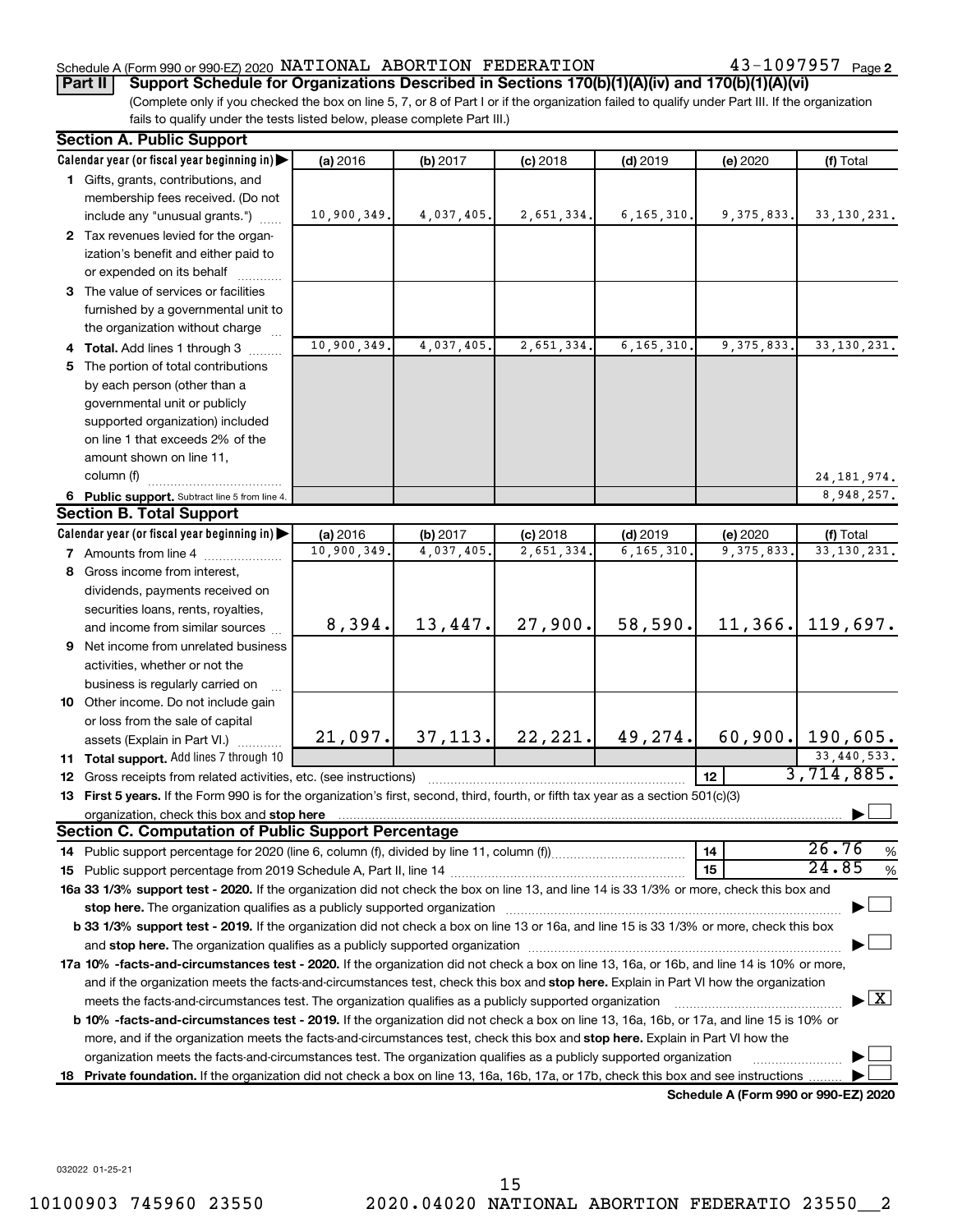Schedule A (Form 990 or 990-EZ) 2020 NATIONAL ABORTION FEDERATION 43-1097957 Page 2

**Part II** **Support Schedule for Organizations Described in Sections 170(b)(1)(A)(iv) and 170(b)(1)(A)(vi)**

(Complete only if you checked the box on line 5, 7, or 8 of Part I or if the organization failed to qualify under Part III. If the organization fails to qualify under the tests listed below, please complete Part III.)

**Section A. Public Support**

| Calendar year (or fiscal year beginning in) ▶ | (a) 2016 | (b) 2017 | (c) 2018 | (d) 2019 | (e) 2020 | (f) Total |
|---|---|---|---|---|---|---|
| **1** Gifts, grants, contributions, and membership fees received. (Do not include any "unusual grants.") | 10,900,349. | 4,037,405. | 2,651,334. | 6,165,310. | 9,375,833. | 33,130,231. |
| **2** Tax revenues levied for the organization's benefit and either paid to or expended on its behalf | | | | | | |
| **3** The value of services or facilities furnished by a governmental unit to the organization without charge | | | | | | |
| **4 Total.** Add lines 1 through 3 | 10,900,349. | 4,037,405. | 2,651,334. | 6,165,310. | 9,375,833. | 33,130,231. |
| **5** The portion of total contributions by each person (other than a governmental unit or publicly supported organization) included on line 1 that exceeds 2% of the amount shown on line 11, column (f) | | | | | | 24,181,974. |
| **6 Public support.** Subtract line 5 from line 4. | | | | | | 8,948,257. |

**Section B. Total Support**

| Calendar year (or fiscal year beginning in) ▶ | (a) 2016 | (b) 2017 | (c) 2018 | (d) 2019 | (e) 2020 | (f) Total |
|---|---|---|---|---|---|---|
| **7** Amounts from line 4 | 10,900,349. | 4,037,405. | 2,651,334. | 6,165,310. | 9,375,833. | 33,130,231. |
| **8** Gross income from interest, dividends, payments received on securities loans, rents, royalties, and income from similar sources | 8,394. | 13,447. | 27,900. | 58,590. | 11,366. | 119,697. |
| **9** Net income from unrelated business activities, whether or not the business is regularly carried on | | | | | | |
| **10** Other income. Do not include gain or loss from the sale of capital assets (Explain in Part VI.) | 21,097. | 37,113. | 22,221. | 49,274. | 60,900. | 190,605. |
| **11 Total support.** Add lines 7 through 10 | | | | | | 33,440,533. |

**12** Gross receipts from related activities, etc. (see instructions) ..... **12** 3,714,885.

**13 First 5 years.** If the Form 990 is for the organization's first, second, third, fourth, or fifth tax year as a section 501(c)(3) organization, check this box and **stop here** ▶ ☐

**Section C. Computation of Public Support Percentage**

**14** Public support percentage for 2020 (line 6, column (f), divided by line 11, column (f)) ..... **14** 26.76 %

**15** Public support percentage from 2019 Schedule A, Part II, line 14 ..... **15** 24.85 %

**16a 33 1/3% support test - 2020.** If the organization did not check the box on line 13, and line 14 is 33 1/3% or more, check this box and **stop here.** The organization qualifies as a publicly supported organization ▶ ☐

**b 33 1/3% support test - 2019.** If the organization did not check a box on line 13 or 16a, and line 15 is 33 1/3% or more, check this box and **stop here.** The organization qualifies as a publicly supported organization ▶ ☐

**17a 10% -facts-and-circumstances test - 2020.** If the organization did not check a box on line 13, 16a, or 16b, and line 14 is 10% or more, and if the organization meets the facts-and-circumstances test, check this box and **stop here.** Explain in Part VI how the organization meets the facts-and-circumstances test. The organization qualifies as a publicly supported organization ▶ ☒

**b 10% -facts-and-circumstances test - 2019.** If the organization did not check a box on line 13, 16a, 16b, or 17a, and line 15 is 10% or more, and if the organization meets the facts-and-circumstances test, check this box and **stop here.** Explain in Part VI how the organization meets the facts-and-circumstances test. The organization qualifies as a publicly supported organization ▶ ☐

**18 Private foundation.** If the organization did not check a box on line 13, 16a, 16b, 17a, or 17b, check this box and see instructions ▶ ☐

**Schedule A (Form 990 or 990-EZ) 2020**

032022 01-25-21

10100903 745960 23550 2020.04020 NATIONAL ABORTION FEDERATIO 23550__2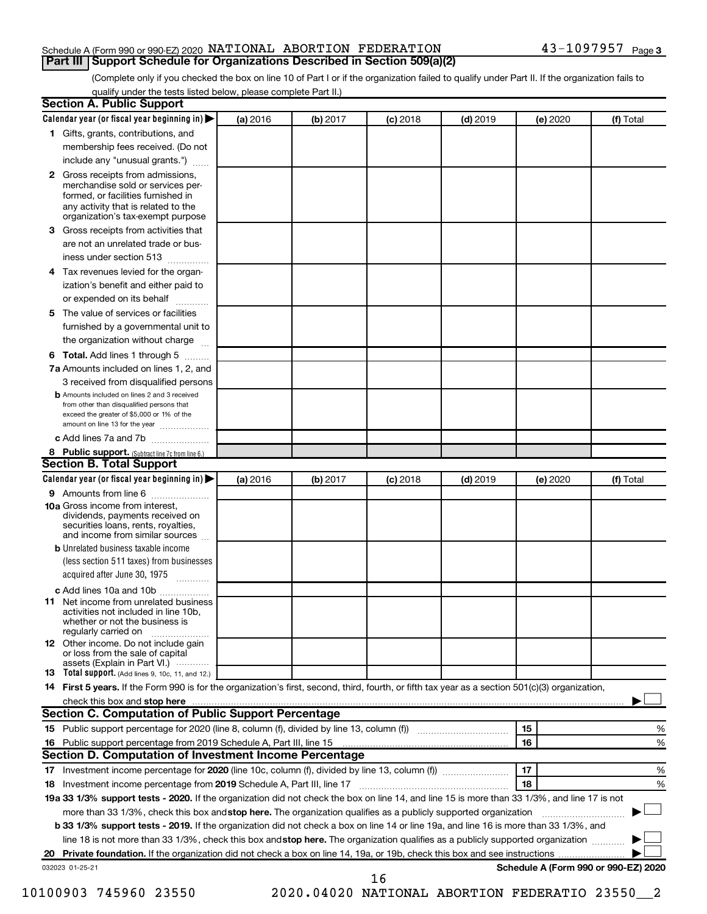Schedule A (Form 990 or 990-EZ) 2020 NATIONAL ABORTION FEDERATION 43-1097957 Page 3

## Part III Support Schedule for Organizations Described in Section 509(a)(2)

(Complete only if you checked the box on line 10 of Part I or if the organization failed to qualify under Part II. If the organization fails to qualify under the tests listed below, please complete Part II.)

### Section A. Public Support

| Calendar year (or fiscal year beginning in) ▶ | (a) 2016 | (b) 2017 | (c) 2018 | (d) 2019 | (e) 2020 | (f) Total |
|---|---|---|---|---|---|---|
| 1 Gifts, grants, contributions, and membership fees received. (Do not include any "unusual grants.") | | | | | | |
| 2 Gross receipts from admissions, merchandise sold or services performed, or facilities furnished in any activity that is related to the organization's tax-exempt purpose | | | | | | |
| 3 Gross receipts from activities that are not an unrelated trade or business under section 513 | | | | | | |
| 4 Tax revenues levied for the organization's benefit and either paid to or expended on its behalf | | | | | | |
| 5 The value of services or facilities furnished by a governmental unit to the organization without charge | | | | | | |
| 6 **Total.** Add lines 1 through 5 | | | | | | |
| 7a Amounts included on lines 1, 2, and 3 received from disqualified persons | | | | | | |
| b Amounts included on lines 2 and 3 received from other than disqualified persons that exceed the greater of $5,000 or 1% of the amount on line 13 for the year | | | | | | |
| c Add lines 7a and 7b | | | | | | |
| 8 **Public support.** (Subtract line 7c from line 6.) | | | | | | |

### Section B. Total Support

| Calendar year (or fiscal year beginning in) ▶ | (a) 2016 | (b) 2017 | (c) 2018 | (d) 2019 | (e) 2020 | (f) Total |
|---|---|---|---|---|---|---|
| 9 Amounts from line 6 | | | | | | |
| 10a Gross income from interest, dividends, payments received on securities loans, rents, royalties, and income from similar sources | | | | | | |
| b Unrelated business taxable income (less section 511 taxes) from businesses acquired after June 30, 1975 | | | | | | |
| c Add lines 10a and 10b | | | | | | |
| 11 Net income from unrelated business activities not included in line 10b, whether or not the business is regularly carried on | | | | | | |
| 12 Other income. Do not include gain or loss from the sale of capital assets (Explain in Part VI.) | | | | | | |
| 13 **Total support.** (Add lines 9, 10c, 11, and 12.) | | | | | | |

14 **First 5 years.** If the Form 990 is for the organization's first, second, third, fourth, or fifth tax year as a section 501(c)(3) organization, check this box and **stop here** ▶ ☐

### Section C. Computation of Public Support Percentage

| | | | |
|---|---|---|---|
| 15 | Public support percentage for 2020 (line 8, column (f), divided by line 13, column (f)) | 15 | % |
| 16 | Public support percentage from 2019 Schedule A, Part III, line 15 | 16 | % |

### Section D. Computation of Investment Income Percentage

| | | | |
|---|---|---|---|
| 17 | Investment income percentage for **2020** (line 10c, column (f), divided by line 13, column (f)) | 17 | % |
| 18 | Investment income percentage from **2019** Schedule A, Part III, line 17 | 18 | % |

**19a 33 1/3% support tests - 2020.** If the organization did not check the box on line 14, and line 15 is more than 33 1/3%, and line 17 is not more than 33 1/3%, check this box and **stop here.** The organization qualifies as a publicly supported organization ▶ ☐

**b 33 1/3% support tests - 2019.** If the organization did not check a box on line 14 or line 19a, and line 16 is more than 33 1/3%, and line 18 is not more than 33 1/3%, check this box and **stop here.** The organization qualifies as a publicly supported organization ▶ ☐

**20 Private foundation.** If the organization did not check a box on line 14, 19a, or 19b, check this box and see instructions ▶ ☐

032023 01-25-21 **Schedule A (Form 990 or 990-EZ) 2020**

10100903 745960 23550 2020.04020 NATIONAL ABORTION FEDERATIO 23550__2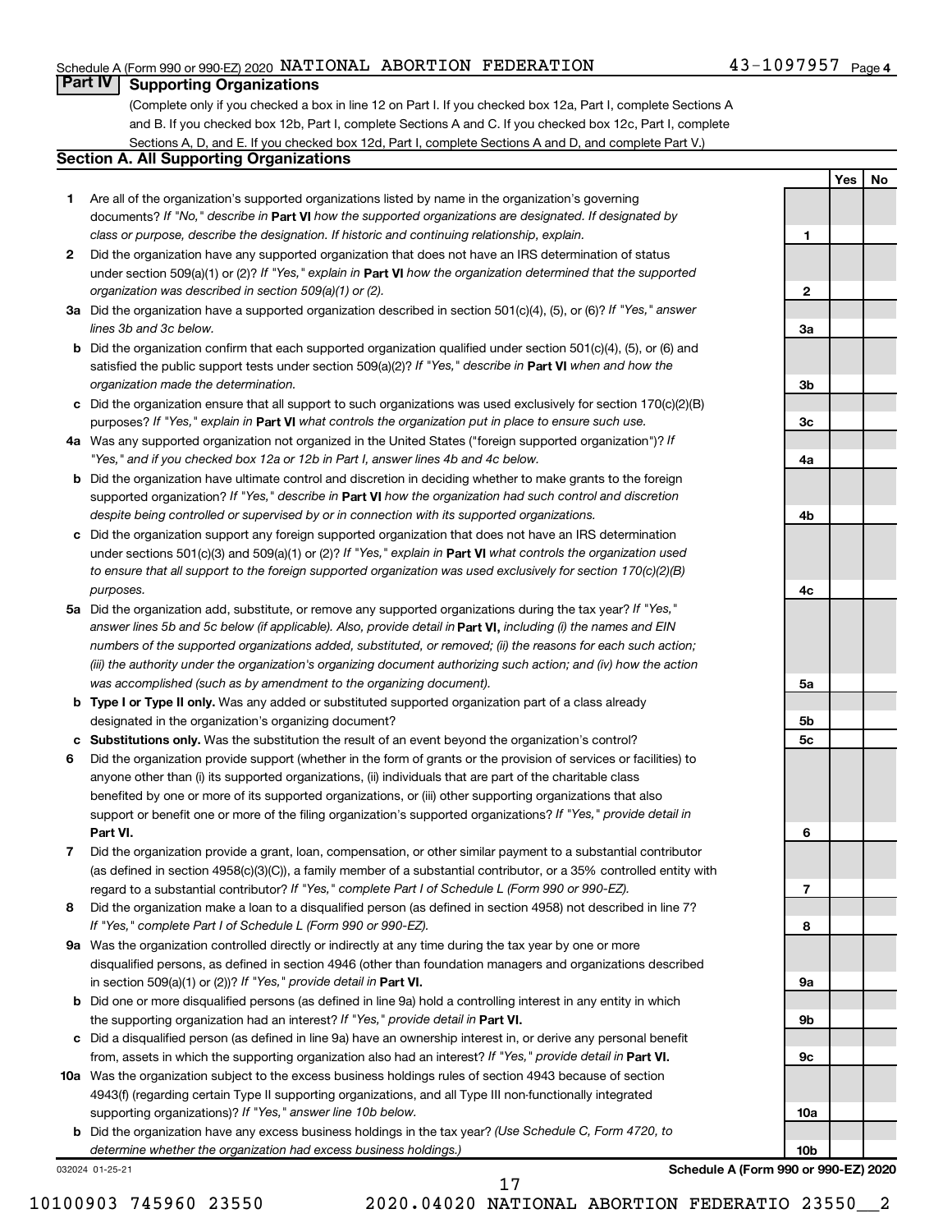Schedule A (Form 990 or 990-EZ) 2020 NATIONAL ABORTION FEDERATION 43-1097957 Page 4

## Part IV Supporting Organizations

(Complete only if you checked a box in line 12 on Part I. If you checked box 12a, Part I, complete Sections A and B. If you checked box 12b, Part I, complete Sections A and C. If you checked box 12c, Part I, complete Sections A, D, and E. If you checked box 12d, Part I, complete Sections A and D, and complete Part V.)

### Section A. All Supporting Organizations

| | | | Yes | No |
|---|---|---|---|---|
| **1** | Are all of the organization's supported organizations listed by name in the organization's governing documents? *If "No," describe in* **Part VI** *how the supported organizations are designated. If designated by class or purpose, describe the designation. If historic and continuing relationship, explain.* | 1 | | |
| **2** | Did the organization have any supported organization that does not have an IRS determination of status under section 509(a)(1) or (2)? *If "Yes," explain in* **Part VI** *how the organization determined that the supported organization was described in section 509(a)(1) or (2).* | 2 | | |
| **3a** | Did the organization have a supported organization described in section 501(c)(4), (5), or (6)? *If "Yes," answer lines 3b and 3c below.* | 3a | | |
| **b** | Did the organization confirm that each supported organization qualified under section 501(c)(4), (5), or (6) and satisfied the public support tests under section 509(a)(2)? *If "Yes," describe in* **Part VI** *when and how the organization made the determination.* | 3b | | |
| **c** | Did the organization ensure that all support to such organizations was used exclusively for section 170(c)(2)(B) purposes? *If "Yes," explain in* **Part VI** *what controls the organization put in place to ensure such use.* | 3c | | |
| **4a** | Was any supported organization not organized in the United States ("foreign supported organization")? *If "Yes," and if you checked box 12a or 12b in Part I, answer lines 4b and 4c below.* | 4a | | |
| **b** | Did the organization have ultimate control and discretion in deciding whether to make grants to the foreign supported organization? *If "Yes," describe in* **Part VI** *how the organization had such control and discretion despite being controlled or supervised by or in connection with its supported organizations.* | 4b | | |
| **c** | Did the organization support any foreign supported organization that does not have an IRS determination under sections 501(c)(3) and 509(a)(1) or (2)? *If "Yes," explain in* **Part VI** *what controls the organization used to ensure that all support to the foreign supported organization was used exclusively for section 170(c)(2)(B) purposes.* | 4c | | |
| **5a** | Did the organization add, substitute, or remove any supported organizations during the tax year? *If "Yes," answer lines 5b and 5c below (if applicable). Also, provide detail in* **Part VI,** *including (i) the names and EIN numbers of the supported organizations added, substituted, or removed; (ii) the reasons for each such action; (iii) the authority under the organization's organizing document authorizing such action; and (iv) how the action was accomplished (such as by amendment to the organizing document).* | 5a | | |
| **b** | **Type I or Type II only.** Was any added or substituted supported organization part of a class already designated in the organization's organizing document? | 5b | | |
| **c** | **Substitutions only.** Was the substitution the result of an event beyond the organization's control? | 5c | | |
| **6** | Did the organization provide support (whether in the form of grants or the provision of services or facilities) to anyone other than (i) its supported organizations, (ii) individuals that are part of the charitable class benefited by one or more of its supported organizations, or (iii) other supporting organizations that also support or benefit one or more of the filing organization's supported organizations? *If "Yes," provide detail in* **Part VI.** | 6 | | |
| **7** | Did the organization provide a grant, loan, compensation, or other similar payment to a substantial contributor (as defined in section 4958(c)(3)(C)), a family member of a substantial contributor, or a 35% controlled entity with regard to a substantial contributor? *If "Yes," complete Part I of Schedule L (Form 990 or 990-EZ).* | 7 | | |
| **8** | Did the organization make a loan to a disqualified person (as defined in section 4958) not described in line 7? *If "Yes," complete Part I of Schedule L (Form 990 or 990-EZ).* | 8 | | |
| **9a** | Was the organization controlled directly or indirectly at any time during the tax year by one or more disqualified persons, as defined in section 4946 (other than foundation managers and organizations described in section 509(a)(1) or (2))? *If "Yes," provide detail in* **Part VI.** | 9a | | |
| **b** | Did one or more disqualified persons (as defined in line 9a) hold a controlling interest in any entity in which the supporting organization had an interest? *If "Yes," provide detail in* **Part VI.** | 9b | | |
| **c** | Did a disqualified person (as defined in line 9a) have an ownership interest in, or derive any personal benefit from, assets in which the supporting organization also had an interest? *If "Yes," provide detail in* **Part VI.** | 9c | | |
| **10a** | Was the organization subject to the excess business holdings rules of section 4943 because of section 4943(f) (regarding certain Type II supporting organizations, and all Type III non-functionally integrated supporting organizations)? *If "Yes," answer line 10b below.* | 10a | | |
| **b** | Did the organization have any excess business holdings in the tax year? *(Use Schedule C, Form 4720, to determine whether the organization had excess business holdings.)* | 10b | | |

032024 01-25-21

**Schedule A (Form 990 or 990-EZ) 2020**

10100903 745960 23550 2020.04020 NATIONAL ABORTION FEDERATIO 23550__2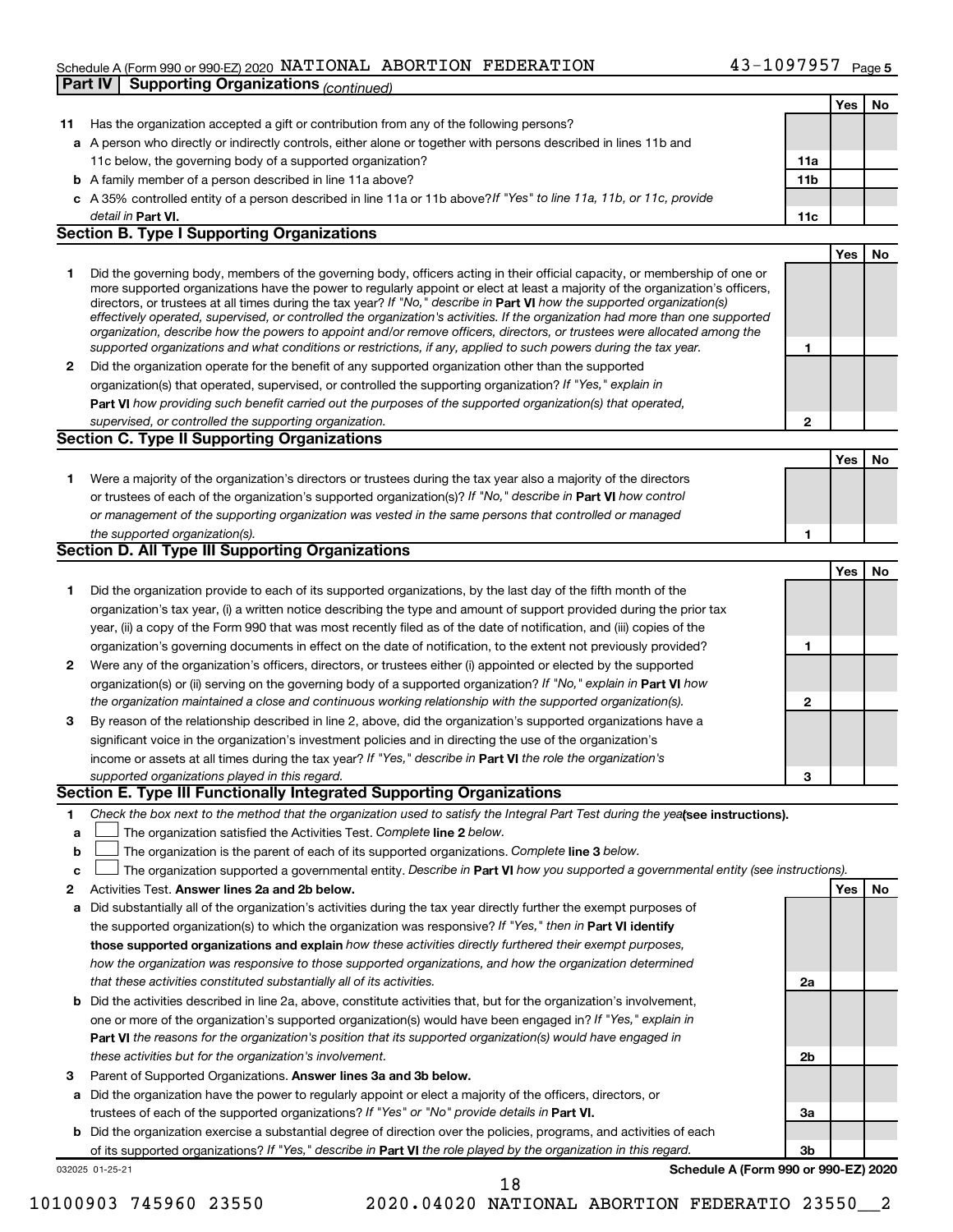Schedule A (Form 990 or 990-EZ) 2020 NATIONAL ABORTION FEDERATION 43-1097957 Page 5

**Part IV | Supporting Organizations** *(continued)*

| | | | Yes | No |
|---|---|---|---|---|
| **11** | Has the organization accepted a gift or contribution from any of the following persons? | | | |
| **a** | A person who directly or indirectly controls, either alone or together with persons described in lines 11b and 11c below, the governing body of a supported organization? | **11a** | | |
| **b** | A family member of a person described in line 11a above? | **11b** | | |
| **c** | A 35% controlled entity of a person described in line 11a or 11b above? *If "Yes" to line 11a, 11b, or 11c, provide detail in* **Part VI.** | **11c** | | |

## Section B. Type I Supporting Organizations

| | | | Yes | No |
|---|---|---|---|---|
| **1** | Did the governing body, members of the governing body, officers acting in their official capacity, or membership of one or more supported organizations have the power to regularly appoint or elect at least a majority of the organization's officers, directors, or trustees at all times during the tax year? *If "No," describe in* **Part VI** *how the supported organization(s) effectively operated, supervised, or controlled the organization's activities. If the organization had more than one supported organization, describe how the powers to appoint and/or remove officers, directors, or trustees were allocated among the supported organizations and what conditions or restrictions, if any, applied to such powers during the tax year.* | **1** | | |
| **2** | Did the organization operate for the benefit of any supported organization other than the supported organization(s) that operated, supervised, or controlled the supporting organization? *If "Yes," explain in* **Part VI** *how providing such benefit carried out the purposes of the supported organization(s) that operated, supervised, or controlled the supporting organization.* | **2** | | |

## Section C. Type II Supporting Organizations

| | | | Yes | No |
|---|---|---|---|---|
| **1** | Were a majority of the organization's directors or trustees during the tax year also a majority of the directors or trustees of each of the organization's supported organization(s)? *If "No," describe in* **Part VI** *how control or management of the supporting organization was vested in the same persons that controlled or managed the supported organization(s).* | **1** | | |

## Section D. All Type III Supporting Organizations

| | | | Yes | No |
|---|---|---|---|---|
| **1** | Did the organization provide to each of its supported organizations, by the last day of the fifth month of the organization's tax year, (i) a written notice describing the type and amount of support provided during the prior tax year, (ii) a copy of the Form 990 that was most recently filed as of the date of notification, and (iii) copies of the organization's governing documents in effect on the date of notification, to the extent not previously provided? | **1** | | |
| **2** | Were any of the organization's officers, directors, or trustees either (i) appointed or elected by the supported organization(s) or (ii) serving on the governing body of a supported organization? *If "No," explain in* **Part VI** *how the organization maintained a close and continuous working relationship with the supported organization(s).* | **2** | | |
| **3** | By reason of the relationship described in line 2, above, did the organization's supported organizations have a significant voice in the organization's investment policies and in directing the use of the organization's income or assets at all times during the tax year? *If "Yes," describe in* **Part VI** *the role the organization's supported organizations played in this regard.* | **3** | | |

## Section E. Type III Functionally Integrated Supporting Organizations

**1** *Check the box next to the method that the organization used to satisfy the Integral Part Test during the year* **(see instructions).**

**a** ☐ The organization satisfied the Activities Test. *Complete* **line 2** *below.*

**b** ☐ The organization is the parent of each of its supported organizations. *Complete* **line 3** *below.*

**c** ☐ The organization supported a governmental entity. *Describe in* **Part VI** *how you supported a governmental entity (see instructions).*

| | | | Yes | No |
|---|---|---|---|---|
| **2** | Activities Test. **Answer lines 2a and 2b below.** | | | |
| **a** | Did substantially all of the organization's activities during the tax year directly further the exempt purposes of the supported organization(s) to which the organization was responsive? *If "Yes," then in* **Part VI identify those supported organizations and explain** *how these activities directly furthered their exempt purposes, how the organization was responsive to those supported organizations, and how the organization determined that these activities constituted substantially all of its activities.* | **2a** | | |
| **b** | Did the activities described in line 2a, above, constitute activities that, but for the organization's involvement, one or more of the organization's supported organization(s) would have been engaged in? *If "Yes," explain in* **Part VI** *the reasons for the organization's position that its supported organization(s) would have engaged in these activities but for the organization's involvement.* | **2b** | | |
| **3** | Parent of Supported Organizations. **Answer lines 3a and 3b below.** | | | |
| **a** | Did the organization have the power to regularly appoint or elect a majority of the officers, directors, or trustees of each of the supported organizations? *If "Yes" or "No" provide details in* **Part VI.** | **3a** | | |
| **b** | Did the organization exercise a substantial degree of direction over the policies, programs, and activities of each of its supported organizations? *If "Yes," describe in* **Part VI** *the role played by the organization in this regard.* | **3b** | | |

032025 01-25-21 **Schedule A (Form 990 or 990-EZ) 2020**

10100903 745960 23550 2020.04020 NATIONAL ABORTION FEDERATIO 23550__2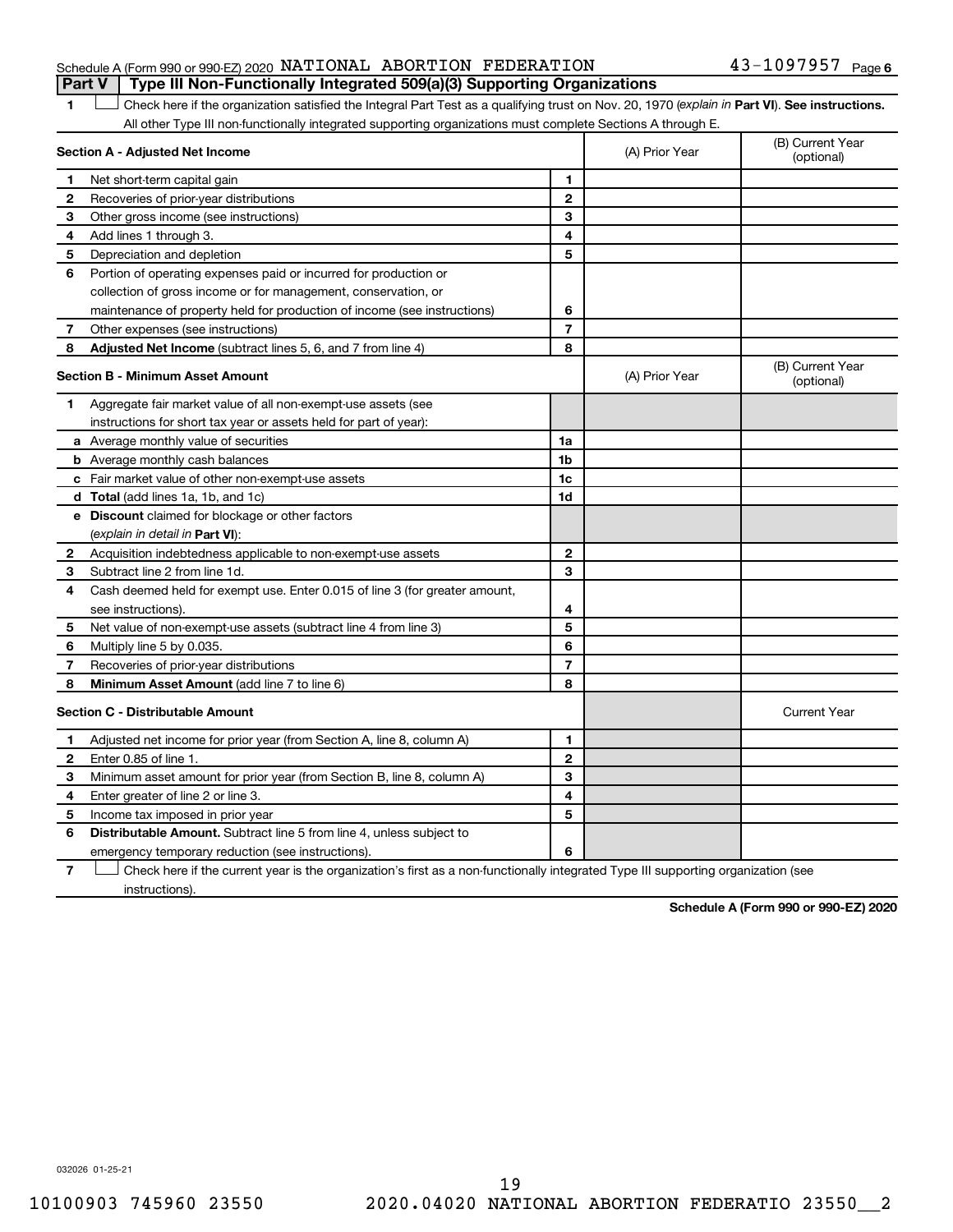Schedule A (Form 990 or 990-EZ) 2020 NATIONAL ABORTION FEDERATION 43-1097957 Page 6

**Part V | Type III Non-Functionally Integrated 509(a)(3) Supporting Organizations**

1 ☐ Check here if the organization satisfied the Integral Part Test as a qualifying trust on Nov. 20, 1970 (*explain in* **Part VI**). **See instructions.** All other Type III non-functionally integrated supporting organizations must complete Sections A through E.

| | **Section A - Adjusted Net Income** | | (A) Prior Year | (B) Current Year (optional) |
|---|---|---|---|---|
| 1 | Net short-term capital gain | 1 | | |
| 2 | Recoveries of prior-year distributions | 2 | | |
| 3 | Other gross income (see instructions) | 3 | | |
| 4 | Add lines 1 through 3. | 4 | | |
| 5 | Depreciation and depletion | 5 | | |
| 6 | Portion of operating expenses paid or incurred for production or collection of gross income or for management, conservation, or maintenance of property held for production of income (see instructions) | 6 | | |
| 7 | Other expenses (see instructions) | 7 | | |
| 8 | **Adjusted Net Income** (subtract lines 5, 6, and 7 from line 4) | 8 | | |

| | **Section B - Minimum Asset Amount** | | (A) Prior Year | (B) Current Year (optional) |
|---|---|---|---|---|
| 1 | Aggregate fair market value of all non-exempt-use assets (see instructions for short tax year or assets held for part of year): | | | |
| a | Average monthly value of securities | 1a | | |
| b | Average monthly cash balances | 1b | | |
| c | Fair market value of other non-exempt-use assets | 1c | | |
| d | **Total** (add lines 1a, 1b, and 1c) | 1d | | |
| e | **Discount** claimed for blockage or other factors (*explain in detail in* **Part VI**): | | | |
| 2 | Acquisition indebtedness applicable to non-exempt-use assets | 2 | | |
| 3 | Subtract line 2 from line 1d. | 3 | | |
| 4 | Cash deemed held for exempt use. Enter 0.015 of line 3 (for greater amount, see instructions). | 4 | | |
| 5 | Net value of non-exempt-use assets (subtract line 4 from line 3) | 5 | | |
| 6 | Multiply line 5 by 0.035. | 6 | | |
| 7 | Recoveries of prior-year distributions | 7 | | |
| 8 | **Minimum Asset Amount** (add line 7 to line 6) | 8 | | |

| | **Section C - Distributable Amount** | | | Current Year |
|---|---|---|---|---|
| 1 | Adjusted net income for prior year (from Section A, line 8, column A) | 1 | | |
| 2 | Enter 0.85 of line 1. | 2 | | |
| 3 | Minimum asset amount for prior year (from Section B, line 8, column A) | 3 | | |
| 4 | Enter greater of line 2 or line 3. | 4 | | |
| 5 | Income tax imposed in prior year | 5 | | |
| 6 | **Distributable Amount.** Subtract line 5 from line 4, unless subject to emergency temporary reduction (see instructions). | 6 | | |

7 ☐ Check here if the current year is the organization's first as a non-functionally integrated Type III supporting organization (see instructions).

**Schedule A (Form 990 or 990-EZ) 2020**

032026 01-25-21

10100903 745960 23550 2020.04020 NATIONAL ABORTION FEDERATIO 23550__2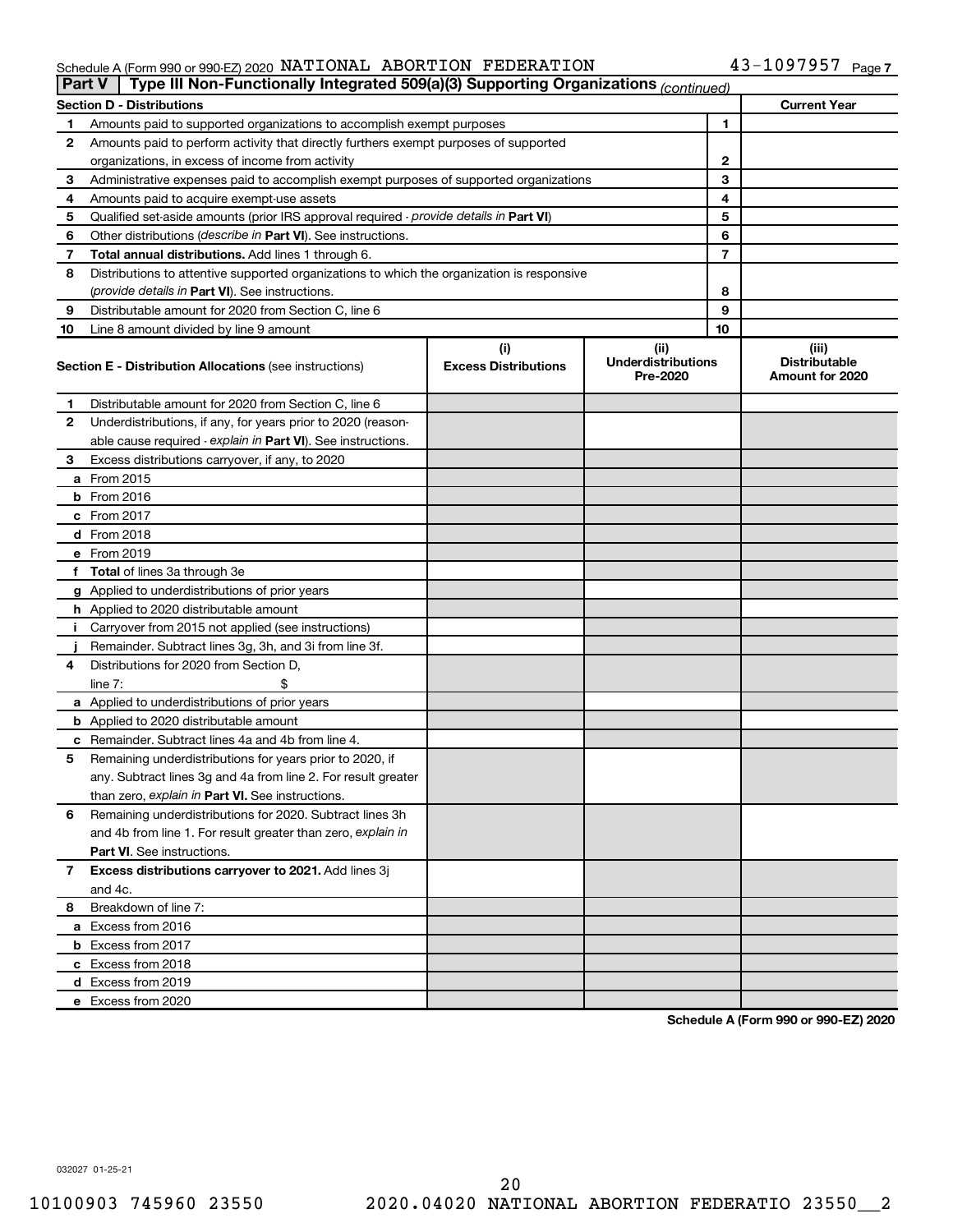Schedule A (Form 990 or 990-EZ) 2020 NATIONAL ABORTION FEDERATION 43-1097957 Page 7

## Part V Type III Non-Functionally Integrated 509(a)(3) Supporting Organizations *(continued)*

| Section D - Distributions | | | Current Year |
|---|---|---|---|
| 1 | Amounts paid to supported organizations to accomplish exempt purposes | 1 | |
| 2 | Amounts paid to perform activity that directly furthers exempt purposes of supported organizations, in excess of income from activity | 2 | |
| 3 | Administrative expenses paid to accomplish exempt purposes of supported organizations | 3 | |
| 4 | Amounts paid to acquire exempt-use assets | 4 | |
| 5 | Qualified set-aside amounts (prior IRS approval required - *provide details in* **Part VI**) | 5 | |
| 6 | Other distributions (*describe in* **Part VI**). See instructions. | 6 | |
| 7 | **Total annual distributions.** Add lines 1 through 6. | 7 | |
| 8 | Distributions to attentive supported organizations to which the organization is responsive (*provide details in* **Part VI**). See instructions. | 8 | |
| 9 | Distributable amount for 2020 from Section C, line 6 | 9 | |
| 10 | Line 8 amount divided by line 9 amount | 10 | |

| | **Section E - Distribution Allocations** (see instructions) | (i) Excess Distributions | (ii) Underdistributions Pre-2020 | (iii) Distributable Amount for 2020 |
|---|---|---|---|---|
| 1 | Distributable amount for 2020 from Section C, line 6 | | | |
| 2 | Underdistributions, if any, for years prior to 2020 (reasonable cause required - *explain in* **Part VI**). See instructions. | | | |
| 3 | Excess distributions carryover, if any, to 2020 | | | |
| a | From 2015 | | | |
| b | From 2016 | | | |
| c | From 2017 | | | |
| d | From 2018 | | | |
| e | From 2019 | | | |
| f | **Total** of lines 3a through 3e | | | |
| g | Applied to underdistributions of prior years | | | |
| h | Applied to 2020 distributable amount | | | |
| i | Carryover from 2015 not applied (see instructions) | | | |
| j | Remainder. Subtract lines 3g, 3h, and 3i from line 3f. | | | |
| 4 | Distributions for 2020 from Section D, line 7: $ | | | |
| a | Applied to underdistributions of prior years | | | |
| b | Applied to 2020 distributable amount | | | |
| c | Remainder. Subtract lines 4a and 4b from line 4. | | | |
| 5 | Remaining underdistributions for years prior to 2020, if any. Subtract lines 3g and 4a from line 2. For result greater than zero, *explain in* **Part VI.** See instructions. | | | |
| 6 | Remaining underdistributions for 2020. Subtract lines 3h and 4b from line 1. For result greater than zero, *explain in* **Part VI**. See instructions. | | | |
| 7 | **Excess distributions carryover to 2021.** Add lines 3j and 4c. | | | |
| 8 | Breakdown of line 7: | | | |
| a | Excess from 2016 | | | |
| b | Excess from 2017 | | | |
| c | Excess from 2018 | | | |
| d | Excess from 2019 | | | |
| e | Excess from 2020 | | | |

**Schedule A (Form 990 or 990-EZ) 2020**

032027 01-25-21

10100903 745960 23550 2020.04020 NATIONAL ABORTION FEDERATIO 23550__2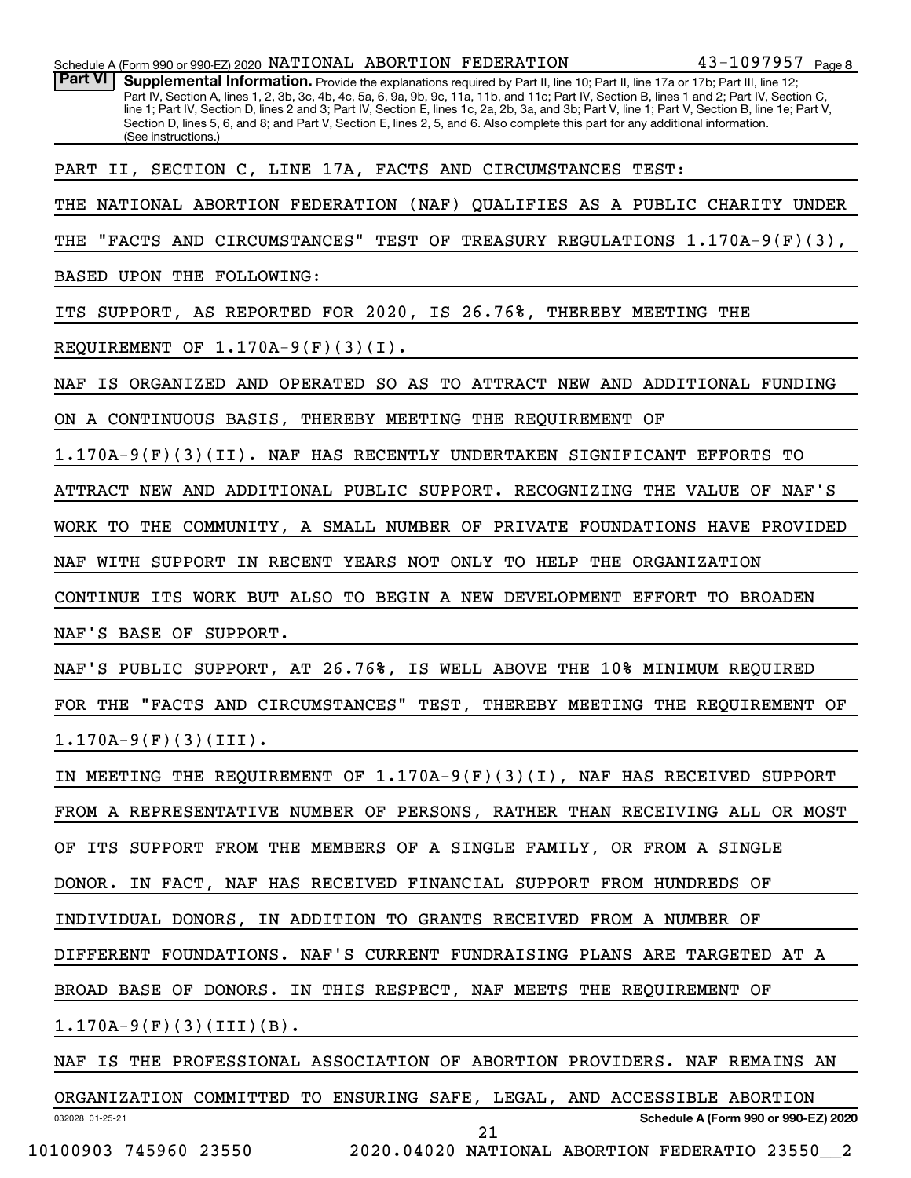**Part VI** **Supplemental Information.** Provide the explanations required by Part II, line 10; Part II, line 17a or 17b; Part III, line 12; Part IV, Section A, lines 1, 2, 3b, 3c, 4b, 4c, 5a, 6, 9a, 9b, 9c, 11a, 11b, and 11c; Part IV, Section B, lines 1 and 2; Part IV, Section C, line 1; Part IV, Section D, lines 2 and 3; Part IV, Section E, lines 1c, 2a, 2b, 3a, and 3b; Part V, line 1; Part V, Section B, line 1e; Part V, Section D, lines 5, 6, and 8; and Part V, Section E, lines 2, 5, and 6. Also complete this part for any additional information. (See instructions.)

PART II, SECTION C, LINE 17A, FACTS AND CIRCUMSTANCES TEST:

THE NATIONAL ABORTION FEDERATION (NAF) QUALIFIES AS A PUBLIC CHARITY UNDER THE "FACTS AND CIRCUMSTANCES" TEST OF TREASURY REGULATIONS 1.170A-9(F)(3), BASED UPON THE FOLLOWING:

ITS SUPPORT, AS REPORTED FOR 2020, IS 26.76%, THEREBY MEETING THE REQUIREMENT OF 1.170A-9(F)(3)(I).

NAF IS ORGANIZED AND OPERATED SO AS TO ATTRACT NEW AND ADDITIONAL FUNDING ON A CONTINUOUS BASIS, THEREBY MEETING THE REQUIREMENT OF 1.170A-9(F)(3)(II). NAF HAS RECENTLY UNDERTAKEN SIGNIFICANT EFFORTS TO ATTRACT NEW AND ADDITIONAL PUBLIC SUPPORT. RECOGNIZING THE VALUE OF NAF'S WORK TO THE COMMUNITY, A SMALL NUMBER OF PRIVATE FOUNDATIONS HAVE PROVIDED NAF WITH SUPPORT IN RECENT YEARS NOT ONLY TO HELP THE ORGANIZATION CONTINUE ITS WORK BUT ALSO TO BEGIN A NEW DEVELOPMENT EFFORT TO BROADEN NAF'S BASE OF SUPPORT.

NAF'S PUBLIC SUPPORT, AT 26.76%, IS WELL ABOVE THE 10% MINIMUM REQUIRED FOR THE "FACTS AND CIRCUMSTANCES" TEST, THEREBY MEETING THE REQUIREMENT OF 1.170A-9(F)(3)(III).

IN MEETING THE REQUIREMENT OF 1.170A-9(F)(3)(I), NAF HAS RECEIVED SUPPORT FROM A REPRESENTATIVE NUMBER OF PERSONS, RATHER THAN RECEIVING ALL OR MOST OF ITS SUPPORT FROM THE MEMBERS OF A SINGLE FAMILY, OR FROM A SINGLE DONOR. IN FACT, NAF HAS RECEIVED FINANCIAL SUPPORT FROM HUNDREDS OF INDIVIDUAL DONORS, IN ADDITION TO GRANTS RECEIVED FROM A NUMBER OF DIFFERENT FOUNDATIONS. NAF'S CURRENT FUNDRAISING PLANS ARE TARGETED AT A BROAD BASE OF DONORS. IN THIS RESPECT, NAF MEETS THE REQUIREMENT OF 1.170A-9(F)(3)(III)(B).

NAF IS THE PROFESSIONAL ASSOCIATION OF ABORTION PROVIDERS. NAF REMAINS AN ORGANIZATION COMMITTED TO ENSURING SAFE, LEGAL, AND ACCESSIBLE ABORTION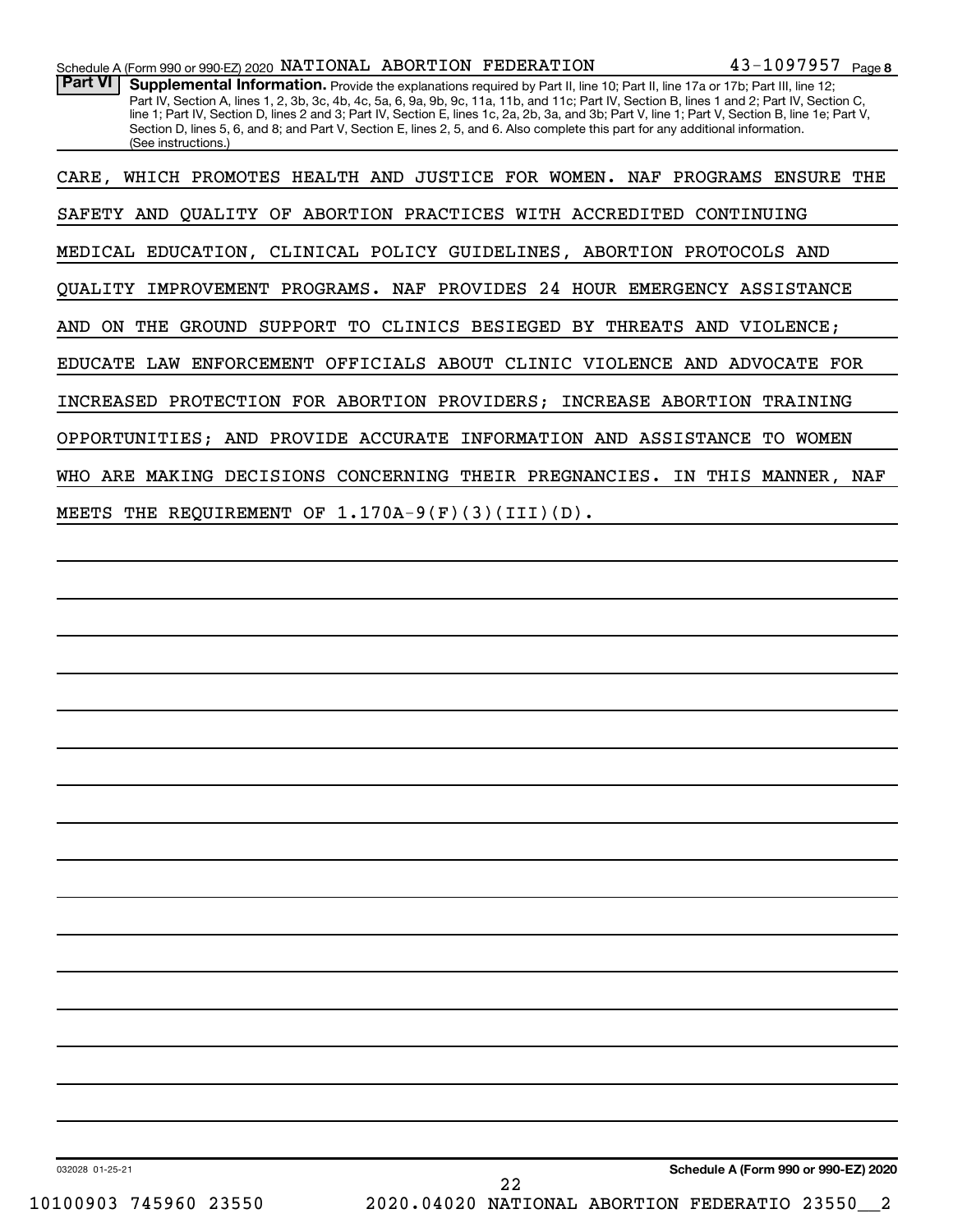**Part VI** **Supplemental Information.** Provide the explanations required by Part II, line 10; Part II, line 17a or 17b; Part III, line 12; Part IV, Section A, lines 1, 2, 3b, 3c, 4b, 4c, 5a, 6, 9a, 9b, 9c, 11a, 11b, and 11c; Part IV, Section B, lines 1 and 2; Part IV, Section C, line 1; Part IV, Section D, lines 2 and 3; Part IV, Section E, lines 1c, 2a, 2b, 3a, and 3b; Part V, line 1; Part V, Section B, line 1e; Part V, Section D, lines 5, 6, and 8; and Part V, Section E, lines 2, 5, and 6. Also complete this part for any additional information. (See instructions.)

CARE, WHICH PROMOTES HEALTH AND JUSTICE FOR WOMEN. NAF PROGRAMS ENSURE THE SAFETY AND QUALITY OF ABORTION PRACTICES WITH ACCREDITED CONTINUING MEDICAL EDUCATION, CLINICAL POLICY GUIDELINES, ABORTION PROTOCOLS AND QUALITY IMPROVEMENT PROGRAMS. NAF PROVIDES 24 HOUR EMERGENCY ASSISTANCE AND ON THE GROUND SUPPORT TO CLINICS BESIEGED BY THREATS AND VIOLENCE; EDUCATE LAW ENFORCEMENT OFFICIALS ABOUT CLINIC VIOLENCE AND ADVOCATE FOR INCREASED PROTECTION FOR ABORTION PROVIDERS; INCREASE ABORTION TRAINING OPPORTUNITIES; AND PROVIDE ACCURATE INFORMATION AND ASSISTANCE TO WOMEN WHO ARE MAKING DECISIONS CONCERNING THEIR PREGNANCIES. IN THIS MANNER, NAF MEETS THE REQUIREMENT OF 1.170A-9(F)(3)(III)(D).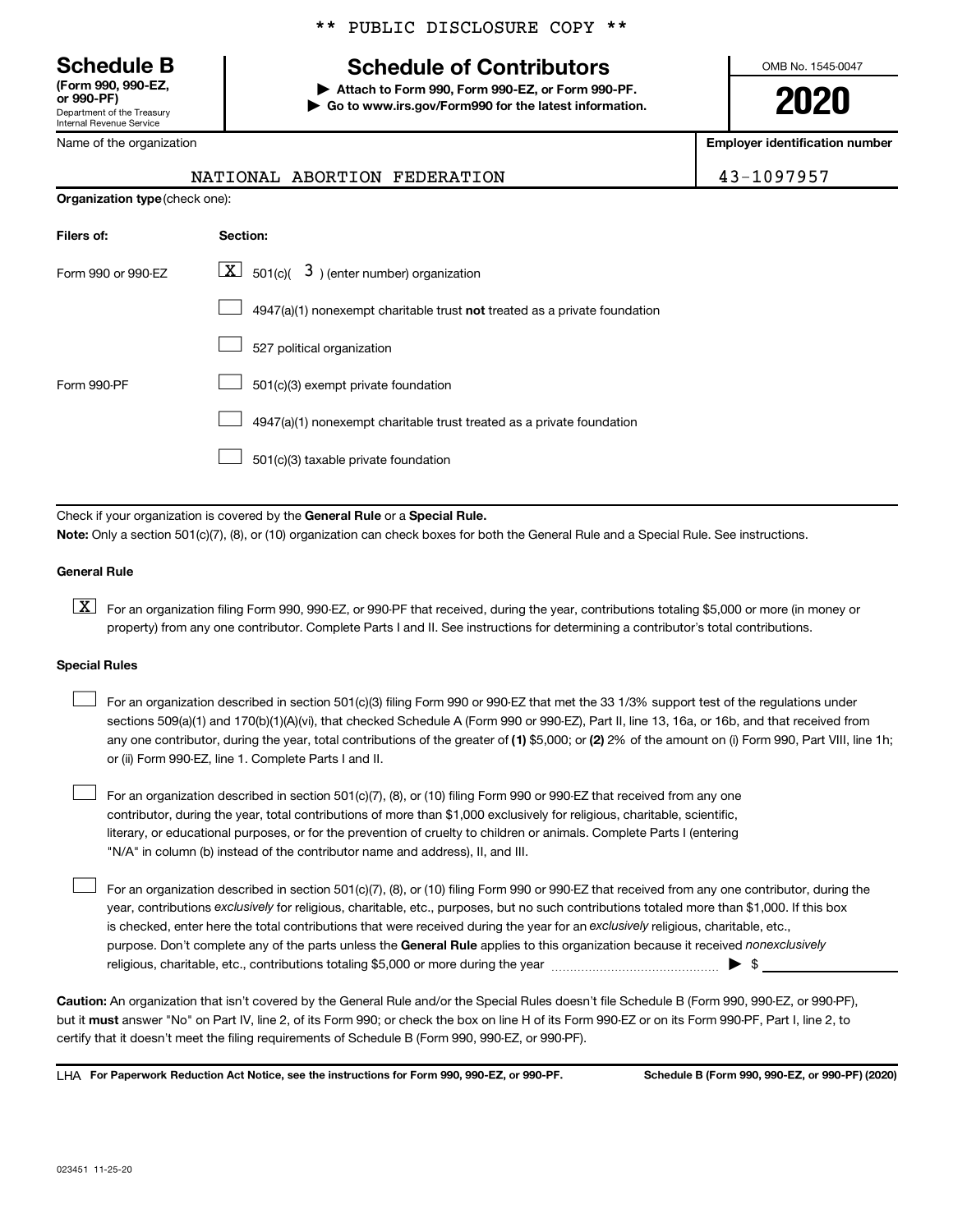\*\* PUBLIC DISCLOSURE COPY \*\*

**Schedule B**
**(Form 990, 990-EZ, or 990-PF)**
Department of the Treasury
Internal Revenue Service

# Schedule of Contributors

▶ **Attach to Form 990, Form 990-EZ, or Form 990-PF.**
▶ **Go to www.irs.gov/Form990 for the latest information.**

OMB No. 1545-0047

**2020**

| Name of the organization | Employer identification number |
|---|---|
| NATIONAL ABORTION FEDERATION | 43-1097957 |

**Organization type** (check one):

| Filers of: | Section: |
|---|---|
| Form 990 or 990-EZ | [X] 501(c)( 3 ) (enter number) organization |
| | [ ] 4947(a)(1) nonexempt charitable trust **not** treated as a private foundation |
| | [ ] 527 political organization |
| Form 990-PF | [ ] 501(c)(3) exempt private foundation |
| | [ ] 4947(a)(1) nonexempt charitable trust treated as a private foundation |
| | [ ] 501(c)(3) taxable private foundation |

Check if your organization is covered by the **General Rule** or a **Special Rule.**

**Note:** Only a section 501(c)(7), (8), or (10) organization can check boxes for both the General Rule and a Special Rule. See instructions.

**General Rule**

[X] For an organization filing Form 990, 990-EZ, or 990-PF that received, during the year, contributions totaling $5,000 or more (in money or property) from any one contributor. Complete Parts I and II. See instructions for determining a contributor's total contributions.

**Special Rules**

[ ] For an organization described in section 501(c)(3) filing Form 990 or 990-EZ that met the 33 1/3% support test of the regulations under sections 509(a)(1) and 170(b)(1)(A)(vi), that checked Schedule A (Form 990 or 990-EZ), Part II, line 13, 16a, or 16b, and that received from any one contributor, during the year, total contributions of the greater of **(1)** $5,000; or **(2)** 2% of the amount on (i) Form 990, Part VIII, line 1h; or (ii) Form 990-EZ, line 1. Complete Parts I and II.

[ ] For an organization described in section 501(c)(7), (8), or (10) filing Form 990 or 990-EZ that received from any one contributor, during the year, total contributions of more than $1,000 exclusively for religious, charitable, scientific, literary, or educational purposes, or for the prevention of cruelty to children or animals. Complete Parts I (entering "N/A" in column (b) instead of the contributor name and address), II, and III.

[ ] For an organization described in section 501(c)(7), (8), or (10) filing Form 990 or 990-EZ that received from any one contributor, during the year, contributions *exclusively* for religious, charitable, etc., purposes, but no such contributions totaled more than $1,000. If this box is checked, enter here the total contributions that were received during the year for an *exclusively* religious, charitable, etc., purpose. Don't complete any of the parts unless the **General Rule** applies to this organization because it received *nonexclusively* religious, charitable, etc., contributions totaling $5,000 or more during the year ▶ $

**Caution:** An organization that isn't covered by the General Rule and/or the Special Rules doesn't file Schedule B (Form 990, 990-EZ, or 990-PF), but it **must** answer "No" on Part IV, line 2, of its Form 990; or check the box on line H of its Form 990-EZ or on its Form 990-PF, Part I, line 2, to certify that it doesn't meet the filing requirements of Schedule B (Form 990, 990-EZ, or 990-PF).

LHA **For Paperwork Reduction Act Notice, see the instructions for Form 990, 990-EZ, or 990-PF.** **Schedule B (Form 990, 990-EZ, or 990-PF) (2020)**

023451 11-25-20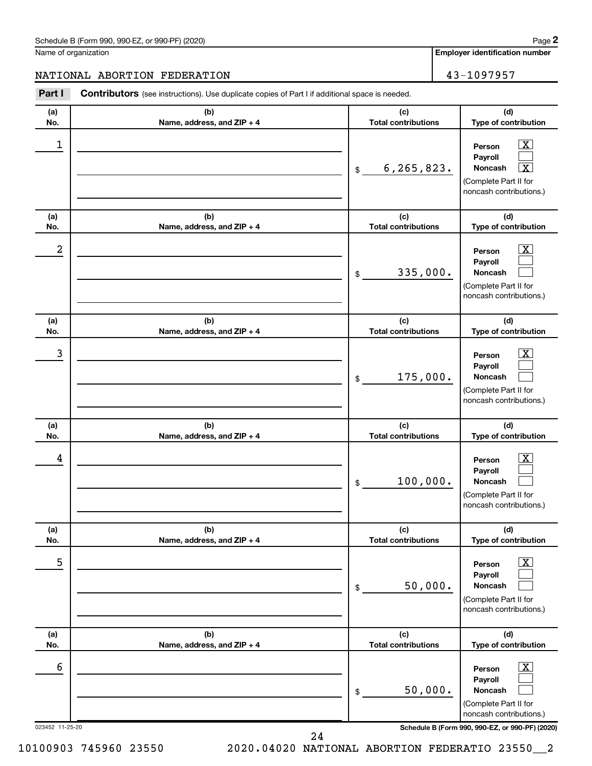Schedule B (Form 990, 990-EZ, or 990-PF) (2020)

Name of organization: NATIONAL ABORTION FEDERATION

Employer identification number: 43-1097957

**Part I** **Contributors** (see instructions). Use duplicate copies of Part I if additional space is needed.

| (a) No. | (b) Name, address, and ZIP + 4 | (c) Total contributions | (d) Type of contribution |
|---|---|---|---|
| 1 | | $ 6,265,823. | Person [X] Payroll [ ] Noncash [X] (Complete Part II for noncash contributions.) |
| 2 | | $ 335,000. | Person [X] Payroll [ ] Noncash [ ] (Complete Part II for noncash contributions.) |
| 3 | | $ 175,000. | Person [X] Payroll [ ] Noncash [ ] (Complete Part II for noncash contributions.) |
| 4 | | $ 100,000. | Person [X] Payroll [ ] Noncash [ ] (Complete Part II for noncash contributions.) |
| 5 | | $ 50,000. | Person [X] Payroll [ ] Noncash [ ] (Complete Part II for noncash contributions.) |
| 6 | | $ 50,000. | Person [X] Payroll [ ] Noncash [ ] (Complete Part II for noncash contributions.) |

023452 11-25-20

Schedule B (Form 990, 990-EZ, or 990-PF) (2020)

10100903 745960 23550 2020.04020 NATIONAL ABORTION FEDERATIO 23550__2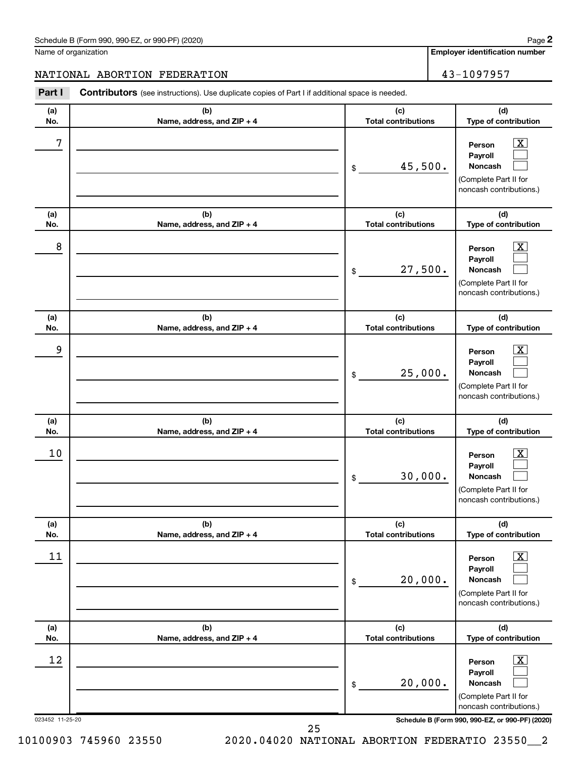Name of organization

NATIONAL ABORTION FEDERATION

**Employer identification number**

43-1097957

**Part I** **Contributors** (see instructions). Use duplicate copies of Part I if additional space is needed.

| (a) No. | (b) Name, address, and ZIP + 4 | (c) Total contributions | (d) Type of contribution |
|---|---|---|---|
| 7 | | $ 45,500. | Person [X] Payroll [ ] Noncash [ ] (Complete Part II for noncash contributions.) |
| 8 | | $ 27,500. | Person [X] Payroll [ ] Noncash [ ] (Complete Part II for noncash contributions.) |
| 9 | | $ 25,000. | Person [X] Payroll [ ] Noncash [ ] (Complete Part II for noncash contributions.) |
| 10 | | $ 30,000. | Person [X] Payroll [ ] Noncash [ ] (Complete Part II for noncash contributions.) |
| 11 | | $ 20,000. | Person [X] Payroll [ ] Noncash [ ] (Complete Part II for noncash contributions.) |
| 12 | | $ 20,000. | Person [X] Payroll [ ] Noncash [ ] (Complete Part II for noncash contributions.) |

023452 11-25-20

10100903 745960 23550 2020.04020 NATIONAL ABORTION FEDERATIO 23550__2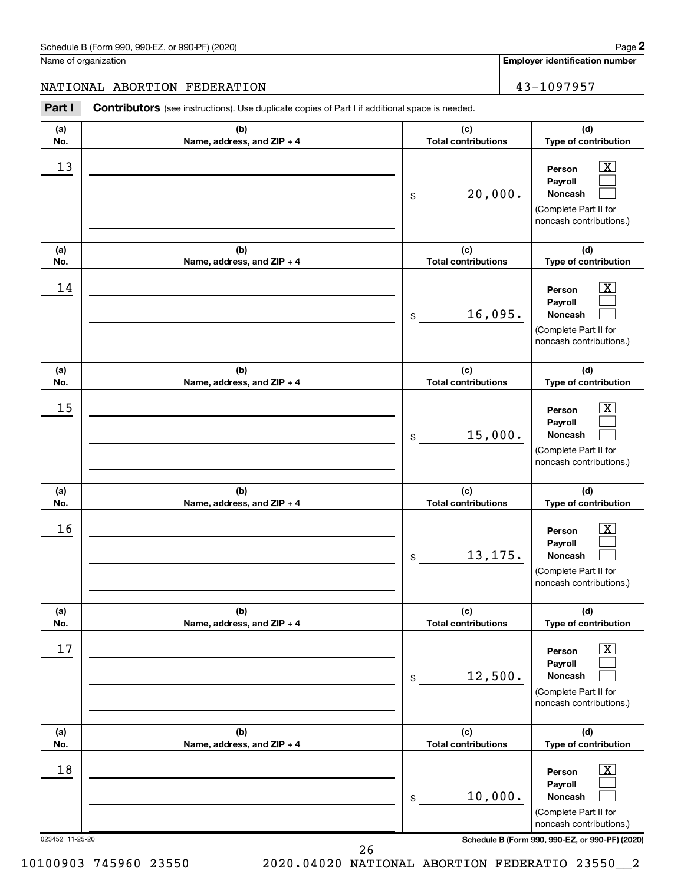Schedule B (Form 990, 990-EZ, or 990-PF) (2020)

Name of organization: NATIONAL ABORTION FEDERATION

Employer identification number: 43-1097957

**Part I** **Contributors** (see instructions). Use duplicate copies of Part I if additional space is needed.

| (a) No. | (b) Name, address, and ZIP + 4 | (c) Total contributions | (d) Type of contribution |
|---|---|---|---|
| 13 | | $ 20,000. | Person [X] Payroll [ ] Noncash [ ] (Complete Part II for noncash contributions.) |
| 14 | | $ 16,095. | Person [X] Payroll [ ] Noncash [ ] (Complete Part II for noncash contributions.) |
| 15 | | $ 15,000. | Person [X] Payroll [ ] Noncash [ ] (Complete Part II for noncash contributions.) |
| 16 | | $ 13,175. | Person [X] Payroll [ ] Noncash [ ] (Complete Part II for noncash contributions.) |
| 17 | | $ 12,500. | Person [X] Payroll [ ] Noncash [ ] (Complete Part II for noncash contributions.) |
| 18 | | $ 10,000. | Person [X] Payroll [ ] Noncash [ ] (Complete Part II for noncash contributions.) |

023452 11-25-20

Schedule B (Form 990, 990-EZ, or 990-PF) (2020)

10100903 745960 23550 2020.04020 NATIONAL ABORTION FEDERATIO 23550__2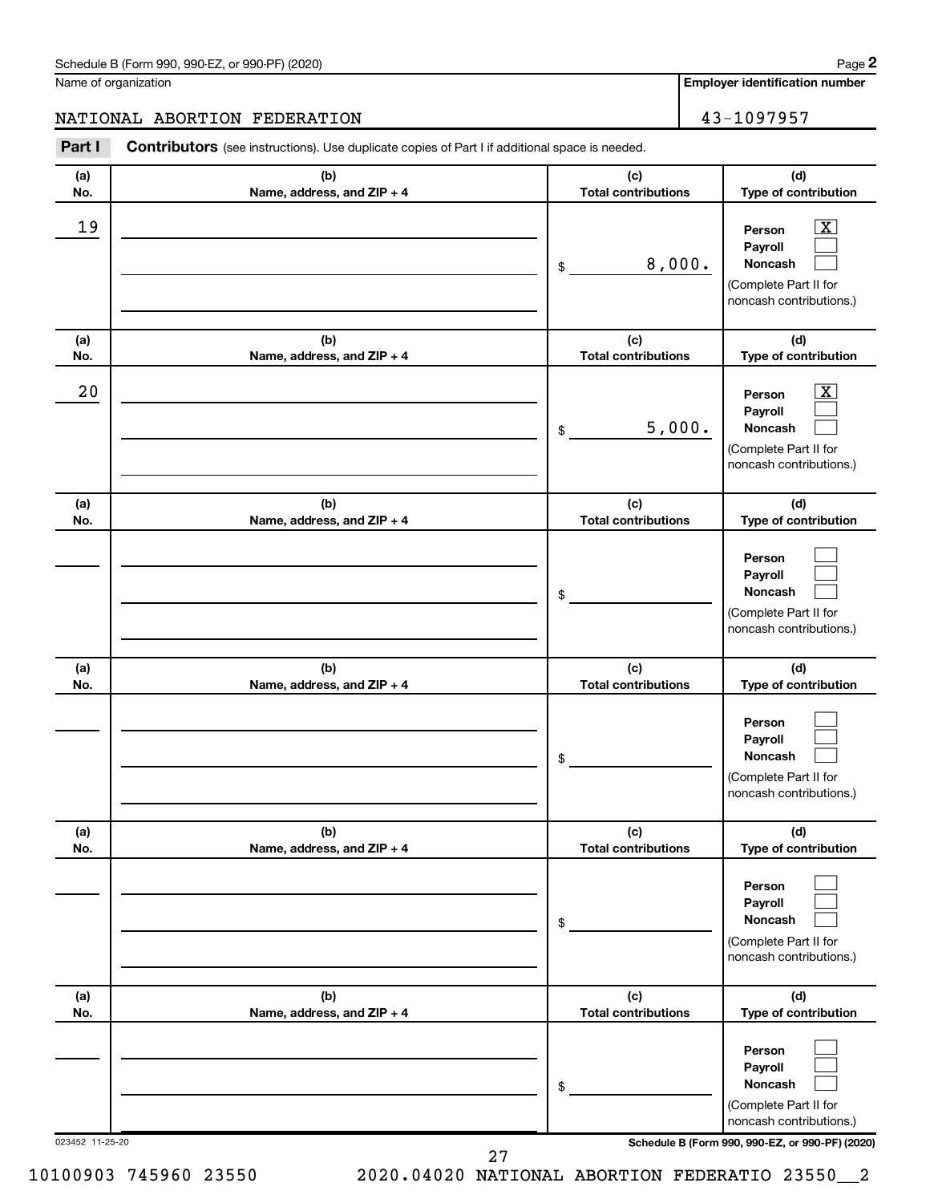Schedule B (Form 990, 990-EZ, or 990-PF) (2020) Page **2**

Name of organization: NATIONAL ABORTION FEDERATION

**Employer identification number:** 43-1097957

**Part I** **Contributors** (see instructions). Use duplicate copies of Part I if additional space is needed.

| (a) No. | (b) Name, address, and ZIP + 4 | (c) Total contributions | (d) Type of contribution |
|---|---|---|---|
| 19 | | $ 8,000. | Person [X] Payroll [ ] Noncash [ ] (Complete Part II for noncash contributions.) |
| 20 | | $ 5,000. | Person [X] Payroll [ ] Noncash [ ] (Complete Part II for noncash contributions.) |
| | | $ | Person [ ] Payroll [ ] Noncash [ ] (Complete Part II for noncash contributions.) |
| | | $ | Person [ ] Payroll [ ] Noncash [ ] (Complete Part II for noncash contributions.) |
| | | $ | Person [ ] Payroll [ ] Noncash [ ] (Complete Part II for noncash contributions.) |
| | | $ | Person [ ] Payroll [ ] Noncash [ ] (Complete Part II for noncash contributions.) |

023452 11-25-20 **Schedule B (Form 990, 990-EZ, or 990-PF) (2020)**

10100903 745960 23550 2020.04020 NATIONAL ABORTION FEDERATIO 23550__2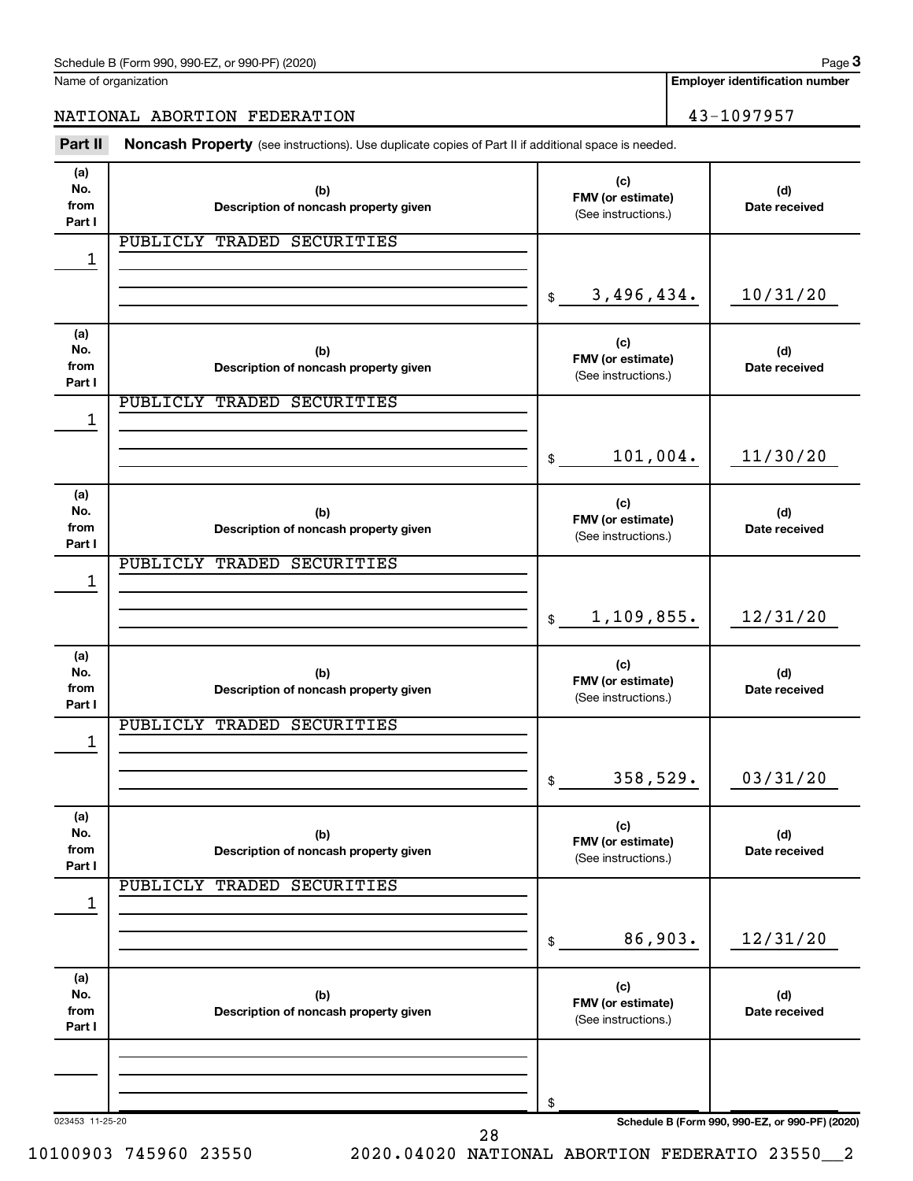Schedule B (Form 990, 990-EZ, or 990-PF) (2020) Page **3**

Name of organization: NATIONAL ABORTION FEDERATION

**Employer identification number:** 43-1097957

**Part II** **Noncash Property** (see instructions). Use duplicate copies of Part II if additional space is needed.

| (a) No. from Part I | (b) Description of noncash property given | (c) FMV (or estimate) (See instructions.) | (d) Date received |
|---|---|---|---|
| 1 | PUBLICLY TRADED SECURITIES | $ 3,496,434. | 10/31/20 |
| 1 | PUBLICLY TRADED SECURITIES | $ 101,004. | 11/30/20 |
| 1 | PUBLICLY TRADED SECURITIES | $ 1,109,855. | 12/31/20 |
| 1 | PUBLICLY TRADED SECURITIES | $ 358,529. | 03/31/20 |
| 1 | PUBLICLY TRADED SECURITIES | $ 86,903. | 12/31/20 |
| | | $ | |

023453 11-25-20

Schedule B (Form 990, 990-EZ, or 990-PF) (2020)

10100903 745960 23550 2020.04020 NATIONAL ABORTION FEDERATIO 23550__2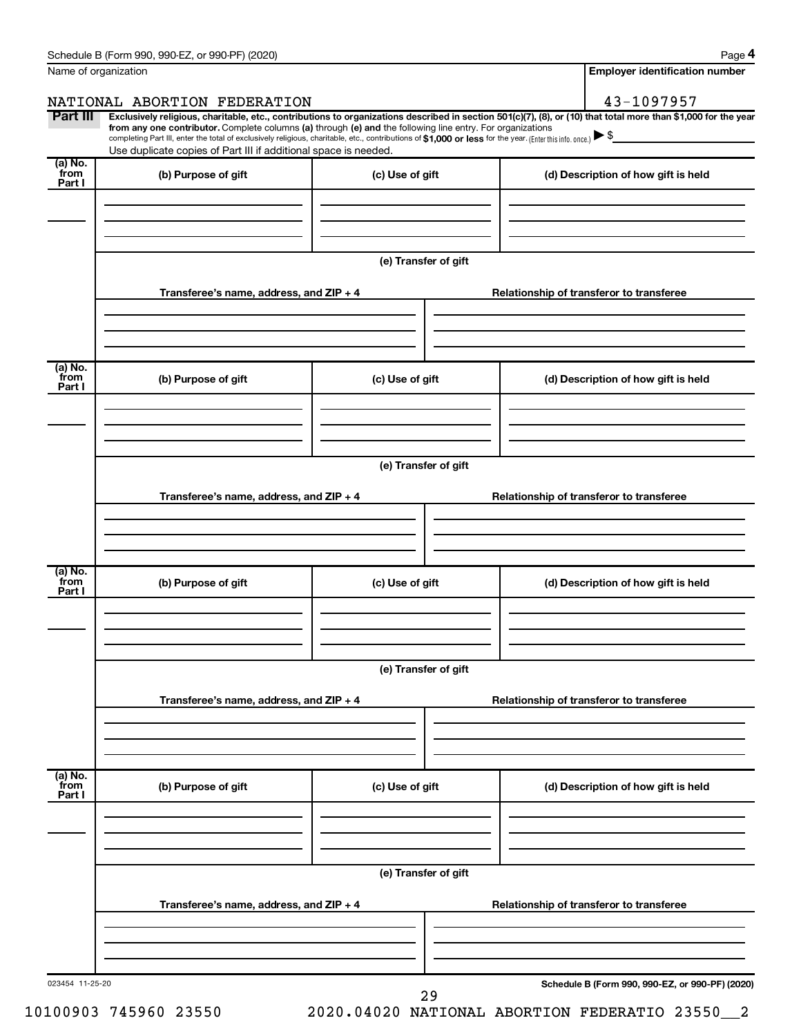Schedule B (Form 990, 990-EZ, or 990-PF) (2020) Page **4**

Name of organization: NATIONAL ABORTION FEDERATION

**Employer identification number**: 43-1097957

**Part III** **Exclusively religious, charitable, etc., contributions to organizations described in section 501(c)(7), (8), or (10) that total more than $1,000 for the year from any one contributor.** Complete columns **(a)** through **(e)** and the following line entry. For organizations completing Part III, enter the total of exclusively religious, charitable, etc., contributions of **$1,000 or less** for the year. (Enter this info. once.) ▶ $

Use duplicate copies of Part III if additional space is needed.

| (a) No. from Part I | (b) Purpose of gift | (c) Use of gift | (d) Description of how gift is held |
|---|---|---|---|
| | | | |

**(e) Transfer of gift**

| Transferee's name, address, and ZIP + 4 | Relationship of transferor to transferee |
|---|---|
| | |

| (a) No. from Part I | (b) Purpose of gift | (c) Use of gift | (d) Description of how gift is held |
|---|---|---|---|
| | | | |

**(e) Transfer of gift**

| Transferee's name, address, and ZIP + 4 | Relationship of transferor to transferee |
|---|---|
| | |

| (a) No. from Part I | (b) Purpose of gift | (c) Use of gift | (d) Description of how gift is held |
|---|---|---|---|
| | | | |

**(e) Transfer of gift**

| Transferee's name, address, and ZIP + 4 | Relationship of transferor to transferee |
|---|---|
| | |

| (a) No. from Part I | (b) Purpose of gift | (c) Use of gift | (d) Description of how gift is held |
|---|---|---|---|
| | | | |

**(e) Transfer of gift**

| Transferee's name, address, and ZIP + 4 | Relationship of transferor to transferee |
|---|---|
| | |

023454 11-25-20 **Schedule B (Form 990, 990-EZ, or 990-PF) (2020)**

10100903 745960 23550 2020.04020 NATIONAL ABORTION FEDERATIO 23550__2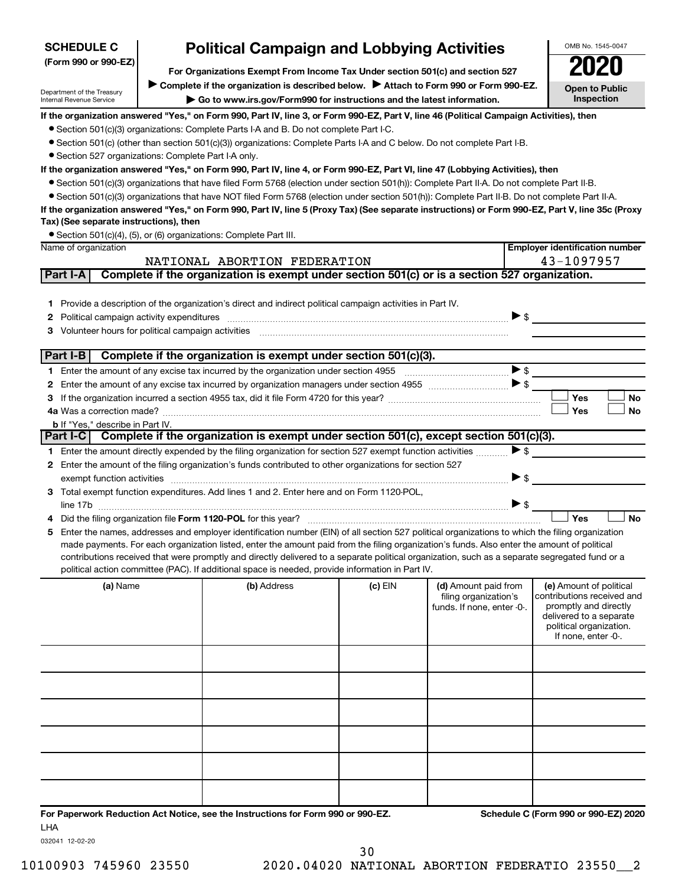**SCHEDULE C (Form 990 or 990-EZ)**

Department of the Treasury
Internal Revenue Service

# Political Campaign and Lobbying Activities

**For Organizations Exempt From Income Tax Under section 501(c) and section 527**

▶ **Complete if the organization is described below.** ▶ **Attach to Form 990 or Form 990-EZ.**

▶ **Go to www.irs.gov/Form990 for instructions and the latest information.**

OMB No. 1545-0047

**2020**

**Open to Public Inspection**

**If the organization answered "Yes," on Form 990, Part IV, line 3, or Form 990-EZ, Part V, line 46 (Political Campaign Activities), then**

- Section 501(c)(3) organizations: Complete Parts I-A and B. Do not complete Part I-C.
- Section 501(c) (other than section 501(c)(3)) organizations: Complete Parts I-A and C below. Do not complete Part I-B.
- Section 527 organizations: Complete Part I-A only.

**If the organization answered "Yes," on Form 990, Part IV, line 4, or Form 990-EZ, Part VI, line 47 (Lobbying Activities), then**

- Section 501(c)(3) organizations that have filed Form 5768 (election under section 501(h)): Complete Part II-A. Do not complete Part II-B.
- Section 501(c)(3) organizations that have NOT filed Form 5768 (election under section 501(h)): Complete Part II-B. Do not complete Part II-A.

**If the organization answered "Yes," on Form 990, Part IV, line 5 (Proxy Tax) (See separate instructions) or Form 990-EZ, Part V, line 35c (Proxy Tax) (See separate instructions), then**

- Section 501(c)(4), (5), or (6) organizations: Complete Part III.

| Name of organization | Employer identification number |
|---|---|
| NATIONAL ABORTION FEDERATION | 43-1097957 |

## Part I-A Complete if the organization is exempt under section 501(c) or is a section 527 organization.

1 Provide a description of the organization's direct and indirect political campaign activities in Part IV.

2 Political campaign activity expenditures ▶ $

3 Volunteer hours for political campaign activities

## Part I-B Complete if the organization is exempt under section 501(c)(3).

1 Enter the amount of any excise tax incurred by the organization under section 4955 ▶ $

2 Enter the amount of any excise tax incurred by organization managers under section 4955 ▶ $

3 If the organization incurred a section 4955 tax, did it file Form 4720 for this year? ☐ Yes ☐ No

4a Was a correction made? ☐ Yes ☐ No

b If "Yes," describe in Part IV.

## Part I-C Complete if the organization is exempt under section 501(c), except section 501(c)(3).

1 Enter the amount directly expended by the filing organization for section 527 exempt function activities ▶ $

2 Enter the amount of the filing organization's funds contributed to other organizations for section 527 exempt function activities ▶ $

3 Total exempt function expenditures. Add lines 1 and 2. Enter here and on Form 1120-POL, line 17b ▶ $

4 Did the filing organization file **Form 1120-POL** for this year? ☐ Yes ☐ No

5 Enter the names, addresses and employer identification number (EIN) of all section 527 political organizations to which the filing organization made payments. For each organization listed, enter the amount paid from the filing organization's funds. Also enter the amount of political contributions received that were promptly and directly delivered to a separate political organization, such as a separate segregated fund or a political action committee (PAC). If additional space is needed, provide information in Part IV.

| (a) Name | (b) Address | (c) EIN | (d) Amount paid from filing organization's funds. If none, enter -0-. | (e) Amount of political contributions received and promptly and directly delivered to a separate political organization. If none, enter -0-. |
|---|---|---|---|---|
| | | | | |
| | | | | |
| | | | | |
| | | | | |
| | | | | |
| | | | | |

**For Paperwork Reduction Act Notice, see the Instructions for Form 990 or 990-EZ.** **Schedule C (Form 990 or 990-EZ) 2020**

LHA

032041 12-02-20

10100903 745960 23550 2020.04020 NATIONAL ABORTION FEDERATIO 23550__2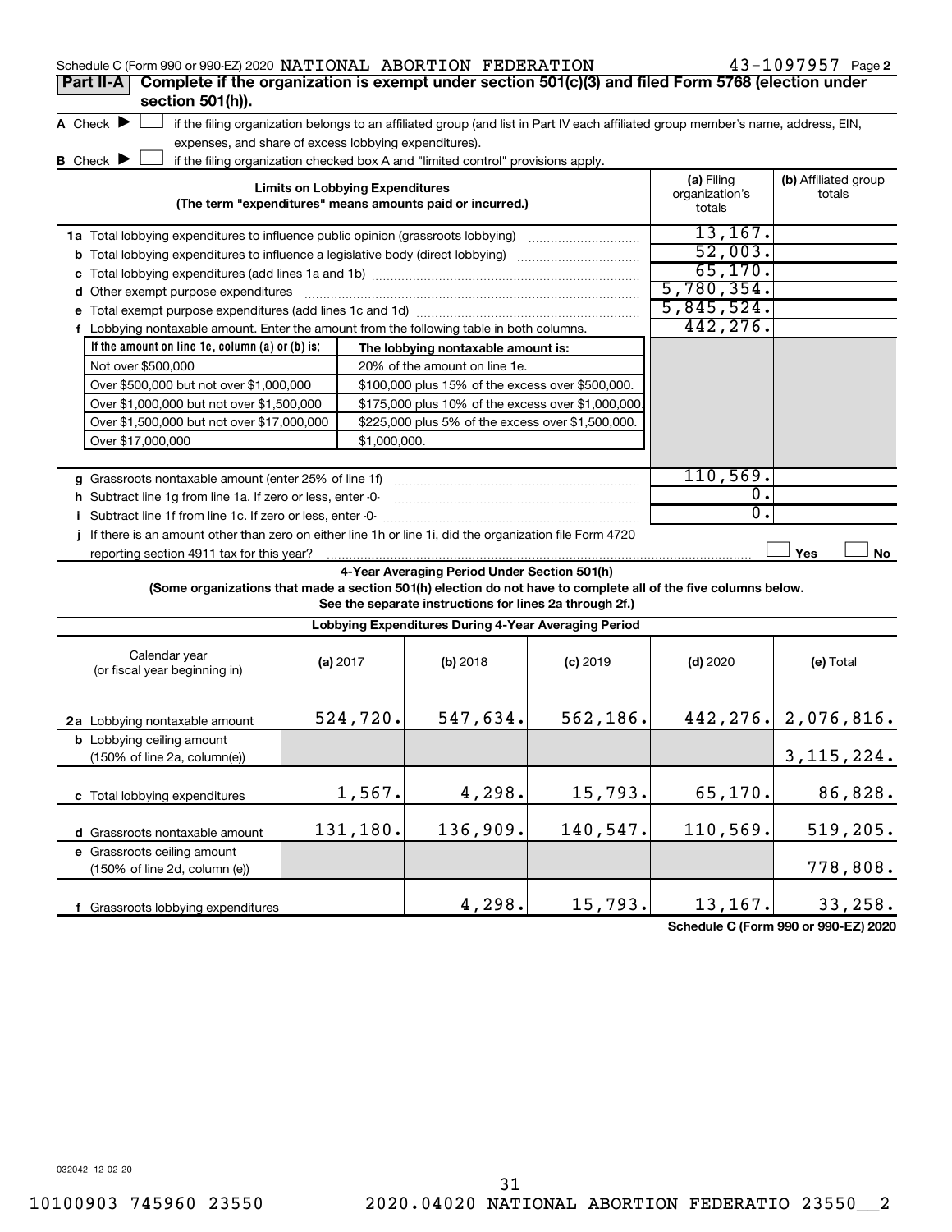Schedule C (Form 990 or 990-EZ) 2020 NATIONAL ABORTION FEDERATION 43-1097957 Page 2

**Part II-A** **Complete if the organization is exempt under section 501(c)(3) and filed Form 5768 (election under section 501(h)).**

**A** Check ▶ ☐ if the filing organization belongs to an affiliated group (and list in Part IV each affiliated group member's name, address, EIN, expenses, and share of excess lobbying expenditures).

**B** Check ▶ ☐ if the filing organization checked box A and "limited control" provisions apply.

| **Limits on Lobbying Expenditures** (The term "expenditures" means amounts paid or incurred.) | **(a)** Filing organization's totals | **(b)** Affiliated group totals |
|---|---|---|
| **1a** Total lobbying expenditures to influence public opinion (grassroots lobbying) | 13,167. | |
| **b** Total lobbying expenditures to influence a legislative body (direct lobbying) | 52,003. | |
| **c** Total lobbying expenditures (add lines 1a and 1b) | 65,170. | |
| **d** Other exempt purpose expenditures | 5,780,354. | |
| **e** Total exempt purpose expenditures (add lines 1c and 1d) | 5,845,524. | |
| **f** Lobbying nontaxable amount. Enter the amount from the following table in both columns. | 442,276. | |

| If the amount on line 1e, column (a) or (b) is: | The lobbying nontaxable amount is: |
|---|---|
| Not over $500,000 | 20% of the amount on line 1e. |
| Over $500,000 but not over $1,000,000 | $100,000 plus 15% of the excess over $500,000. |
| Over $1,000,000 but not over $1,500,000 | $175,000 plus 10% of the excess over $1,000,000. |
| Over $1,500,000 but not over $17,000,000 | $225,000 plus 5% of the excess over $1,500,000. |
| Over $17,000,000 | $1,000,000. |

| | (a) | (b) |
|---|---|---|
| **g** Grassroots nontaxable amount (enter 25% of line 1f) | 110,569. | |
| **h** Subtract line 1g from line 1a. If zero or less, enter -0- | 0. | |
| **i** Subtract line 1f from line 1c. If zero or less, enter -0- | 0. | |
| **j** If there is an amount other than zero on either line 1h or line 1i, did the organization file Form 4720 reporting section 4911 tax for this year? | ☐ Yes | ☐ No |

**4-Year Averaging Period Under Section 501(h)**

**(Some organizations that made a section 501(h) election do not have to complete all of the five columns below. See the separate instructions for lines 2a through 2f.)**

| **Lobbying Expenditures During 4-Year Averaging Period** | | | | | |
|---|---|---|---|---|---|
| Calendar year (or fiscal year beginning in) | **(a)** 2017 | **(b)** 2018 | **(c)** 2019 | **(d)** 2020 | **(e)** Total |
| **2a** Lobbying nontaxable amount | 524,720. | 547,634. | 562,186. | 442,276. | 2,076,816. |
| **b** Lobbying ceiling amount (150% of line 2a, column(e)) | | | | | 3,115,224. |
| **c** Total lobbying expenditures | 1,567. | 4,298. | 15,793. | 65,170. | 86,828. |
| **d** Grassroots nontaxable amount | 131,180. | 136,909. | 140,547. | 110,569. | 519,205. |
| **e** Grassroots ceiling amount (150% of line 2d, column (e)) | | | | | 778,808. |
| **f** Grassroots lobbying expenditures | | 4,298. | 15,793. | 13,167. | 33,258. |

**Schedule C (Form 990 or 990-EZ) 2020**

032042 12-02-20

10100903 745960 23550 2020.04020 NATIONAL ABORTION FEDERATIO 23550__2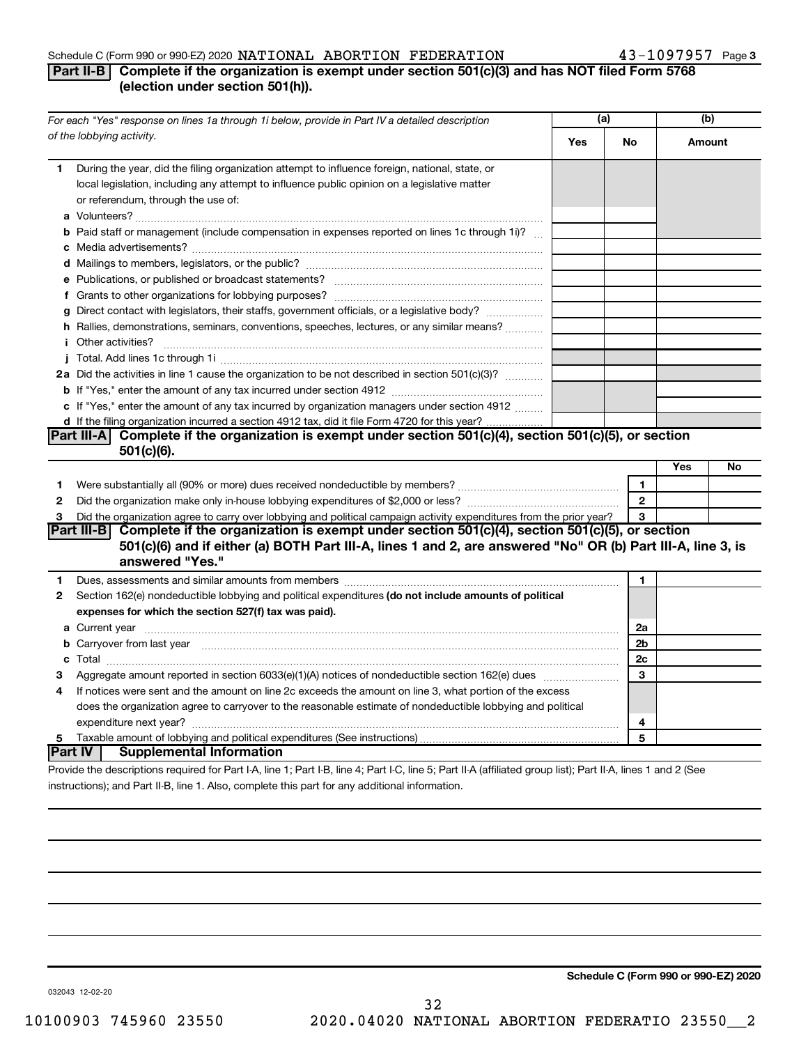Schedule C (Form 990 or 990-EZ) 2020 NATIONAL ABORTION FEDERATION 43-1097957 Page 3

## Part II-B Complete if the organization is exempt under section 501(c)(3) and has NOT filed Form 5768 (election under section 501(h)).

| *For each "Yes" response on lines 1a through 1i below, provide in Part IV a detailed description of the lobbying activity.* | (a) Yes | (a) No | (b) Amount |
|---|---|---|---|
| **1** During the year, did the filing organization attempt to influence foreign, national, state, or local legislation, including any attempt to influence public opinion on a legislative matter or referendum, through the use of: | | | |
| **a** Volunteers? | | | |
| **b** Paid staff or management (include compensation in expenses reported on lines 1c through 1i)? | | | |
| **c** Media advertisements? | | | |
| **d** Mailings to members, legislators, or the public? | | | |
| **e** Publications, or published or broadcast statements? | | | |
| **f** Grants to other organizations for lobbying purposes? | | | |
| **g** Direct contact with legislators, their staffs, government officials, or a legislative body? | | | |
| **h** Rallies, demonstrations, seminars, conventions, speeches, lectures, or any similar means? | | | |
| **i** Other activities? | | | |
| **j** Total. Add lines 1c through 1i | | | |
| **2a** Did the activities in line 1 cause the organization to be not described in section 501(c)(3)? | | | |
| **b** If "Yes," enter the amount of any tax incurred under section 4912 | | | |
| **c** If "Yes," enter the amount of any tax incurred by organization managers under section 4912 | | | |
| **d** If the filing organization incurred a section 4912 tax, did it file Form 4720 for this year? | | | |

## Part III-A Complete if the organization is exempt under section 501(c)(4), section 501(c)(5), or section 501(c)(6).

| | | Yes | No |
|---|---|---|---|
| **1** Were substantially all (90% or more) dues received nondeductible by members? | 1 | | |
| **2** Did the organization make only in-house lobbying expenditures of $2,000 or less? | 2 | | |
| **3** Did the organization agree to carry over lobbying and political campaign activity expenditures from the prior year? | 3 | | |

## Part III-B Complete if the organization is exempt under section 501(c)(4), section 501(c)(5), or section 501(c)(6) and if either (a) BOTH Part III-A, lines 1 and 2, are answered "No" OR (b) Part III-A, line 3, is answered "Yes."

| | | |
|---|---|---|
| **1** Dues, assessments and similar amounts from members | 1 | |
| **2** Section 162(e) nondeductible lobbying and political expenditures **(do not include amounts of political expenses for which the section 527(f) tax was paid).** | | |
| **a** Current year | 2a | |
| **b** Carryover from last year | 2b | |
| **c** Total | 2c | |
| **3** Aggregate amount reported in section 6033(e)(1)(A) notices of nondeductible section 162(e) dues | 3 | |
| **4** If notices were sent and the amount on line 2c exceeds the amount on line 3, what portion of the excess does the organization agree to carryover to the reasonable estimate of nondeductible lobbying and political expenditure next year? | 4 | |
| **5** Taxable amount of lobbying and political expenditures (See instructions) | 5 | |

## Part IV Supplemental Information

Provide the descriptions required for Part I-A, line 1; Part I-B, line 4; Part I-C, line 5; Part II-A (affiliated group list); Part II-A, lines 1 and 2 (See instructions); and Part II-B, line 1. Also, complete this part for any additional information.

Schedule C (Form 990 or 990-EZ) 2020

032043 12-02-20

10100903 745960 23550 2020.04020 NATIONAL ABORTION FEDERATIO 23550__2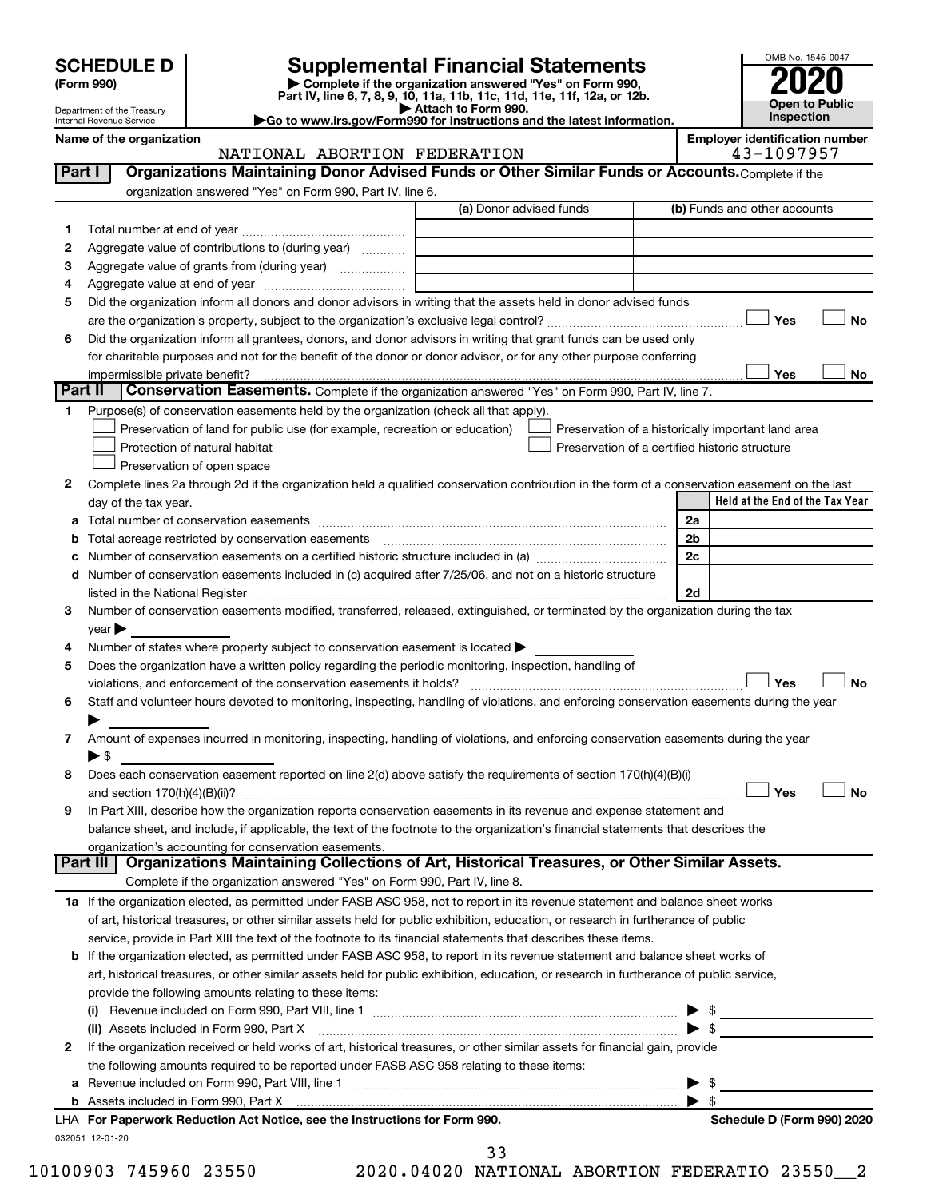# SCHEDULE D (Form 990)

Department of the Treasury
Internal Revenue Service

## Supplemental Financial Statements

▶ Complete if the organization answered "Yes" on Form 990, Part IV, line 6, 7, 8, 9, 10, 11a, 11b, 11c, 11d, 11e, 11f, 12a, or 12b.
▶ Attach to Form 990.
▶Go to www.irs.gov/Form990 for instructions and the latest information.

OMB No. 1545-0047

**2020**

**Open to Public Inspection**

**Name of the organization:** NATIONAL ABORTION FEDERATION

**Employer identification number:** 43-1097957

### Part I Organizations Maintaining Donor Advised Funds or Other Similar Funds or Accounts.

Complete if the organization answered "Yes" on Form 990, Part IV, line 6.

| | | (a) Donor advised funds | (b) Funds and other accounts |
|---|---|---|---|
| 1 | Total number at end of year | | |
| 2 | Aggregate value of contributions to (during year) | | |
| 3 | Aggregate value of grants from (during year) | | |
| 4 | Aggregate value at end of year | | |

5 Did the organization inform all donors and donor advisors in writing that the assets held in donor advised funds are the organization's property, subject to the organization's exclusive legal control? ☐ Yes ☐ No

6 Did the organization inform all grantees, donors, and donor advisors in writing that grant funds can be used only for charitable purposes and not for the benefit of the donor or donor advisor, or for any other purpose conferring impermissible private benefit? ☐ Yes ☐ No

### Part II Conservation Easements.

Complete if the organization answered "Yes" on Form 990, Part IV, line 7.

1 Purpose(s) of conservation easements held by the organization (check all that apply).

- ☐ Preservation of land for public use (for example, recreation or education)
- ☐ Protection of natural habitat
- ☐ Preservation of open space
- ☐ Preservation of a historically important land area
- ☐ Preservation of a certified historic structure

2 Complete lines 2a through 2d if the organization held a qualified conservation contribution in the form of a conservation easement on the last day of the tax year.

| | | | Held at the End of the Tax Year |
|---|---|---|---|
| a | Total number of conservation easements | 2a | |
| b | Total acreage restricted by conservation easements | 2b | |
| c | Number of conservation easements on a certified historic structure included in (a) | 2c | |
| d | Number of conservation easements included in (c) acquired after 7/25/06, and not on a historic structure listed in the National Register | 2d | |

3 Number of conservation easements modified, transferred, released, extinguished, or terminated by the organization during the tax year ▶

4 Number of states where property subject to conservation easement is located ▶

5 Does the organization have a written policy regarding the periodic monitoring, inspection, handling of violations, and enforcement of the conservation easements it holds? ☐ Yes ☐ No

6 Staff and volunteer hours devoted to monitoring, inspecting, handling of violations, and enforcing conservation easements during the year ▶

7 Amount of expenses incurred in monitoring, inspecting, handling of violations, and enforcing conservation easements during the year ▶ $

8 Does each conservation easement reported on line 2(d) above satisfy the requirements of section 170(h)(4)(B)(i) and section 170(h)(4)(B)(ii)? ☐ Yes ☐ No

9 In Part XIII, describe how the organization reports conservation easements in its revenue and expense statement and balance sheet, and include, if applicable, the text of the footnote to the organization's financial statements that describes the organization's accounting for conservation easements.

### Part III Organizations Maintaining Collections of Art, Historical Treasures, or Other Similar Assets.

Complete if the organization answered "Yes" on Form 990, Part IV, line 8.

1a If the organization elected, as permitted under FASB ASC 958, not to report in its revenue statement and balance sheet works of art, historical treasures, or other similar assets held for public exhibition, education, or research in furtherance of public service, provide in Part XIII the text of the footnote to its financial statements that describes these items.

b If the organization elected, as permitted under FASB ASC 958, to report in its revenue statement and balance sheet works of art, historical treasures, or other similar assets held for public exhibition, education, or research in furtherance of public service, provide the following amounts relating to these items:

(i) Revenue included on Form 990, Part VIII, line 1 ▶ $

(ii) Assets included in Form 990, Part X ▶ $

2 If the organization received or held works of art, historical treasures, or other similar assets for financial gain, provide the following amounts required to be reported under FASB ASC 958 relating to these items:

a Revenue included on Form 990, Part VIII, line 1 ▶ $

b Assets included in Form 990, Part X ▶ $

LHA For Paperwork Reduction Act Notice, see the Instructions for Form 990. Schedule D (Form 990) 2020

032051 12-01-20

10100903 745960 23550 2020.04020 NATIONAL ABORTION FEDERATIO 23550__2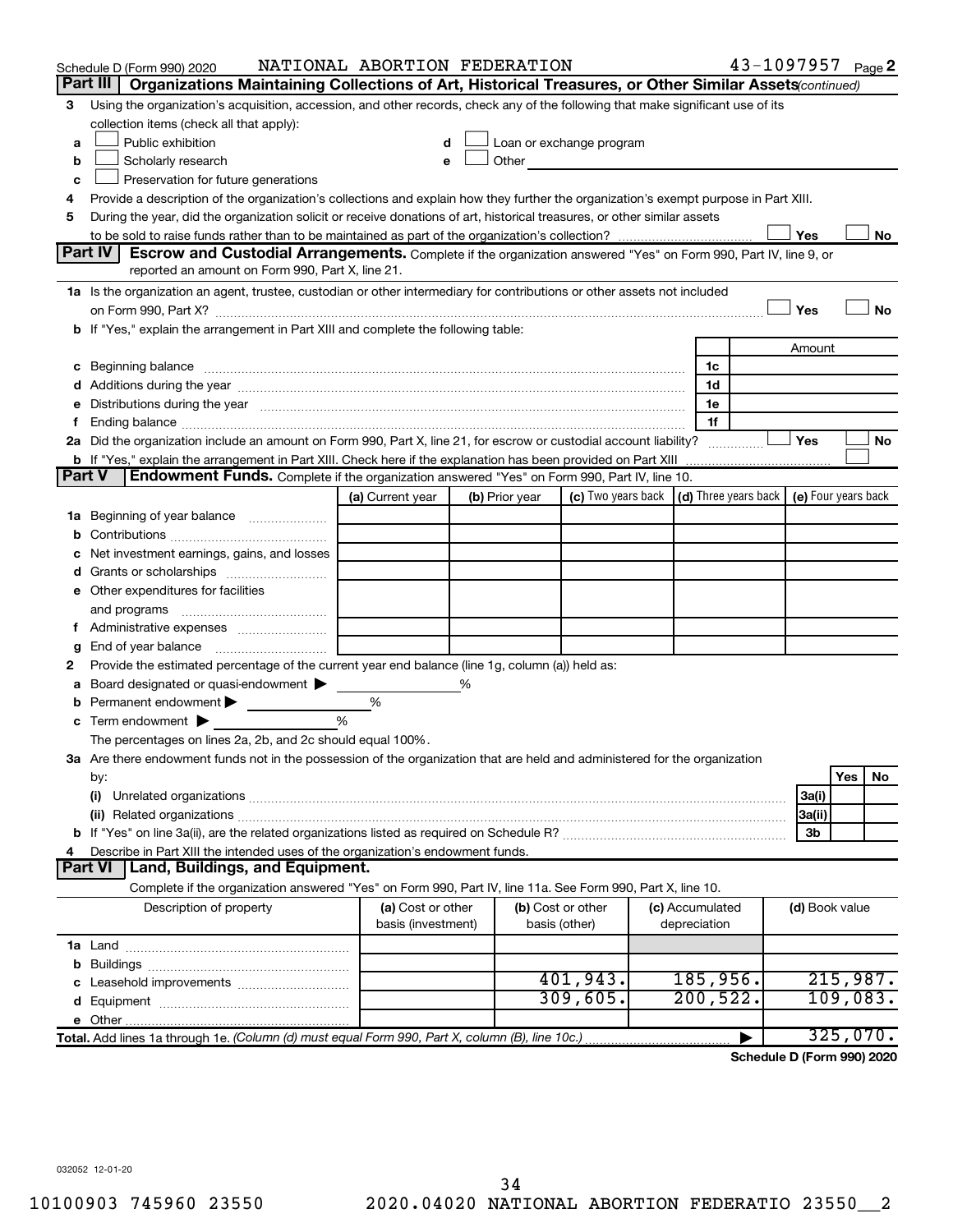Schedule D (Form 990) 2020 NATIONAL ABORTION FEDERATION 43-1097957 Page 2

**Part III Organizations Maintaining Collections of Art, Historical Treasures, or Other Similar Assets** *(continued)*

3 Using the organization's acquisition, accession, and other records, check any of the following that make significant use of its collection items (check all that apply):

a ☐ Public exhibition
b ☐ Scholarly research
c ☐ Preservation for future generations
d ☐ Loan or exchange program
e ☐ Other

4 Provide a description of the organization's collections and explain how they further the organization's exempt purpose in Part XIII.

5 During the year, did the organization solicit or receive donations of art, historical treasures, or other similar assets to be sold to raise funds rather than to be maintained as part of the organization's collection? ☐ Yes ☐ No

**Part IV Escrow and Custodial Arrangements.** Complete if the organization answered "Yes" on Form 990, Part IV, line 9, or reported an amount on Form 990, Part X, line 21.

1a Is the organization an agent, trustee, custodian or other intermediary for contributions or other assets not included on Form 990, Part X? ☐ Yes ☐ No

b If "Yes," explain the arrangement in Part XIII and complete the following table:

| | | Amount |
|---|---|---|
| c Beginning balance | 1c | |
| d Additions during the year | 1d | |
| e Distributions during the year | 1e | |
| f Ending balance | 1f | |

2a Did the organization include an amount on Form 990, Part X, line 21, for escrow or custodial account liability? ☐ Yes ☐ No

b If "Yes," explain the arrangement in Part XIII. Check here if the explanation has been provided on Part XIII ☐

**Part V Endowment Funds.** Complete if the organization answered "Yes" on Form 990, Part IV, line 10.

| | (a) Current year | (b) Prior year | (c) Two years back | (d) Three years back | (e) Four years back |
|---|---|---|---|---|---|
| 1a Beginning of year balance | | | | | |
| b Contributions | | | | | |
| c Net investment earnings, gains, and losses | | | | | |
| d Grants or scholarships | | | | | |
| e Other expenditures for facilities and programs | | | | | |
| f Administrative expenses | | | | | |
| g End of year balance | | | | | |

2 Provide the estimated percentage of the current year end balance (line 1g, column (a)) held as:

a Board designated or quasi-endowment ▶ %
b Permanent endowment ▶ %
c Term endowment ▶ %

The percentages on lines 2a, 2b, and 2c should equal 100%.

3a Are there endowment funds not in the possession of the organization that are held and administered for the organization by:

| | | Yes | No |
|---|---|---|---|
| (i) Unrelated organizations | 3a(i) | | |
| (ii) Related organizations | 3a(ii) | | |
| b If "Yes" on line 3a(ii), are the related organizations listed as required on Schedule R? | 3b | | |

4 Describe in Part XIII the intended uses of the organization's endowment funds.

**Part VI Land, Buildings, and Equipment.**

Complete if the organization answered "Yes" on Form 990, Part IV, line 11a. See Form 990, Part X, line 10.

| Description of property | (a) Cost or other basis (investment) | (b) Cost or other basis (other) | (c) Accumulated depreciation | (d) Book value |
|---|---|---|---|---|
| 1a Land | | | | |
| b Buildings | | | | |
| c Leasehold improvements | | 401,943. | 185,956. | 215,987. |
| d Equipment | | 309,605. | 200,522. | 109,083. |
| e Other | | | | |
| **Total.** Add lines 1a through 1e. *(Column (d) must equal Form 990, Part X, column (B), line 10c.)* | | | ▶ | 325,070. |

**Schedule D (Form 990) 2020**

032052 12-01-20

10100903 745960 23550 2020.04020 NATIONAL ABORTION FEDERATIO 23550__2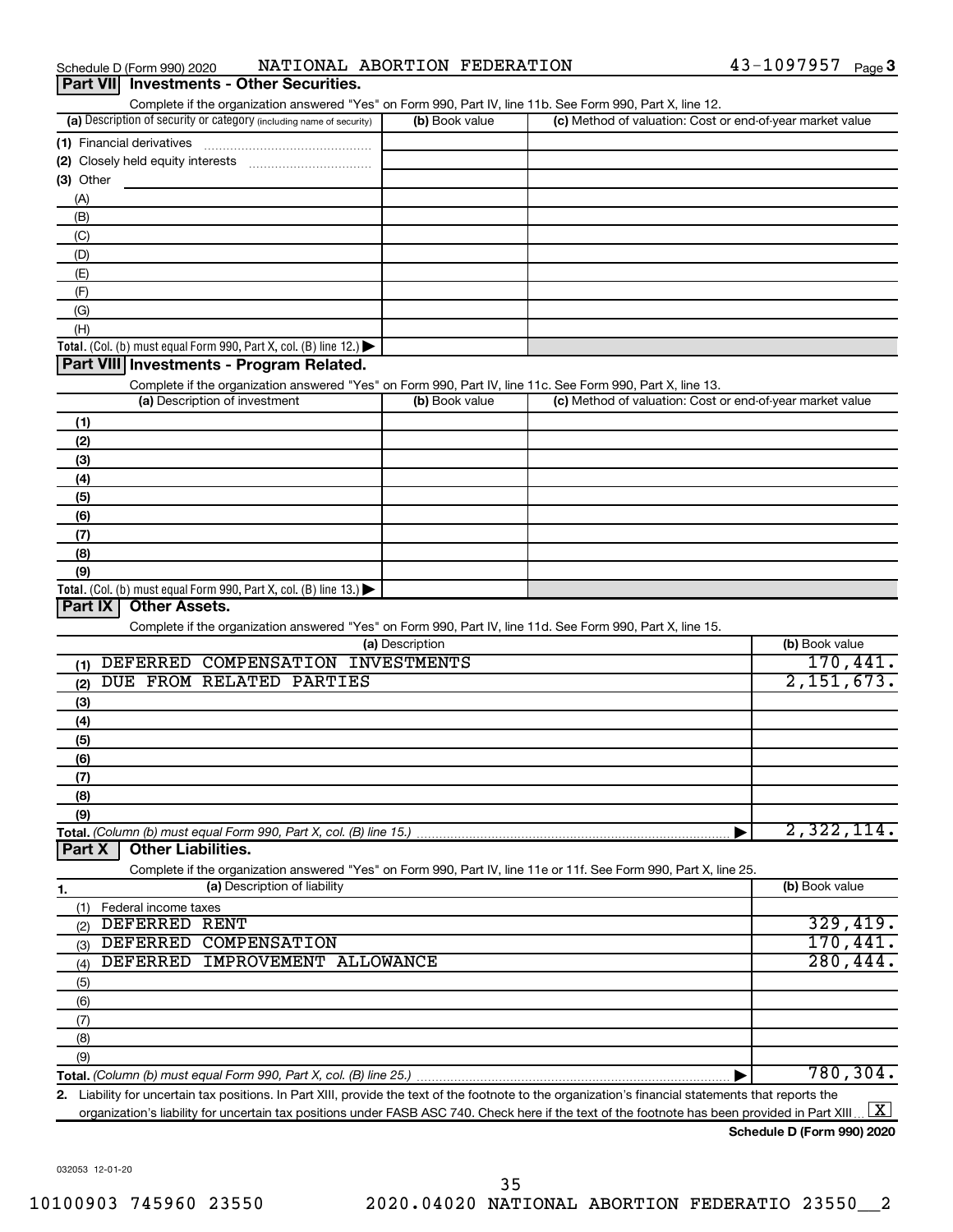Schedule D (Form 990) 2020 NATIONAL ABORTION FEDERATION 43-1097957 Page 3

## Part VII Investments - Other Securities.

Complete if the organization answered "Yes" on Form 990, Part IV, line 11b. See Form 990, Part X, line 12.

| (a) Description of security or category (including name of security) | (b) Book value | (c) Method of valuation: Cost or end-of-year market value |
|---|---|---|
| (1) Financial derivatives | | |
| (2) Closely held equity interests | | |
| (3) Other | | |
| (A) | | |
| (B) | | |
| (C) | | |
| (D) | | |
| (E) | | |
| (F) | | |
| (G) | | |
| (H) | | |
| **Total.** (Col. (b) must equal Form 990, Part X, col. (B) line 12.) | | |

## Part VIII Investments - Program Related.

Complete if the organization answered "Yes" on Form 990, Part IV, line 11c. See Form 990, Part X, line 13.

| (a) Description of investment | (b) Book value | (c) Method of valuation: Cost or end-of-year market value |
|---|---|---|
| (1) | | |
| (2) | | |
| (3) | | |
| (4) | | |
| (5) | | |
| (6) | | |
| (7) | | |
| (8) | | |
| (9) | | |
| **Total.** (Col. (b) must equal Form 990, Part X, col. (B) line 13.) | | |

## Part IX Other Assets.

Complete if the organization answered "Yes" on Form 990, Part IV, line 11d. See Form 990, Part X, line 15.

| (a) Description | (b) Book value |
|---|---|
| (1) DEFERRED COMPENSATION INVESTMENTS | 170,441. |
| (2) DUE FROM RELATED PARTIES | 2,151,673. |
| (3) | |
| (4) | |
| (5) | |
| (6) | |
| (7) | |
| (8) | |
| (9) | |
| **Total.** *(Column (b) must equal Form 990, Part X, col. (B) line 15.)* | 2,322,114. |

## Part X Other Liabilities.

Complete if the organization answered "Yes" on Form 990, Part IV, line 11e or 11f. See Form 990, Part X, line 25.

| 1. (a) Description of liability | (b) Book value |
|---|---|
| (1) Federal income taxes | |
| (2) DEFERRED RENT | 329,419. |
| (3) DEFERRED COMPENSATION | 170,441. |
| (4) DEFERRED IMPROVEMENT ALLOWANCE | 280,444. |
| (5) | |
| (6) | |
| (7) | |
| (8) | |
| (9) | |
| **Total.** *(Column (b) must equal Form 990, Part X, col. (B) line 25.)* | 780,304. |

2. Liability for uncertain tax positions. In Part XIII, provide the text of the footnote to the organization's financial statements that reports the organization's liability for uncertain tax positions under FASB ASC 740. Check here if the text of the footnote has been provided in Part XIII [X]

**Schedule D (Form 990) 2020**

032053 12-01-20

10100903 745960 23550 2020.04020 NATIONAL ABORTION FEDERATIO 23550__2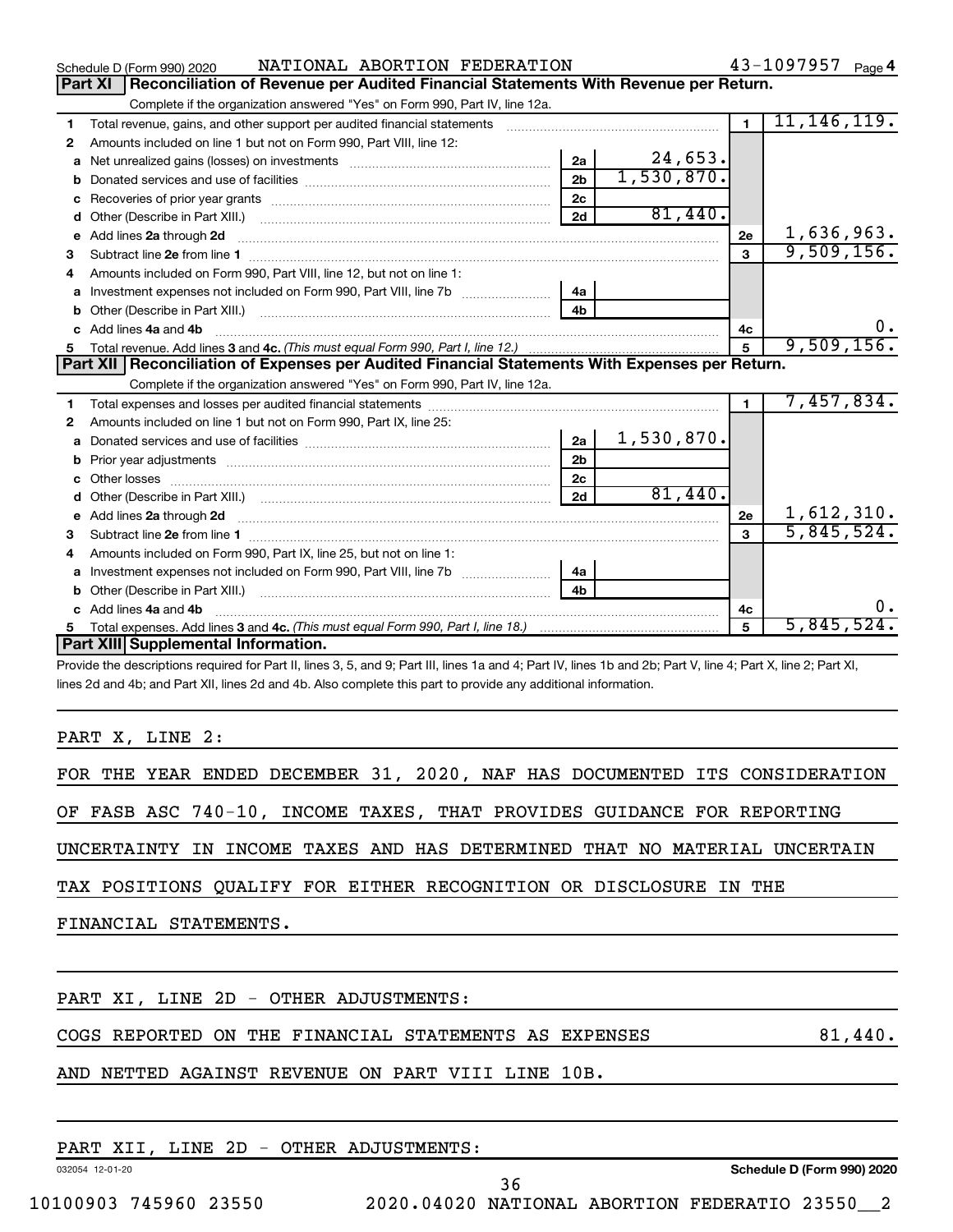Schedule D (Form 990) 2020 NATIONAL ABORTION FEDERATION 43-1097957 Page 4

## Part XI Reconciliation of Revenue per Audited Financial Statements With Revenue per Return.

Complete if the organization answered "Yes" on Form 990, Part IV, line 12a.

| | | | | | |
|---|---|---|---|---|---|
| 1 | Total revenue, gains, and other support per audited financial statements | | | 1 | 11,146,119. |
| 2 | Amounts included on line 1 but not on Form 990, Part VIII, line 12: | | | | |
| a | Net unrealized gains (losses) on investments | 2a | 24,653. | | |
| b | Donated services and use of facilities | 2b | 1,530,870. | | |
| c | Recoveries of prior year grants | 2c | | | |
| d | Other (Describe in Part XIII.) | 2d | 81,440. | | |
| e | Add lines 2a through 2d | | | 2e | 1,636,963. |
| 3 | Subtract line 2e from line 1 | | | 3 | 9,509,156. |
| 4 | Amounts included on Form 990, Part VIII, line 12, but not on line 1: | | | | |
| a | Investment expenses not included on Form 990, Part VIII, line 7b | 4a | | | |
| b | Other (Describe in Part XIII.) | 4b | | | |
| c | Add lines 4a and 4b | | | 4c | 0. |
| 5 | Total revenue. Add lines 3 and 4c. *(This must equal Form 990, Part I, line 12.)* | | | 5 | 9,509,156. |

## Part XII Reconciliation of Expenses per Audited Financial Statements With Expenses per Return.

Complete if the organization answered "Yes" on Form 990, Part IV, line 12a.

| | | | | | |
|---|---|---|---|---|---|
| 1 | Total expenses and losses per audited financial statements | | | 1 | 7,457,834. |
| 2 | Amounts included on line 1 but not on Form 990, Part IX, line 25: | | | | |
| a | Donated services and use of facilities | 2a | 1,530,870. | | |
| b | Prior year adjustments | 2b | | | |
| c | Other losses | 2c | | | |
| d | Other (Describe in Part XIII.) | 2d | 81,440. | | |
| e | Add lines 2a through 2d | | | 2e | 1,612,310. |
| 3 | Subtract line 2e from line 1 | | | 3 | 5,845,524. |
| 4 | Amounts included on Form 990, Part IX, line 25, but not on line 1: | | | | |
| a | Investment expenses not included on Form 990, Part VIII, line 7b | 4a | | | |
| b | Other (Describe in Part XIII.) | 4b | | | |
| c | Add lines 4a and 4b | | | 4c | 0. |
| 5 | Total expenses. Add lines 3 and 4c. *(This must equal Form 990, Part I, line 18.)* | | | 5 | 5,845,524. |

## Part XIII Supplemental Information.

Provide the descriptions required for Part II, lines 3, 5, and 9; Part III, lines 1a and 4; Part IV, lines 1b and 2b; Part V, line 4; Part X, line 2; Part XI, lines 2d and 4b; and Part XII, lines 2d and 4b. Also complete this part to provide any additional information.

PART X, LINE 2:

FOR THE YEAR ENDED DECEMBER 31, 2020, NAF HAS DOCUMENTED ITS CONSIDERATION OF FASB ASC 740-10, INCOME TAXES, THAT PROVIDES GUIDANCE FOR REPORTING UNCERTAINTY IN INCOME TAXES AND HAS DETERMINED THAT NO MATERIAL UNCERTAIN TAX POSITIONS QUALIFY FOR EITHER RECOGNITION OR DISCLOSURE IN THE FINANCIAL STATEMENTS.

PART XI, LINE 2D - OTHER ADJUSTMENTS:

COGS REPORTED ON THE FINANCIAL STATEMENTS AS EXPENSES 81,440.
AND NETTED AGAINST REVENUE ON PART VIII LINE 10B.

PART XII, LINE 2D - OTHER ADJUSTMENTS:

032054 12-01-20 Schedule D (Form 990) 2020

10100903 745960 23550 2020.04020 NATIONAL ABORTION FEDERATIO 23550__2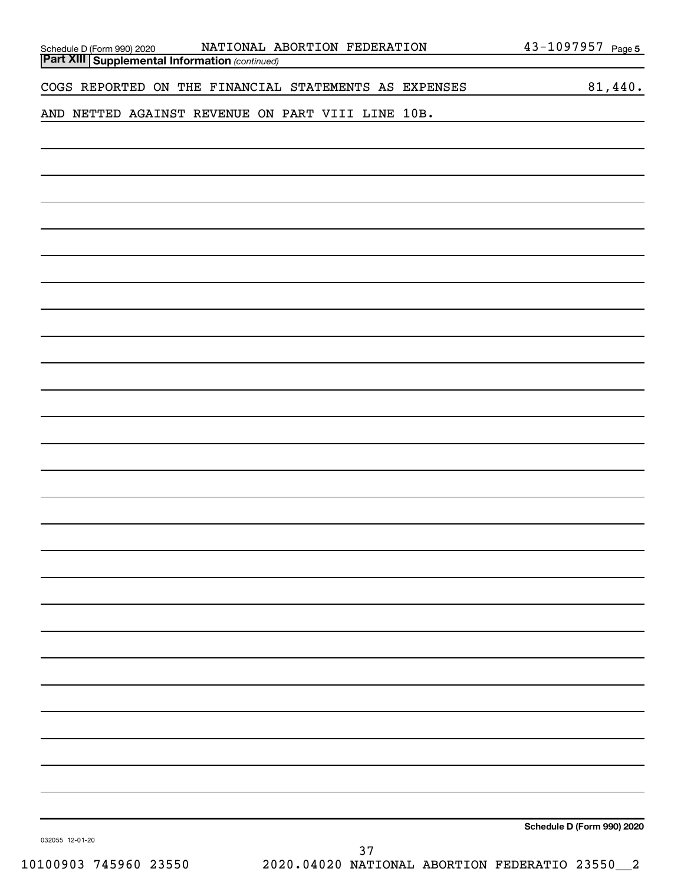Schedule D (Form 990) 2020 NATIONAL ABORTION FEDERATION 43-1097957 Page 5

**Part XIII Supplemental Information** *(continued)*

COGS REPORTED ON THE FINANCIAL STATEMENTS AS EXPENSES 81,440.

AND NETTED AGAINST REVENUE ON PART VIII LINE 10B.

**Schedule D (Form 990) 2020**

032055 12-01-20

10100903 745960 23550 2020.04020 NATIONAL ABORTION FEDERATIO 23550__2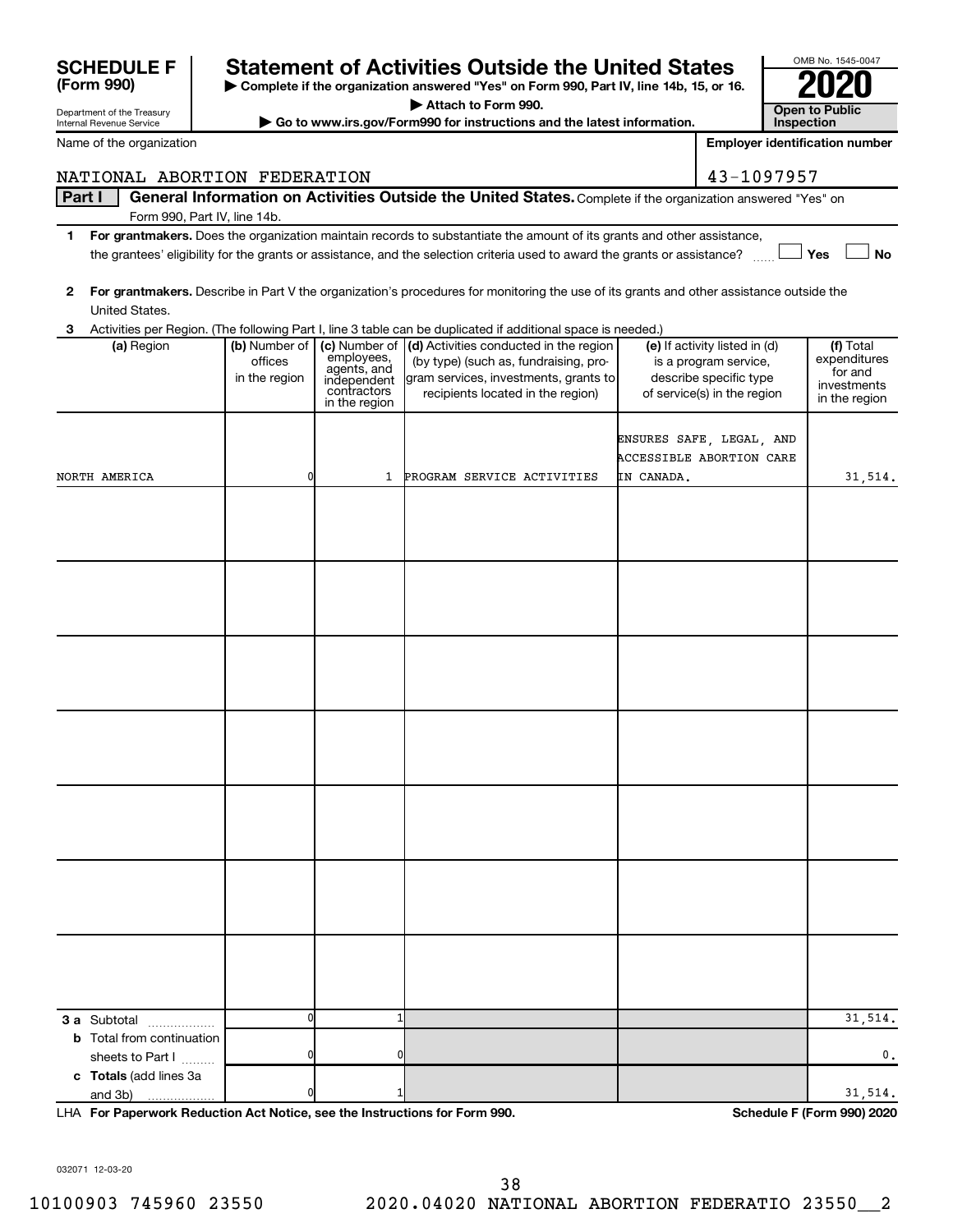# SCHEDULE F (Form 990)

Department of the Treasury
Internal Revenue Service

## Statement of Activities Outside the United States

▶ Complete if the organization answered "Yes" on Form 990, Part IV, line 14b, 15, or 16.
▶ Attach to Form 990.
▶ Go to www.irs.gov/Form990 for instructions and the latest information.

OMB No. 1545-0047

**2020**

**Open to Public Inspection**

Name of the organization: NATIONAL ABORTION FEDERATION

Employer identification number: 43-1097957

**Part I** **General Information on Activities Outside the United States.** Complete if the organization answered "Yes" on Form 990, Part IV, line 14b.

1 **For grantmakers.** Does the organization maintain records to substantiate the amount of its grants and other assistance, the grantees' eligibility for the grants or assistance, and the selection criteria used to award the grants or assistance? ☐ Yes ☐ No

2 **For grantmakers.** Describe in Part V the organization's procedures for monitoring the use of its grants and other assistance outside the United States.

3 Activities per Region. (The following Part I, line 3 table can be duplicated if additional space is needed.)

| (a) Region | (b) Number of offices in the region | (c) Number of employees, agents, and independent contractors in the region | (d) Activities conducted in the region (by type) (such as, fundraising, program services, investments, grants to recipients located in the region) | (e) If activity listed in (d) is a program service, describe specific type of service(s) in the region | (f) Total expenditures for and investments in the region |
|---|---|---|---|---|---|
| NORTH AMERICA | 0 | 1 | PROGRAM SERVICE ACTIVITIES | ENSURES SAFE, LEGAL, AND ACCESSIBLE ABORTION CARE IN CANADA. | 31,514. |
| | | | | | |
| | | | | | |
| | | | | | |
| | | | | | |
| | | | | | |
| | | | | | |
| | | | | | |
| **3 a** Subtotal | 0 | 1 | | | 31,514. |
| **b** Total from continuation sheets to Part I | 0 | 0 | | | 0. |
| **c Totals** (add lines 3a and 3b) | 0 | 1 | | | 31,514. |

LHA **For Paperwork Reduction Act Notice, see the Instructions for Form 990.** **Schedule F (Form 990) 2020**

032071 12-03-20

10100903 745960 23550 2020.04020 NATIONAL ABORTION FEDERATIO 23550__2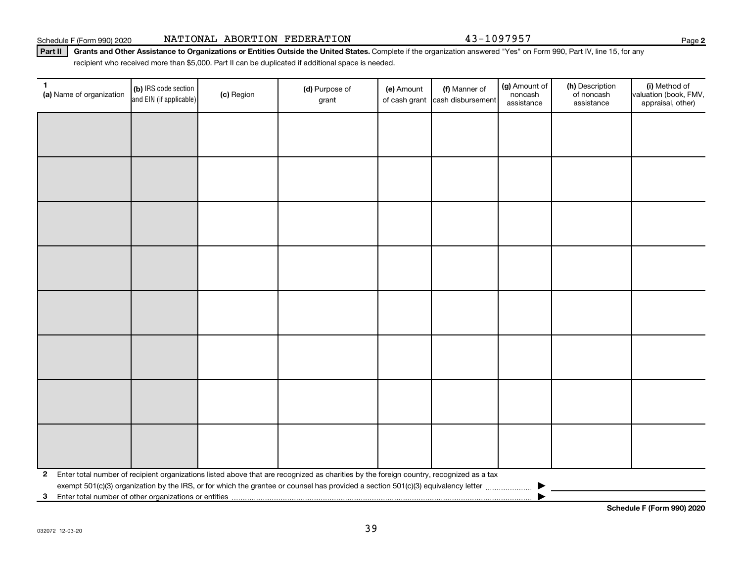Schedule F (Form 990) 2020 NATIONAL ABORTION FEDERATION 43-1097957 Page 2

**Part II** **Grants and Other Assistance to Organizations or Entities Outside the United States.** Complete if the organization answered "Yes" on Form 990, Part IV, line 15, for any recipient who received more than $5,000. Part II can be duplicated if additional space is needed.

| 1 (a) Name of organization | (b) IRS code section and EIN (if applicable) | (c) Region | (d) Purpose of grant | (e) Amount of cash grant | (f) Manner of cash disbursement | (g) Amount of noncash assistance | (h) Description of noncash assistance | (i) Method of valuation (book, FMV, appraisal, other) |
|---|---|---|---|---|---|---|---|---|
| | | | | | | | | |
| | | | | | | | | |
| | | | | | | | | |
| | | | | | | | | |
| | | | | | | | | |
| | | | | | | | | |
| | | | | | | | | |
| | | | | | | | | |

**2** Enter total number of recipient organizations listed above that are recognized as charities by the foreign country, recognized as a tax exempt 501(c)(3) organization by the IRS, or for which the grantee or counsel has provided a section 501(c)(3) equivalency letter ▶

**3** Enter total number of other organizations or entities ▶

**Schedule F (Form 990) 2020**

032072 12-03-20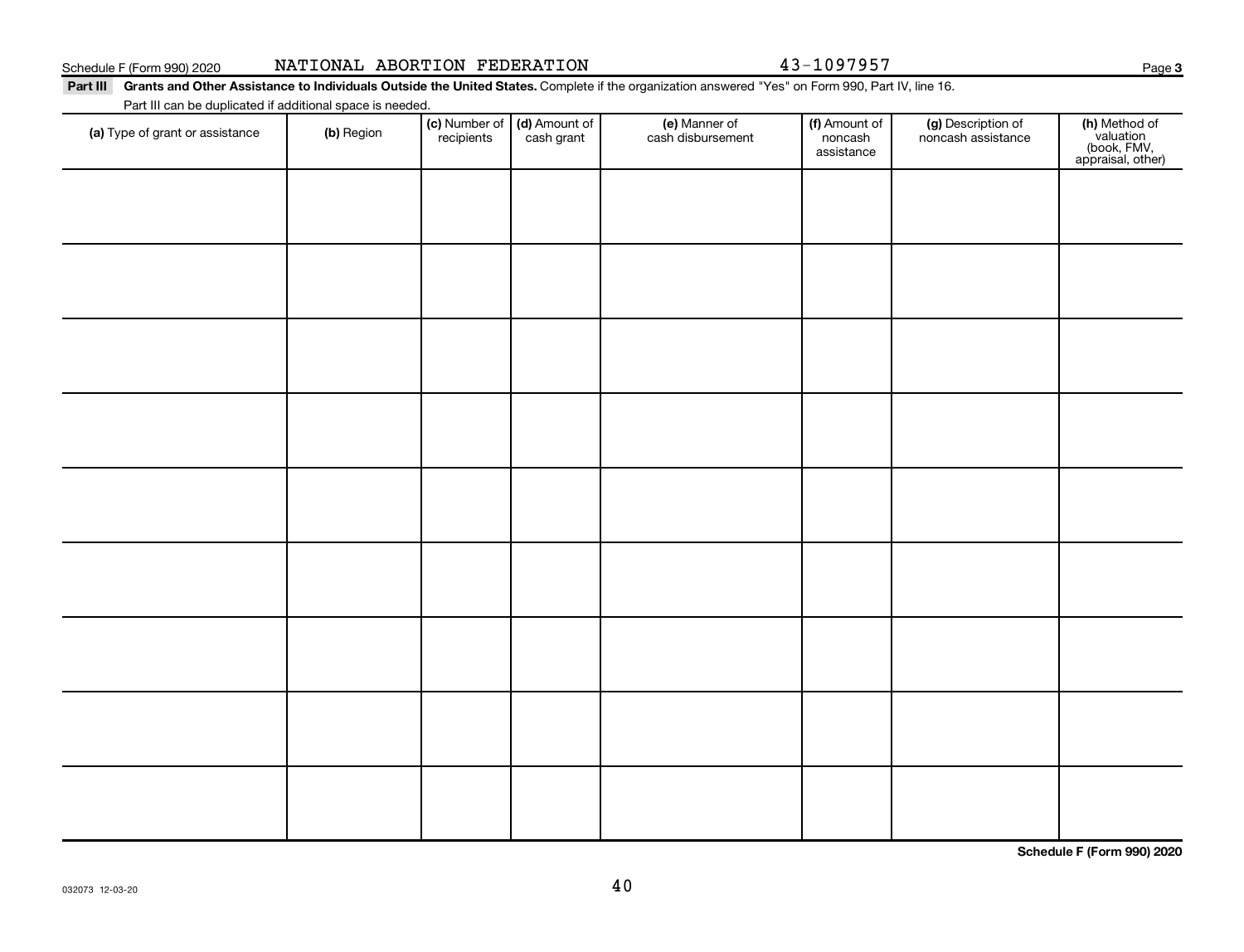Schedule F (Form 990) 2020 NATIONAL ABORTION FEDERATION 43-1097957 Page 3

**Part III** **Grants and Other Assistance to Individuals Outside the United States.** Complete if the organization answered "Yes" on Form 990, Part IV, line 16.

Part III can be duplicated if additional space is needed.

| (a) Type of grant or assistance | (b) Region | (c) Number of recipients | (d) Amount of cash grant | (e) Manner of cash disbursement | (f) Amount of noncash assistance | (g) Description of noncash assistance | (h) Method of valuation (book, FMV, appraisal, other) |
|---|---|---|---|---|---|---|---|
| | | | | | | | |
| | | | | | | | |
| | | | | | | | |
| | | | | | | | |
| | | | | | | | |
| | | | | | | | |
| | | | | | | | |
| | | | | | | | |
| | | | | | | | |

**Schedule F (Form 990) 2020**

032073 12-03-20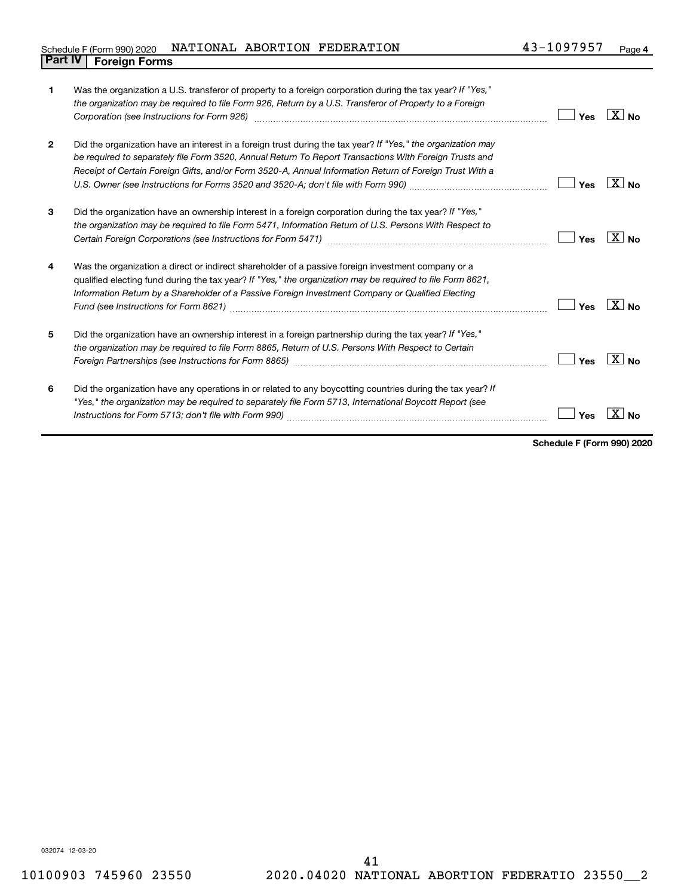Schedule F (Form 990) 2020 NATIONAL ABORTION FEDERATION 43-1097957 Page 4

## Part IV Foreign Forms

| | | Yes | No |
|---|---|---|---|
| 1 | Was the organization a U.S. transferor of property to a foreign corporation during the tax year? *If "Yes," the organization may be required to file Form 926, Return by a U.S. Transferor of Property to a Foreign Corporation (see Instructions for Form 926)* | | X |
| 2 | Did the organization have an interest in a foreign trust during the tax year? *If "Yes," the organization may be required to separately file Form 3520, Annual Return To Report Transactions With Foreign Trusts and Receipt of Certain Foreign Gifts, and/or Form 3520-A, Annual Information Return of Foreign Trust With a U.S. Owner (see Instructions for Forms 3520 and 3520-A; don't file with Form 990)* | | X |
| 3 | Did the organization have an ownership interest in a foreign corporation during the tax year? *If "Yes," the organization may be required to file Form 5471, Information Return of U.S. Persons With Respect to Certain Foreign Corporations (see Instructions for Form 5471)* | | X |
| 4 | Was the organization a direct or indirect shareholder of a passive foreign investment company or a qualified electing fund during the tax year? *If "Yes," the organization may be required to file Form 8621, Information Return by a Shareholder of a Passive Foreign Investment Company or Qualified Electing Fund (see Instructions for Form 8621)* | | X |
| 5 | Did the organization have an ownership interest in a foreign partnership during the tax year? *If "Yes," the organization may be required to file Form 8865, Return of U.S. Persons With Respect to Certain Foreign Partnerships (see Instructions for Form 8865)* | | X |
| 6 | Did the organization have any operations in or related to any boycotting countries during the tax year? *If "Yes," the organization may be required to separately file Form 5713, International Boycott Report (see Instructions for Form 5713; don't file with Form 990)* | | X |

**Schedule F (Form 990) 2020**

032074 12-03-20

10100903 745960 23550 2020.04020 NATIONAL ABORTION FEDERATIO 23550__2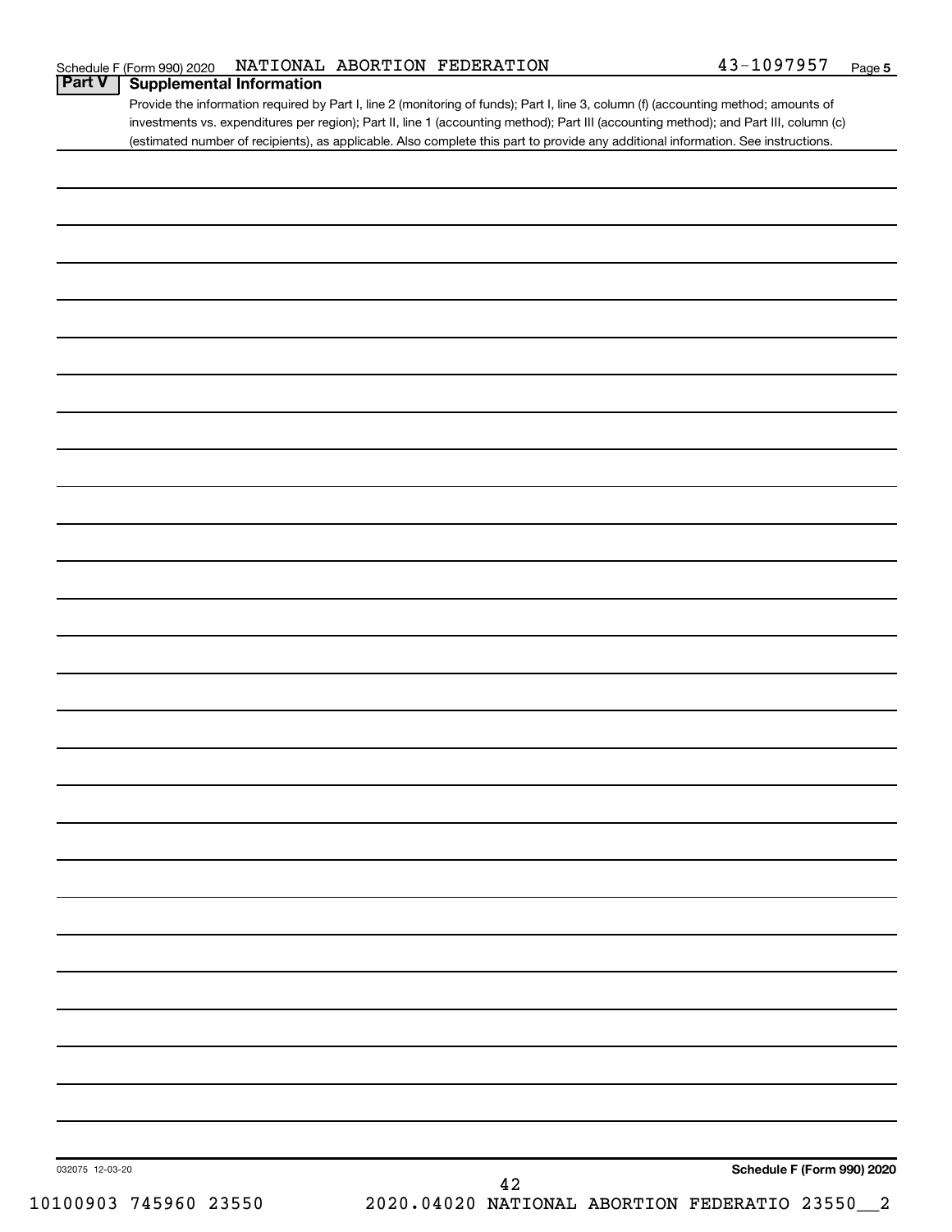Schedule F (Form 990) 2020 NATIONAL ABORTION FEDERATION 43-1097957 Page **5**

## Part V Supplemental Information

Provide the information required by Part I, line 2 (monitoring of funds); Part I, line 3, column (f) (accounting method; amounts of investments vs. expenditures per region); Part II, line 1 (accounting method); Part III (accounting method); and Part III, column (c) (estimated number of recipients), as applicable. Also complete this part to provide any additional information. See instructions.

032075 12-03-20 **Schedule F (Form 990) 2020**

10100903 745960 23550 2020.04020 NATIONAL ABORTION FEDERATIO 23550__2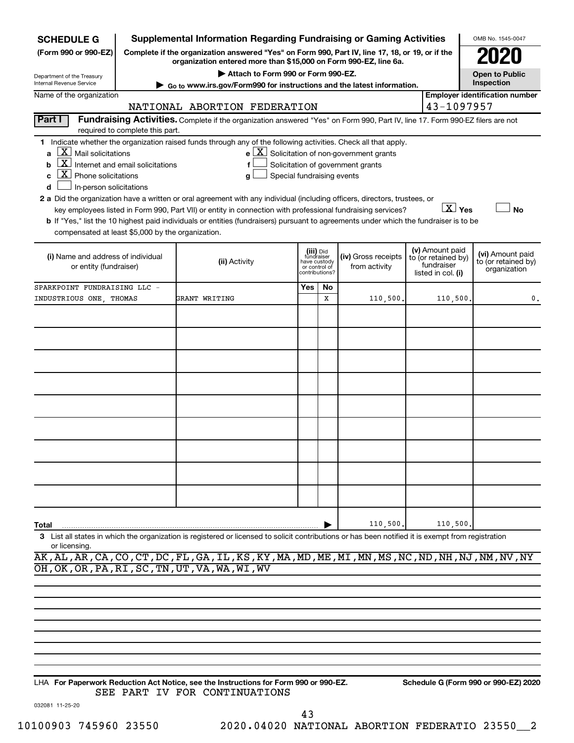**SCHEDULE G** (Form 990 or 990-EZ)

Department of the Treasury
Internal Revenue Service

# Supplemental Information Regarding Fundraising or Gaming Activities

**Complete if the organization answered "Yes" on Form 990, Part IV, line 17, 18, or 19, or if the organization entered more than $15,000 on Form 990-EZ, line 6a.**

▶ Attach to Form 990 or Form 990-EZ.

▶ Go to www.irs.gov/Form990 for instructions and the latest information.

OMB No. 1545-0047

**2020**

**Open to Public Inspection**

Name of the organization: NATIONAL ABORTION FEDERATION

Employer identification number: 43-1097957

**Part I — Fundraising Activities.** Complete if the organization answered "Yes" on Form 990, Part IV, line 17. Form 990-EZ filers are not required to complete this part.

1 Indicate whether the organization raised funds through any of the following activities. Check all that apply.

- a [X] Mail solicitations
- b [X] Internet and email solicitations
- c [X] Phone solicitations
- d [ ] In-person solicitations
- e [X] Solicitation of non-government grants
- f [ ] Solicitation of government grants
- g [ ] Special fundraising events

2 a Did the organization have a written or oral agreement with any individual (including officers, directors, trustees, or key employees listed in Form 990, Part VII) or entity in connection with professional fundraising services? [X] Yes [ ] No

b If "Yes," list the 10 highest paid individuals or entities (fundraisers) pursuant to agreements under which the fundraiser is to be compensated at least $5,000 by the organization.

| (i) Name and address of individual or entity (fundraiser) | (ii) Activity | (iii) Did fundraiser have custody or control of contributions? Yes | No | (iv) Gross receipts from activity | (v) Amount paid to (or retained by) fundraiser listed in col. (i) | (vi) Amount paid to (or retained by) organization |
|---|---|---|---|---|---|---|
| SPARKPOINT FUNDRAISING LLC - INDUSTRIOUS ONE, THOMAS | GRANT WRITING | | X | 110,500. | 110,500. | 0. |
| | | | | | | |
| | | | | | | |
| | | | | | | |
| | | | | | | |
| | | | | | | |
| | | | | | | |
| | | | | | | |
| | | | | | | |
| | | | | | | |
| **Total** | | | | 110,500. | 110,500. | |

3 List all states in which the organization is registered or licensed to solicit contributions or has been notified it is exempt from registration or licensing.

AK,AL,AR,CA,CO,CT,DC,FL,GA,IL,KS,KY,MA,MD,ME,MI,MN,MS,NC,ND,NH,NJ,NM,NV,NY OH,OK,OR,PA,RI,SC,TN,UT,VA,WA,WI,WV

LHA **For Paperwork Reduction Act Notice, see the Instructions for Form 990 or 990-EZ.** **Schedule G (Form 990 or 990-EZ) 2020**

SEE PART IV FOR CONTINUATIONS

032081 11-25-20

10100903 745960 23550 2020.04020 NATIONAL ABORTION FEDERATIO 23550__2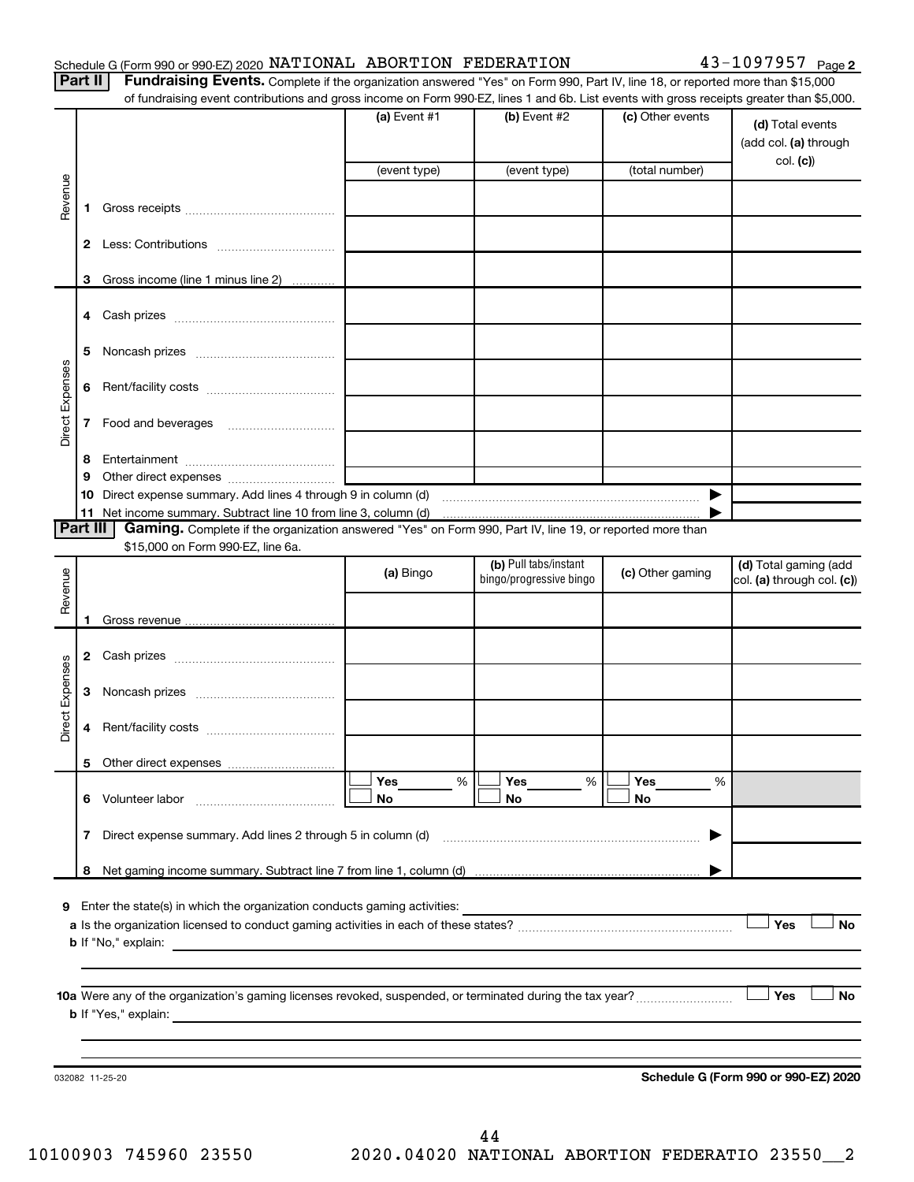Schedule G (Form 990 or 990-EZ) 2020 NATIONAL ABORTION FEDERATION 43-1097957 Page 2

**Part II** **Fundraising Events.** Complete if the organization answered "Yes" on Form 990, Part IV, line 18, or reported more than $15,000 of fundraising event contributions and gross income on Form 990-EZ, lines 1 and 6b. List events with gross receipts greater than $5,000.

| | | (a) Event #1 | (b) Event #2 | (c) Other events | (d) Total events (add col. (a) through col. (c)) |
|---|---|---|---|---|---|
| | | (event type) | (event type) | (total number) | |
| Revenue | 1 Gross receipts | | | | |
| | 2 Less: Contributions | | | | |
| | 3 Gross income (line 1 minus line 2) | | | | |
| Direct Expenses | 4 Cash prizes | | | | |
| | 5 Noncash prizes | | | | |
| | 6 Rent/facility costs | | | | |
| | 7 Food and beverages | | | | |
| | 8 Entertainment | | | | |
| | 9 Other direct expenses | | | | |
| | 10 Direct expense summary. Add lines 4 through 9 in column (d) | | | ▶ | |
| | 11 Net income summary. Subtract line 10 from line 3, column (d) | | | ▶ | |

**Part III** **Gaming.** Complete if the organization answered "Yes" on Form 990, Part IV, line 19, or reported more than $15,000 on Form 990-EZ, line 6a.

| | | (a) Bingo | (b) Pull tabs/instant bingo/progressive bingo | (c) Other gaming | (d) Total gaming (add col. (a) through col. (c)) |
|---|---|---|---|---|---|
| Revenue | 1 Gross revenue | | | | |
| Direct Expenses | 2 Cash prizes | | | | |
| | 3 Noncash prizes | | | | |
| | 4 Rent/facility costs | | | | |
| | 5 Other direct expenses | | | | |
| | 6 Volunteer labor | ☐ Yes ____ % ☐ No | ☐ Yes ____ % ☐ No | ☐ Yes ____ % ☐ No | |
| | 7 Direct expense summary. Add lines 2 through 5 in column (d) | | | ▶ | |
| | 8 Net gaming income summary. Subtract line 7 from line 1, column (d) | | | ▶ | |

**9** Enter the state(s) in which the organization conducts gaming activities: ____________________

**a** Is the organization licensed to conduct gaming activities in each of these states? ☐ Yes ☐ No

**b** If "No," explain: ____________________

**10a** Were any of the organization's gaming licenses revoked, suspended, or terminated during the tax year? ☐ Yes ☐ No

**b** If "Yes," explain: ____________________

032082 11-25-20 **Schedule G (Form 990 or 990-EZ) 2020**

10100903 745960 23550 2020.04020 NATIONAL ABORTION FEDERATIO 23550__2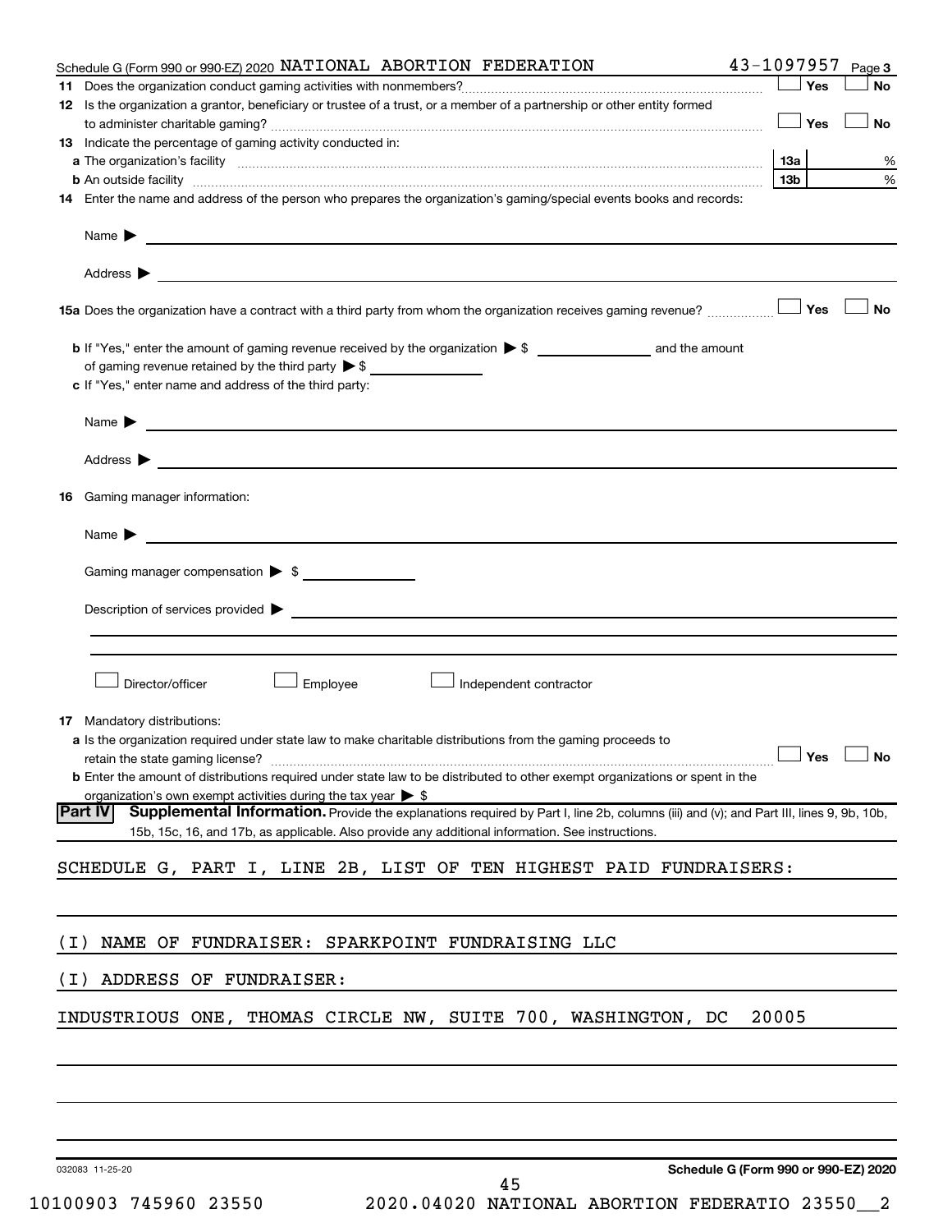Schedule G (Form 990 or 990-EZ) 2020 NATIONAL ABORTION FEDERATION 43-1097957 Page 3

**11** Does the organization conduct gaming activities with nonmembers? ☐ Yes ☐ No

**12** Is the organization a grantor, beneficiary or trustee of a trust, or a member of a partnership or other entity formed to administer charitable gaming? ☐ Yes ☐ No

**13** Indicate the percentage of gaming activity conducted in:

**a** The organization's facility **13a** %

**b** An outside facility **13b** %

**14** Enter the name and address of the person who prepares the organization's gaming/special events books and records:

Name ▶

Address ▶

**15a** Does the organization have a contract with a third party from whom the organization receives gaming revenue? ☐ Yes ☐ No

**b** If "Yes," enter the amount of gaming revenue received by the organization ▶ $ ______ and the amount of gaming revenue retained by the third party ▶ $ ______

**c** If "Yes," enter name and address of the third party:

Name ▶

Address ▶

**16** Gaming manager information:

Name ▶

Gaming manager compensation ▶ $

Description of services provided ▶

☐ Director/officer ☐ Employee ☐ Independent contractor

**17** Mandatory distributions:

**a** Is the organization required under state law to make charitable distributions from the gaming proceeds to retain the state gaming license? ☐ Yes ☐ No

**b** Enter the amount of distributions required under state law to be distributed to other exempt organizations or spent in the organization's own exempt activities during the tax year ▶ $

**Part IV** **Supplemental Information.** Provide the explanations required by Part I, line 2b, columns (iii) and (v); and Part III, lines 9, 9b, 10b, 15b, 15c, 16, and 17b, as applicable. Also provide any additional information. See instructions.

SCHEDULE G, PART I, LINE 2B, LIST OF TEN HIGHEST PAID FUNDRAISERS:

(I) NAME OF FUNDRAISER: SPARKPOINT FUNDRAISING LLC

(I) ADDRESS OF FUNDRAISER:

INDUSTRIOUS ONE, THOMAS CIRCLE NW, SUITE 700, WASHINGTON, DC 20005

032083 11-25-20 Schedule G (Form 990 or 990-EZ) 2020

10100903 745960 23550 2020.04020 NATIONAL ABORTION FEDERATIO 23550__2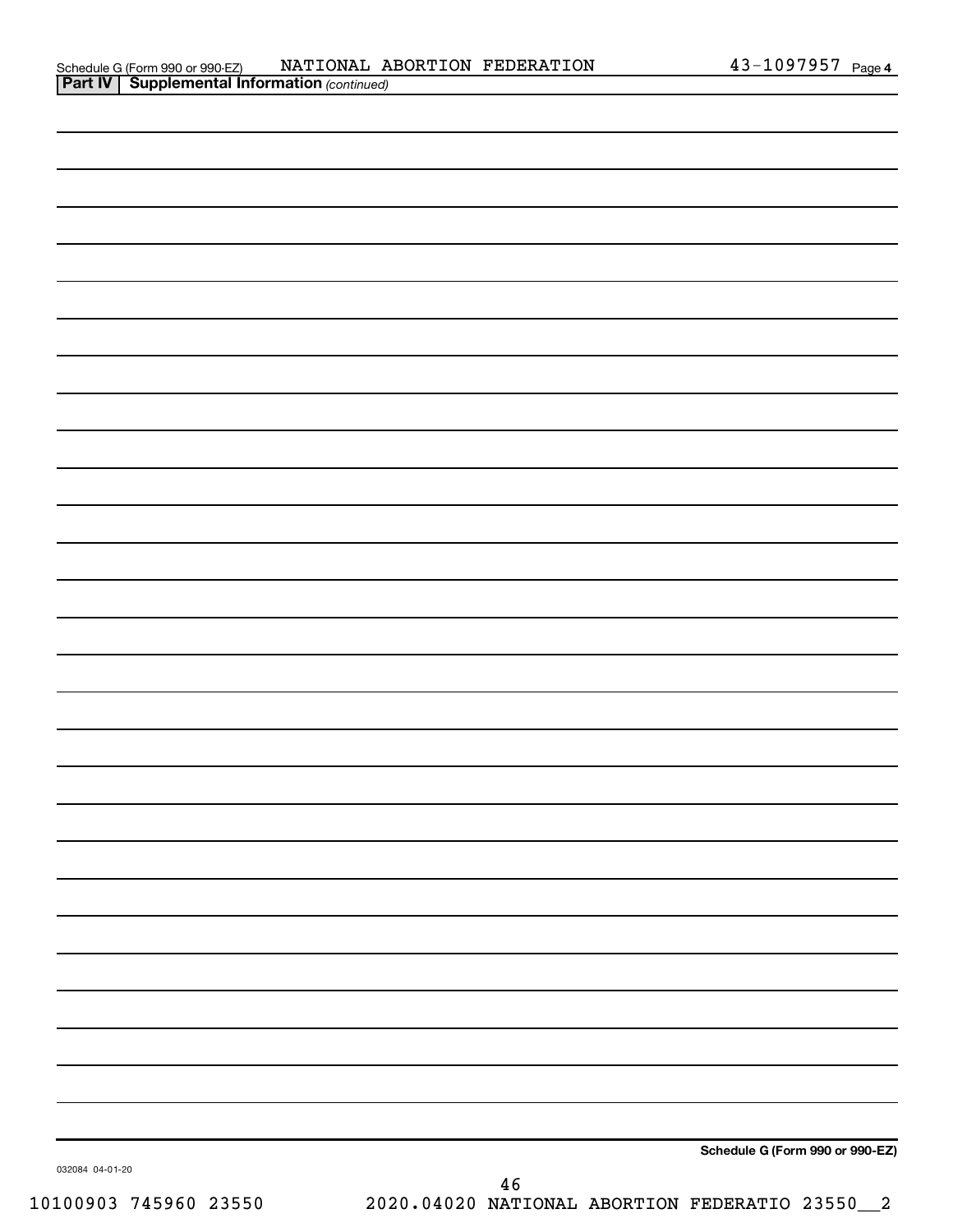Schedule G (Form 990 or 990-EZ) NATIONAL ABORTION FEDERATION 43-1097957 Page 4

**Part IV | Supplemental Information** *(continued)*

**Schedule G (Form 990 or 990-EZ)**

032084 04-01-20

10100903 745960 23550 2020.04020 NATIONAL ABORTION FEDERATIO 23550__2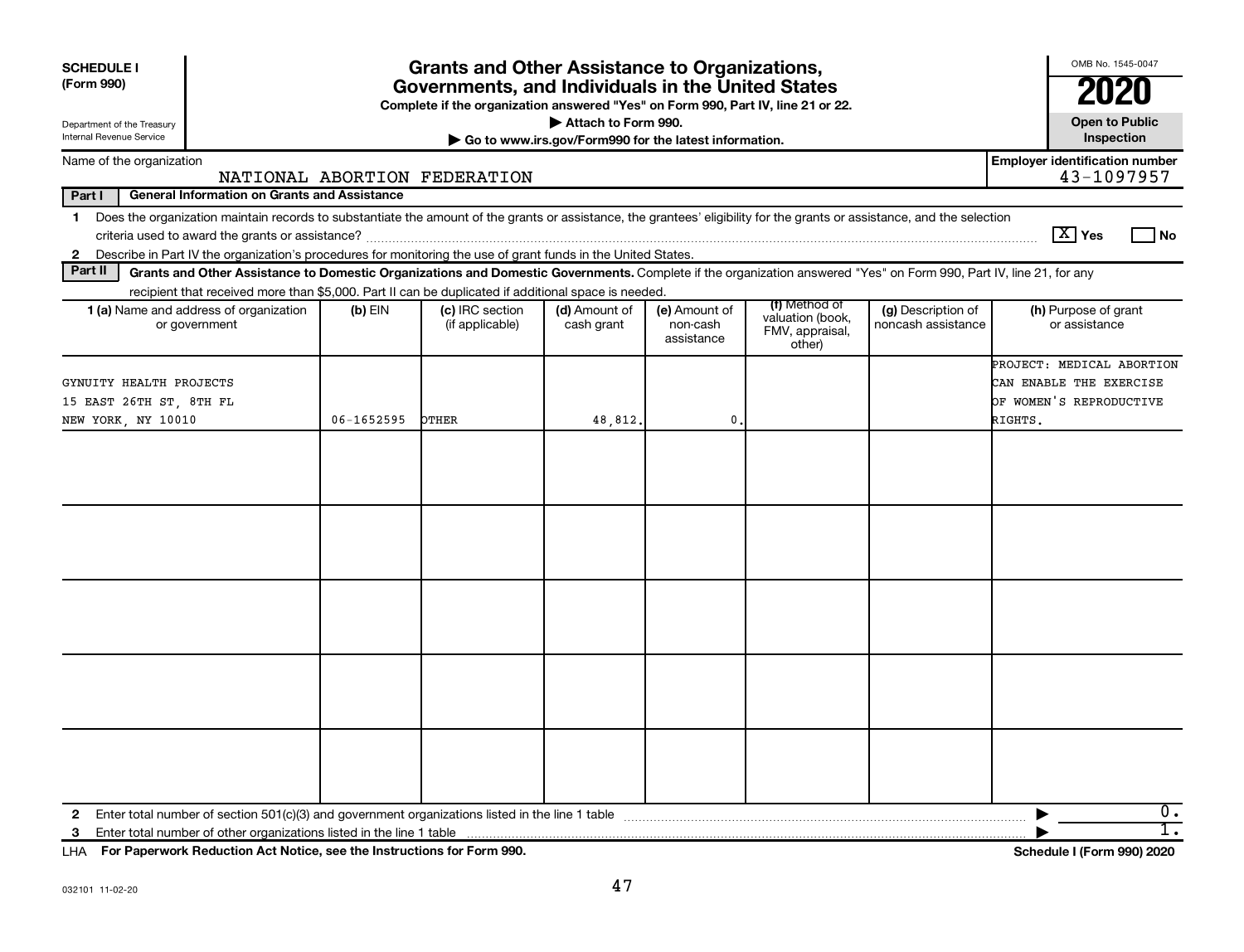**SCHEDULE I (Form 990)**

Department of the Treasury
Internal Revenue Service

# Grants and Other Assistance to Organizations, Governments, and Individuals in the United States

**Complete if the organization answered "Yes" on Form 990, Part IV, line 21 or 22.**

▶ Attach to Form 990.

▶ Go to www.irs.gov/Form990 for the latest information.

OMB No. 1545-0047

**2020**

**Open to Public Inspection**

Name of the organization: NATIONAL ABORTION FEDERATION

Employer identification number: 43-1097957

**Part I General Information on Grants and Assistance**

1 Does the organization maintain records to substantiate the amount of the grants or assistance, the grantees' eligibility for the grants or assistance, and the selection criteria used to award the grants or assistance? [X] Yes [ ] No

2 Describe in Part IV the organization's procedures for monitoring the use of grant funds in the United States.

**Part II Grants and Other Assistance to Domestic Organizations and Domestic Governments.** Complete if the organization answered "Yes" on Form 990, Part IV, line 21, for any recipient that received more than $5,000. Part II can be duplicated if additional space is needed.

| 1 (a) Name and address of organization or government | (b) EIN | (c) IRC section (if applicable) | (d) Amount of cash grant | (e) Amount of non-cash assistance | (f) Method of valuation (book, FMV, appraisal, other) | (g) Description of noncash assistance | (h) Purpose of grant or assistance |
|---|---|---|---|---|---|---|---|
| GYNUITY HEALTH PROJECTS<br>15 EAST 26TH ST, 8TH FL<br>NEW YORK, NY 10010 | 06-1652595 | OTHER | 48,812. | 0. | | | PROJECT: MEDICAL ABORTION CAN ENABLE THE EXERCISE OF WOMEN'S REPRODUCTIVE RIGHTS. |
| | | | | | | | |
| | | | | | | | |
| | | | | | | | |
| | | | | | | | |
| | | | | | | | |

2 Enter total number of section 501(c)(3) and government organizations listed in the line 1 table ▶ 0.

3 Enter total number of other organizations listed in the line 1 table ▶ 1.

LHA **For Paperwork Reduction Act Notice, see the Instructions for Form 990.** **Schedule I (Form 990) 2020**

032101 11-02-20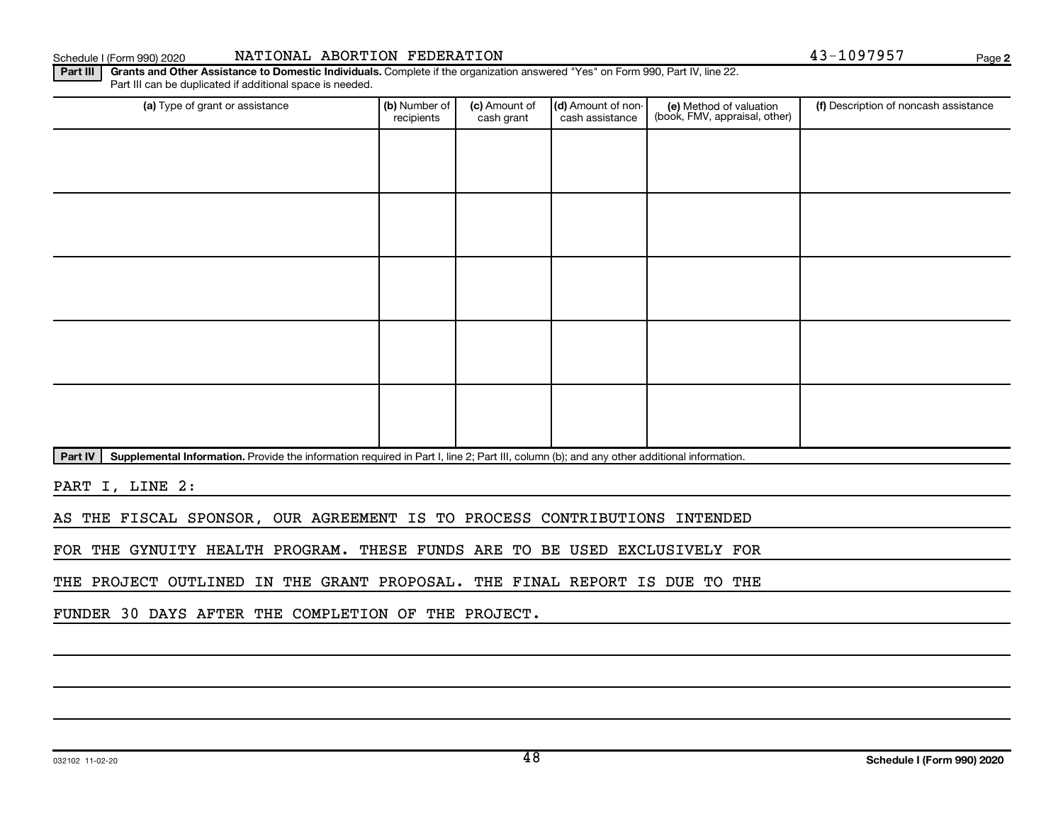Schedule I (Form 990) 2020 NATIONAL ABORTION FEDERATION 43-1097957 Page **2**

**Part III** **Grants and Other Assistance to Domestic Individuals.** Complete if the organization answered "Yes" on Form 990, Part IV, line 22. Part III can be duplicated if additional space is needed.

| (a) Type of grant or assistance | (b) Number of recipients | (c) Amount of cash grant | (d) Amount of non-cash assistance | (e) Method of valuation (book, FMV, appraisal, other) | (f) Description of noncash assistance |
|---|---|---|---|---|---|
| | | | | | |
| | | | | | |
| | | | | | |
| | | | | | |
| | | | | | |

**Part IV** **Supplemental Information.** Provide the information required in Part I, line 2; Part III, column (b); and any other additional information.

PART I, LINE 2:

AS THE FISCAL SPONSOR, OUR AGREEMENT IS TO PROCESS CONTRIBUTIONS INTENDED FOR THE GYNUITY HEALTH PROGRAM. THESE FUNDS ARE TO BE USED EXCLUSIVELY FOR THE PROJECT OUTLINED IN THE GRANT PROPOSAL. THE FINAL REPORT IS DUE TO THE FUNDER 30 DAYS AFTER THE COMPLETION OF THE PROJECT.

032102 11-02-20 **Schedule I (Form 990) 2020**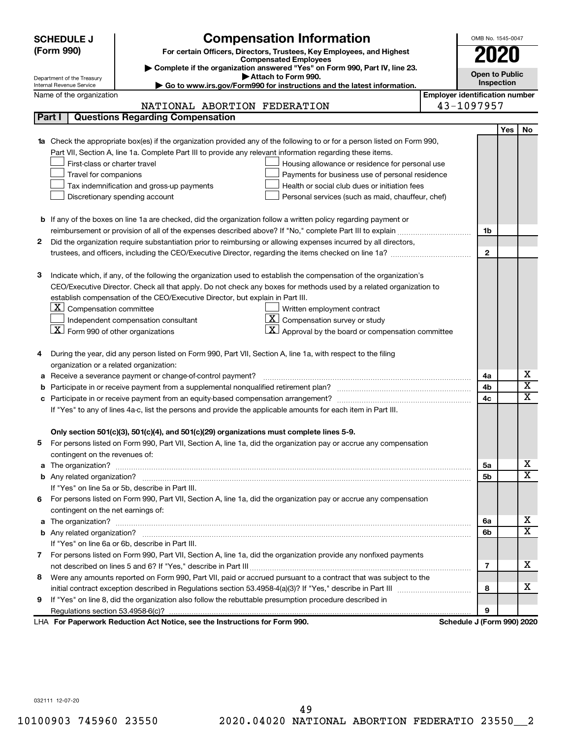# SCHEDULE J (Form 990)

Department of the Treasury
Internal Revenue Service

## Compensation Information

**For certain Officers, Directors, Trustees, Key Employees, and Highest Compensated Employees**

▶ Complete if the organization answered "Yes" on Form 990, Part IV, line 23.
▶ Attach to Form 990.
▶ Go to www.irs.gov/Form990 for instructions and the latest information.

OMB No. 1545-0047

**2020**

**Open to Public Inspection**

Name of the organization: NATIONAL ABORTION FEDERATION

Employer identification number: 43-1097957

### Part I — Questions Regarding Compensation

| | | | Yes | No |
|---|---|---|---|---|
| **1a** | Check the appropriate box(es) if the organization provided any of the following to or for a person listed on Form 990, Part VII, Section A, line 1a. Complete Part III to provide any relevant information regarding these items.<br>☐ First-class or charter travel ☐ Housing allowance or residence for personal use<br>☐ Travel for companions ☐ Payments for business use of personal residence<br>☐ Tax indemnification and gross-up payments ☐ Health or social club dues or initiation fees<br>☐ Discretionary spending account ☐ Personal services (such as maid, chauffeur, chef) | | | |
| **b** | If any of the boxes on line 1a are checked, did the organization follow a written policy regarding payment or reimbursement or provision of all of the expenses described above? If "No," complete Part III to explain | 1b | | |
| **2** | Did the organization require substantiation prior to reimbursing or allowing expenses incurred by all directors, trustees, and officers, including the CEO/Executive Director, regarding the items checked on line 1a? | 2 | | |
| **3** | Indicate which, if any, of the following the organization used to establish the compensation of the organization's CEO/Executive Director. Check all that apply. Do not check any boxes for methods used by a related organization to establish compensation of the CEO/Executive Director, but explain in Part III.<br>☒ Compensation committee ☐ Written employment contract<br>☐ Independent compensation consultant ☒ Compensation survey or study<br>☒ Form 990 of other organizations ☒ Approval by the board or compensation committee | | | |
| **4** | During the year, did any person listed on Form 990, Part VII, Section A, line 1a, with respect to the filing organization or a related organization: | | | |
| **a** | Receive a severance payment or change-of-control payment? | 4a | | X |
| **b** | Participate in or receive payment from a supplemental nonqualified retirement plan? | 4b | | X |
| **c** | Participate in or receive payment from an equity-based compensation arrangement? | 4c | | X |
| | If "Yes" to any of lines 4a-c, list the persons and provide the applicable amounts for each item in Part III. | | | |
| | **Only section 501(c)(3), 501(c)(4), and 501(c)(29) organizations must complete lines 5-9.** | | | |
| **5** | For persons listed on Form 990, Part VII, Section A, line 1a, did the organization pay or accrue any compensation contingent on the revenues of: | | | |
| **a** | The organization? | 5a | | X |
| **b** | Any related organization? | 5b | | X |
| | If "Yes" on line 5a or 5b, describe in Part III. | | | |
| **6** | For persons listed on Form 990, Part VII, Section A, line 1a, did the organization pay or accrue any compensation contingent on the net earnings of: | | | |
| **a** | The organization? | 6a | | X |
| **b** | Any related organization? | 6b | | X |
| | If "Yes" on line 6a or 6b, describe in Part III. | | | |
| **7** | For persons listed on Form 990, Part VII, Section A, line 1a, did the organization provide any nonfixed payments not described on lines 5 and 6? If "Yes," describe in Part III | 7 | | X |
| **8** | Were any amounts reported on Form 990, Part VII, paid or accrued pursuant to a contract that was subject to the initial contract exception described in Regulations section 53.4958-4(a)(3)? If "Yes," describe in Part III | 8 | | X |
| **9** | If "Yes" on line 8, did the organization also follow the rebuttable presumption procedure described in Regulations section 53.4958-6(c)? | 9 | | |

LHA **For Paperwork Reduction Act Notice, see the Instructions for Form 990.** **Schedule J (Form 990) 2020**

032111 12-07-20

10100903 745960 23550 2020.04020 NATIONAL ABORTION FEDERATIO 23550__2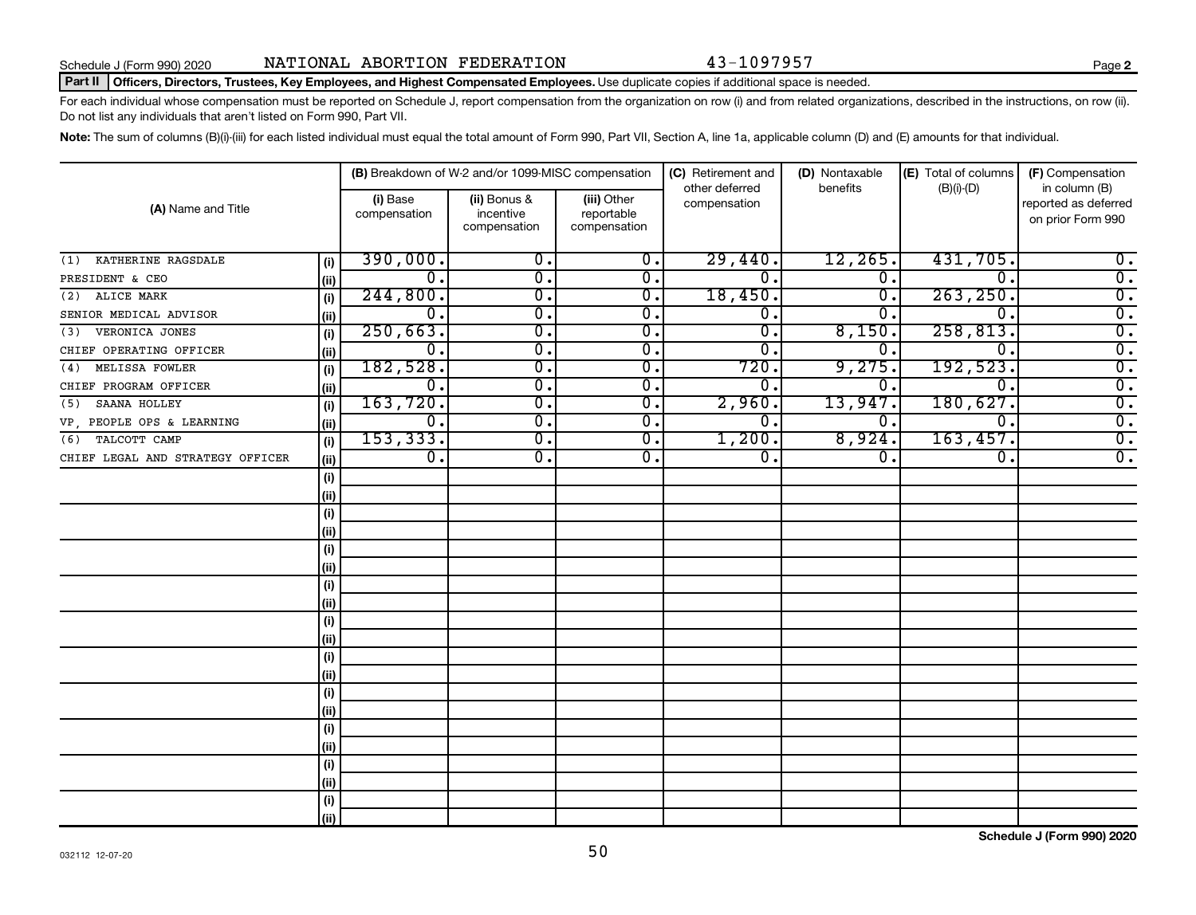Schedule J (Form 990) 2020 NATIONAL ABORTION FEDERATION 43-1097957

**Part II** **Officers, Directors, Trustees, Key Employees, and Highest Compensated Employees.** Use duplicate copies if additional space is needed.

For each individual whose compensation must be reported on Schedule J, report compensation from the organization on row (i) and from related organizations, described in the instructions, on row (ii). Do not list any individuals that aren't listed on Form 990, Part VII.

**Note:** The sum of columns (B)(i)-(iii) for each listed individual must equal the total amount of Form 990, Part VII, Section A, line 1a, applicable column (D) and (E) amounts for that individual.

| (A) Name and Title | | (B) Breakdown of W-2 and/or 1099-MISC compensation | | | (C) Retirement and other deferred compensation | (D) Nontaxable benefits | (E) Total of columns (B)(i)-(D) | (F) Compensation in column (B) reported as deferred on prior Form 990 |
|---|---|---|---|---|---|---|---|---|
| | | (i) Base compensation | (ii) Bonus & incentive compensation | (iii) Other reportable compensation | | | | |
| (1) KATHERINE RAGSDALE | (i) | 390,000. | 0. | 0. | 29,440. | 12,265. | 431,705. | 0. |
| PRESIDENT & CEO | (ii) | 0. | 0. | 0. | 0. | 0. | 0. | 0. |
| (2) ALICE MARK | (i) | 244,800. | 0. | 0. | 18,450. | 0. | 263,250. | 0. |
| SENIOR MEDICAL ADVISOR | (ii) | 0. | 0. | 0. | 0. | 0. | 0. | 0. |
| (3) VERONICA JONES | (i) | 250,663. | 0. | 0. | 0. | 8,150. | 258,813. | 0. |
| CHIEF OPERATING OFFICER | (ii) | 0. | 0. | 0. | 0. | 0. | 0. | 0. |
| (4) MELISSA FOWLER | (i) | 182,528. | 0. | 0. | 720. | 9,275. | 192,523. | 0. |
| CHIEF PROGRAM OFFICER | (ii) | 0. | 0. | 0. | 0. | 0. | 0. | 0. |
| (5) SAANA HOLLEY | (i) | 163,720. | 0. | 0. | 2,960. | 13,947. | 180,627. | 0. |
| VP, PEOPLE OPS & LEARNING | (ii) | 0. | 0. | 0. | 0. | 0. | 0. | 0. |
| (6) TALCOTT CAMP | (i) | 153,333. | 0. | 0. | 1,200. | 8,924. | 163,457. | 0. |
| CHIEF LEGAL AND STRATEGY OFFICER | (ii) | 0. | 0. | 0. | 0. | 0. | 0. | 0. |

Schedule J (Form 990) 2020

032112 12-07-20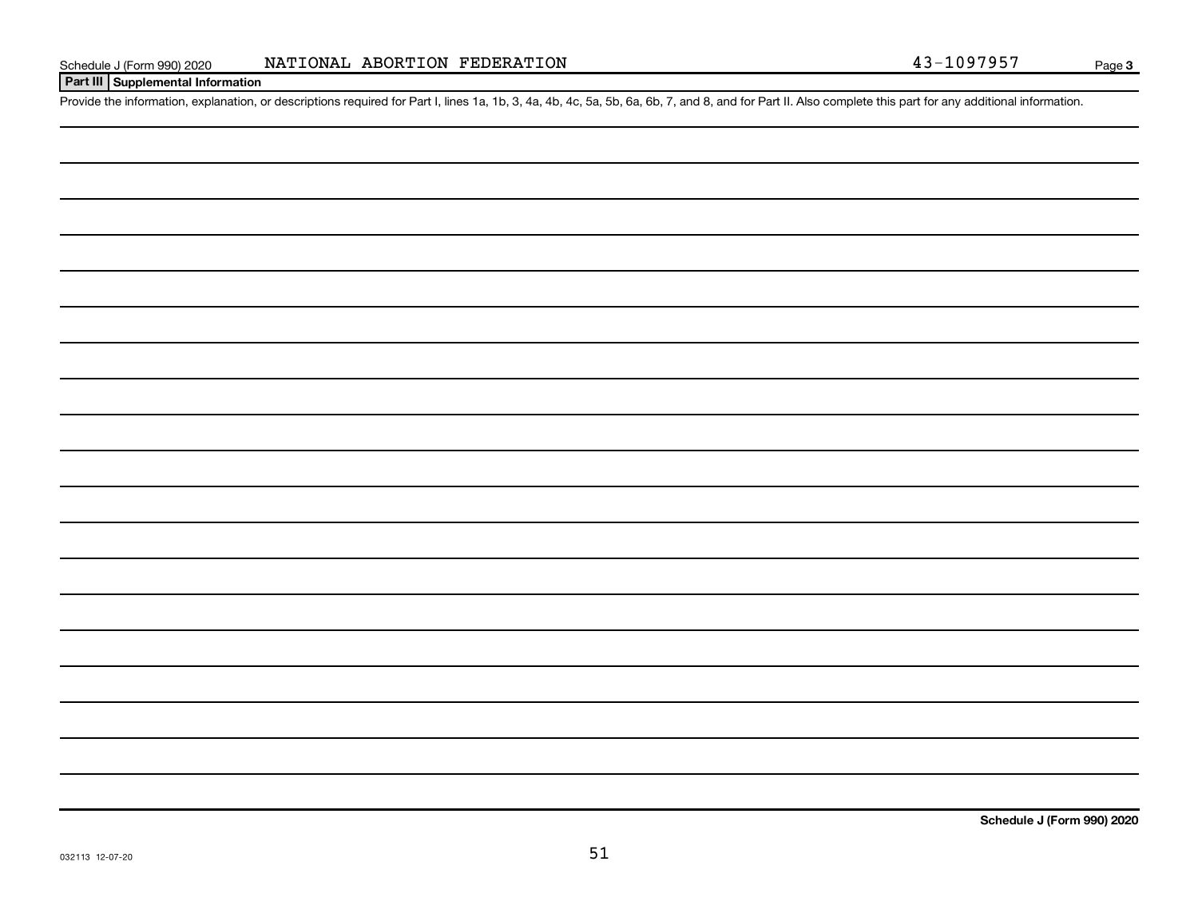Schedule J (Form 990) 2020 NATIONAL ABORTION FEDERATION 43-1097957 Page 3

**Part III Supplemental Information**

Provide the information, explanation, or descriptions required for Part I, lines 1a, 1b, 3, 4a, 4b, 4c, 5a, 5b, 6a, 6b, 7, and 8, and for Part II. Also complete this part for any additional information.

**Schedule J (Form 990) 2020**

032113 12-07-20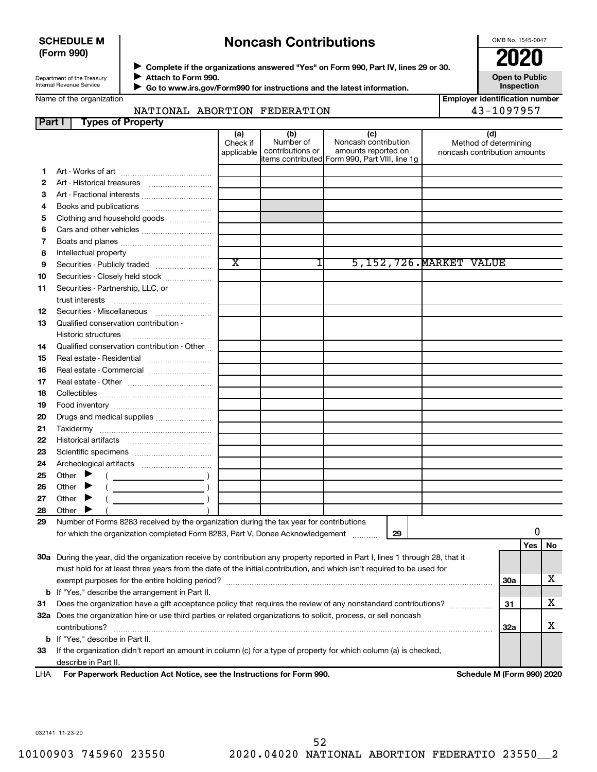**SCHEDULE M (Form 990)**

Department of the Treasury
Internal Revenue Service

# Noncash Contributions

▶ **Complete if the organizations answered "Yes" on Form 990, Part IV, lines 29 or 30.**
▶ **Attach to Form 990.**
▶ **Go to www.irs.gov/Form990 for instructions and the latest information.**

OMB No. 1545-0047

**2020**

**Open to Public Inspection**

Name of the organization: NATIONAL ABORTION FEDERATION

Employer identification number: 43-1097957

## Part I Types of Property

| | | (a) Check if applicable | (b) Number of contributions or items contributed | (c) Noncash contribution amounts reported on Form 990, Part VIII, line 1g | (d) Method of determining noncash contribution amounts |
|---|---|---|---|---|---|
| 1 | Art - Works of art | | | | |
| 2 | Art - Historical treasures | | | | |
| 3 | Art - Fractional interests | | | | |
| 4 | Books and publications | | | | |
| 5 | Clothing and household goods | | | | |
| 6 | Cars and other vehicles | | | | |
| 7 | Boats and planes | | | | |
| 8 | Intellectual property | | | | |
| 9 | Securities - Publicly traded | X | 1 | 5,152,726. | MARKET VALUE |
| 10 | Securities - Closely held stock | | | | |
| 11 | Securities - Partnership, LLC, or trust interests | | | | |
| 12 | Securities - Miscellaneous | | | | |
| 13 | Qualified conservation contribution - Historic structures | | | | |
| 14 | Qualified conservation contribution - Other | | | | |
| 15 | Real estate - Residential | | | | |
| 16 | Real estate - Commercial | | | | |
| 17 | Real estate - Other | | | | |
| 18 | Collectibles | | | | |
| 19 | Food inventory | | | | |
| 20 | Drugs and medical supplies | | | | |
| 21 | Taxidermy | | | | |
| 22 | Historical artifacts | | | | |
| 23 | Scientific specimens | | | | |
| 24 | Archeological artifacts | | | | |
| 25 | Other ▶ ( ) | | | | |
| 26 | Other ▶ ( ) | | | | |
| 27 | Other ▶ ( ) | | | | |
| 28 | Other ▶ ( ) | | | | |

29 Number of Forms 8283 received by the organization during the tax year for contributions for which the organization completed Form 8283, Part V, Donee Acknowledgement ..... **29** | 0

| | | | Yes | No |
|---|---|---|---|---|
| 30a | During the year, did the organization receive by contribution any property reported in Part I, lines 1 through 28, that it must hold for at least three years from the date of the initial contribution, and which isn't required to be used for exempt purposes for the entire holding period? | 30a | | X |
| b | If "Yes," describe the arrangement in Part II. | | | |
| 31 | Does the organization have a gift acceptance policy that requires the review of any nonstandard contributions? | 31 | | X |
| 32a | Does the organization hire or use third parties or related organizations to solicit, process, or sell noncash contributions? | 32a | | X |
| b | If "Yes," describe in Part II. | | | |
| 33 | If the organization didn't report an amount in column (c) for a type of property for which column (a) is checked, describe in Part II. | | | |

LHA **For Paperwork Reduction Act Notice, see the Instructions for Form 990.** **Schedule M (Form 990) 2020**

032141 11-23-20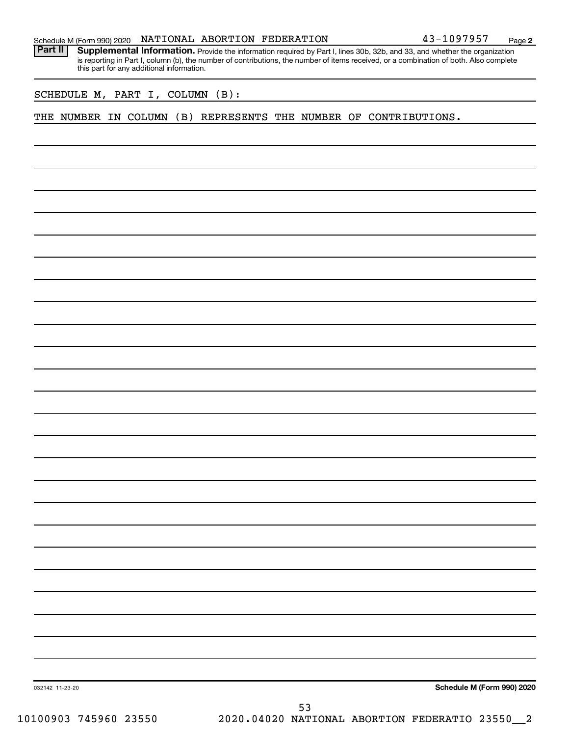Schedule M (Form 990) 2020 NATIONAL ABORTION FEDERATION 43-1097957 Page 2

**Part II** **Supplemental Information.** Provide the information required by Part I, lines 30b, 32b, and 33, and whether the organization is reporting in Part I, column (b), the number of contributions, the number of items received, or a combination of both. Also complete this part for any additional information.

SCHEDULE M, PART I, COLUMN (B):

THE NUMBER IN COLUMN (B) REPRESENTS THE NUMBER OF CONTRIBUTIONS.

032142 11-23-20

**Schedule M (Form 990) 2020**

10100903 745960 23550 2020.04020 NATIONAL ABORTION FEDERATIO 23550__2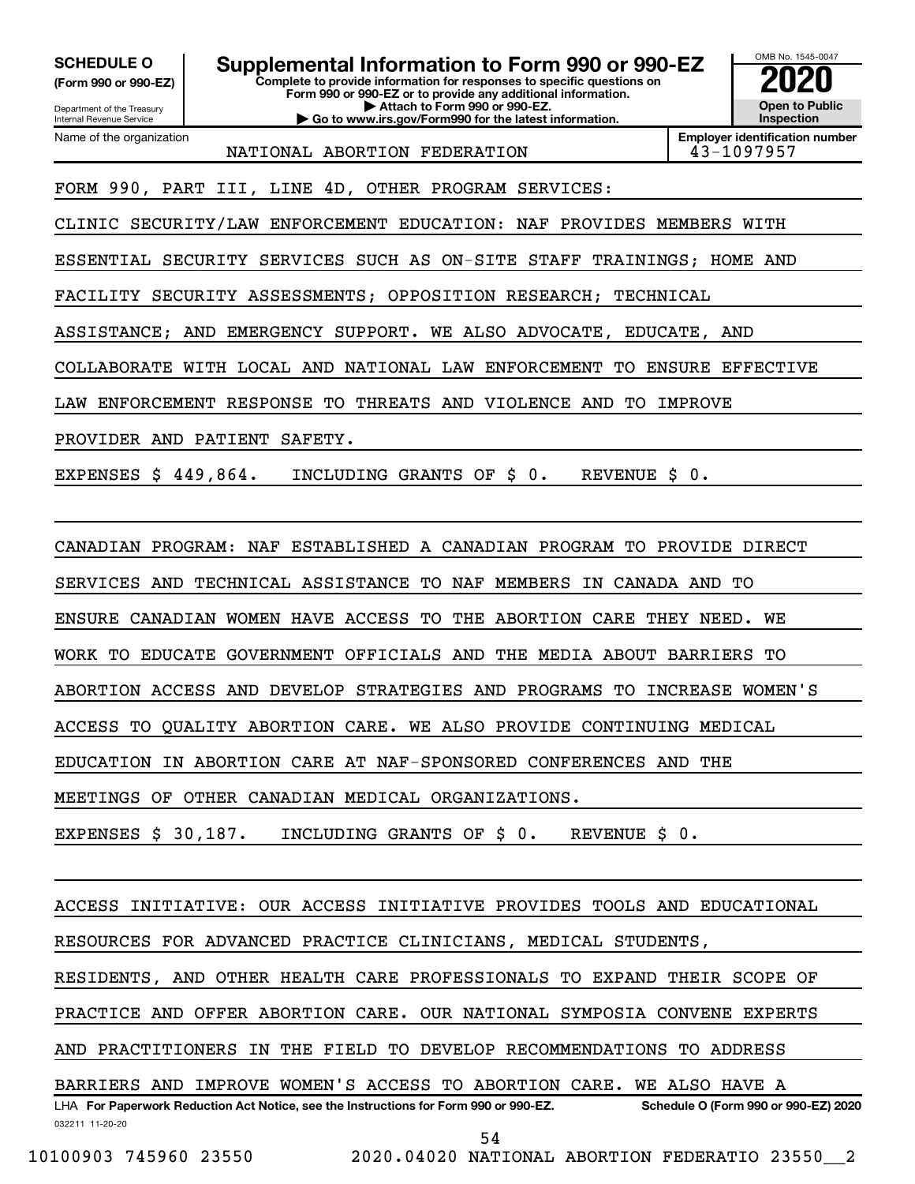**SCHEDULE O (Form 990 or 990-EZ)**

Department of the Treasury
Internal Revenue Service

# Supplemental Information to Form 990 or 990-EZ

**Complete to provide information for responses to specific questions on Form 990 or 990-EZ or to provide any additional information.**
**▶ Attach to Form 990 or 990-EZ.**
**▶ Go to www.irs.gov/Form990 for the latest information.**

OMB No. 1545-0047
**2020**
**Open to Public Inspection**

Name of the organization: NATIONAL ABORTION FEDERATION
**Employer identification number:** 43-1097957

FORM 990, PART III, LINE 4D, OTHER PROGRAM SERVICES:

CLINIC SECURITY/LAW ENFORCEMENT EDUCATION: NAF PROVIDES MEMBERS WITH ESSENTIAL SECURITY SERVICES SUCH AS ON-SITE STAFF TRAININGS; HOME AND FACILITY SECURITY ASSESSMENTS; OPPOSITION RESEARCH; TECHNICAL ASSISTANCE; AND EMERGENCY SUPPORT. WE ALSO ADVOCATE, EDUCATE, AND COLLABORATE WITH LOCAL AND NATIONAL LAW ENFORCEMENT TO ENSURE EFFECTIVE LAW ENFORCEMENT RESPONSE TO THREATS AND VIOLENCE AND TO IMPROVE PROVIDER AND PATIENT SAFETY.

EXPENSES $ 449,864. INCLUDING GRANTS OF $ 0. REVENUE $ 0.

CANADIAN PROGRAM: NAF ESTABLISHED A CANADIAN PROGRAM TO PROVIDE DIRECT SERVICES AND TECHNICAL ASSISTANCE TO NAF MEMBERS IN CANADA AND TO ENSURE CANADIAN WOMEN HAVE ACCESS TO THE ABORTION CARE THEY NEED. WE WORK TO EDUCATE GOVERNMENT OFFICIALS AND THE MEDIA ABOUT BARRIERS TO ABORTION ACCESS AND DEVELOP STRATEGIES AND PROGRAMS TO INCREASE WOMEN'S ACCESS TO QUALITY ABORTION CARE. WE ALSO PROVIDE CONTINUING MEDICAL EDUCATION IN ABORTION CARE AT NAF-SPONSORED CONFERENCES AND THE MEETINGS OF OTHER CANADIAN MEDICAL ORGANIZATIONS.

EXPENSES $ 30,187. INCLUDING GRANTS OF $ 0. REVENUE $ 0.

ACCESS INITIATIVE: OUR ACCESS INITIATIVE PROVIDES TOOLS AND EDUCATIONAL RESOURCES FOR ADVANCED PRACTICE CLINICIANS, MEDICAL STUDENTS, RESIDENTS, AND OTHER HEALTH CARE PROFESSIONALS TO EXPAND THEIR SCOPE OF PRACTICE AND OFFER ABORTION CARE. OUR NATIONAL SYMPOSIA CONVENE EXPERTS AND PRACTITIONERS IN THE FIELD TO DEVELOP RECOMMENDATIONS TO ADDRESS BARRIERS AND IMPROVE WOMEN'S ACCESS TO ABORTION CARE. WE ALSO HAVE A

LHA **For Paperwork Reduction Act Notice, see the Instructions for Form 990 or 990-EZ.** **Schedule O (Form 990 or 990-EZ) 2020**

032211 11-20-20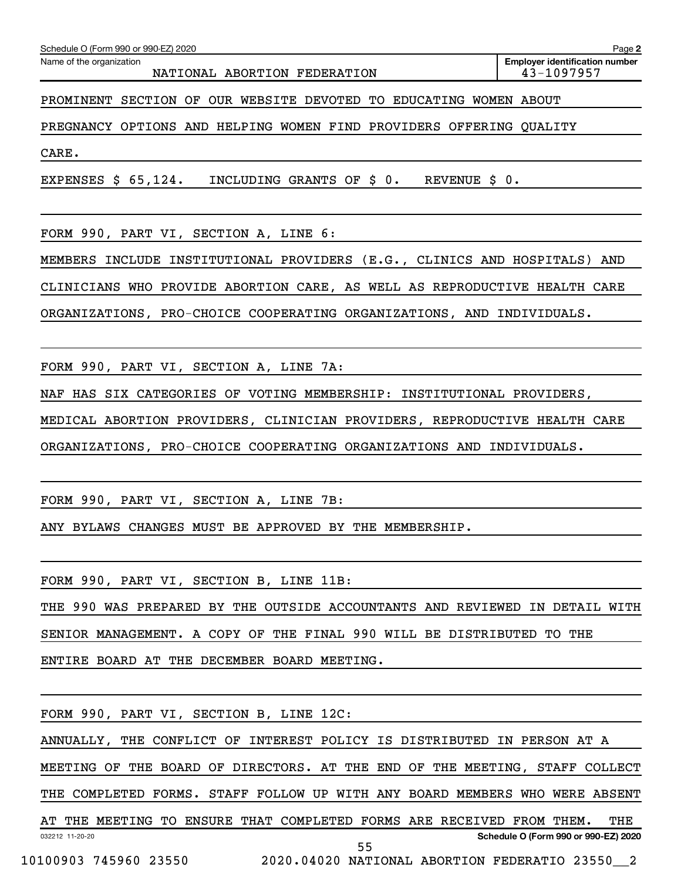Name of the organization: NATIONAL ABORTION FEDERATION

Employer identification number: 43-1097957

PROMINENT SECTION OF OUR WEBSITE DEVOTED TO EDUCATING WOMEN ABOUT PREGNANCY OPTIONS AND HELPING WOMEN FIND PROVIDERS OFFERING QUALITY CARE.

EXPENSES $ 65,124. INCLUDING GRANTS OF $ 0. REVENUE $ 0.

FORM 990, PART VI, SECTION A, LINE 6:

MEMBERS INCLUDE INSTITUTIONAL PROVIDERS (E.G., CLINICS AND HOSPITALS) AND CLINICIANS WHO PROVIDE ABORTION CARE, AS WELL AS REPRODUCTIVE HEALTH CARE ORGANIZATIONS, PRO-CHOICE COOPERATING ORGANIZATIONS, AND INDIVIDUALS.

FORM 990, PART VI, SECTION A, LINE 7A:

NAF HAS SIX CATEGORIES OF VOTING MEMBERSHIP: INSTITUTIONAL PROVIDERS, MEDICAL ABORTION PROVIDERS, CLINICIAN PROVIDERS, REPRODUCTIVE HEALTH CARE ORGANIZATIONS, PRO-CHOICE COOPERATING ORGANIZATIONS AND INDIVIDUALS.

FORM 990, PART VI, SECTION A, LINE 7B:

ANY BYLAWS CHANGES MUST BE APPROVED BY THE MEMBERSHIP.

FORM 990, PART VI, SECTION B, LINE 11B:

THE 990 WAS PREPARED BY THE OUTSIDE ACCOUNTANTS AND REVIEWED IN DETAIL WITH SENIOR MANAGEMENT. A COPY OF THE FINAL 990 WILL BE DISTRIBUTED TO THE ENTIRE BOARD AT THE DECEMBER BOARD MEETING.

FORM 990, PART VI, SECTION B, LINE 12C:

ANNUALLY, THE CONFLICT OF INTEREST POLICY IS DISTRIBUTED IN PERSON AT A MEETING OF THE BOARD OF DIRECTORS. AT THE END OF THE MEETING, STAFF COLLECT THE COMPLETED FORMS. STAFF FOLLOW UP WITH ANY BOARD MEMBERS WHO WERE ABSENT AT THE MEETING TO ENSURE THAT COMPLETED FORMS ARE RECEIVED FROM THEM. THE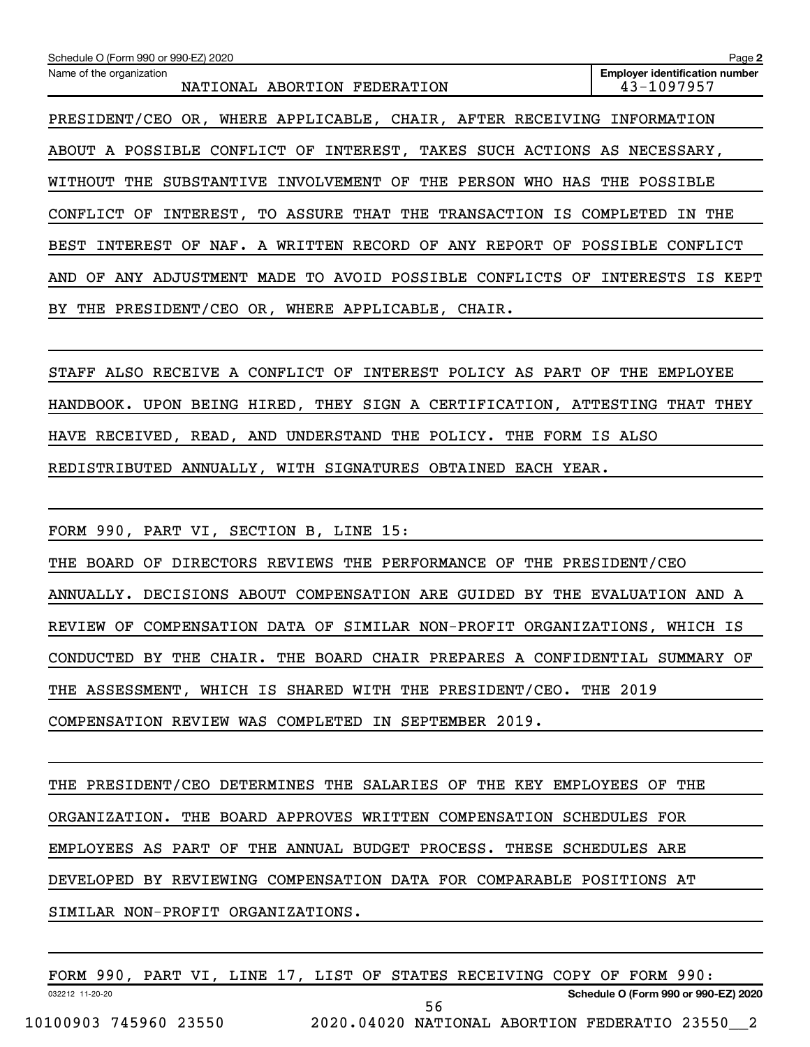Schedule O (Form 990 or 990-EZ) 2020 Page **2**

Name of the organization: NATIONAL ABORTION FEDERATION

**Employer identification number** 43-1097957

PRESIDENT/CEO OR, WHERE APPLICABLE, CHAIR, AFTER RECEIVING INFORMATION ABOUT A POSSIBLE CONFLICT OF INTEREST, TAKES SUCH ACTIONS AS NECESSARY, WITHOUT THE SUBSTANTIVE INVOLVEMENT OF THE PERSON WHO HAS THE POSSIBLE CONFLICT OF INTEREST, TO ASSURE THAT THE TRANSACTION IS COMPLETED IN THE BEST INTEREST OF NAF. A WRITTEN RECORD OF ANY REPORT OF POSSIBLE CONFLICT AND OF ANY ADJUSTMENT MADE TO AVOID POSSIBLE CONFLICTS OF INTERESTS IS KEPT BY THE PRESIDENT/CEO OR, WHERE APPLICABLE, CHAIR.

STAFF ALSO RECEIVE A CONFLICT OF INTEREST POLICY AS PART OF THE EMPLOYEE HANDBOOK. UPON BEING HIRED, THEY SIGN A CERTIFICATION, ATTESTING THAT THEY HAVE RECEIVED, READ, AND UNDERSTAND THE POLICY. THE FORM IS ALSO REDISTRIBUTED ANNUALLY, WITH SIGNATURES OBTAINED EACH YEAR.

FORM 990, PART VI, SECTION B, LINE 15:

THE BOARD OF DIRECTORS REVIEWS THE PERFORMANCE OF THE PRESIDENT/CEO ANNUALLY. DECISIONS ABOUT COMPENSATION ARE GUIDED BY THE EVALUATION AND A REVIEW OF COMPENSATION DATA OF SIMILAR NON-PROFIT ORGANIZATIONS, WHICH IS CONDUCTED BY THE CHAIR. THE BOARD CHAIR PREPARES A CONFIDENTIAL SUMMARY OF THE ASSESSMENT, WHICH IS SHARED WITH THE PRESIDENT/CEO. THE 2019 COMPENSATION REVIEW WAS COMPLETED IN SEPTEMBER 2019.

THE PRESIDENT/CEO DETERMINES THE SALARIES OF THE KEY EMPLOYEES OF THE ORGANIZATION. THE BOARD APPROVES WRITTEN COMPENSATION SCHEDULES FOR EMPLOYEES AS PART OF THE ANNUAL BUDGET PROCESS. THESE SCHEDULES ARE DEVELOPED BY REVIEWING COMPENSATION DATA FOR COMPARABLE POSITIONS AT SIMILAR NON-PROFIT ORGANIZATIONS.

FORM 990, PART VI, LINE 17, LIST OF STATES RECEIVING COPY OF FORM 990:

032212 11-20-20 **Schedule O (Form 990 or 990-EZ) 2020**

10100903 745960 23550 2020.04020 NATIONAL ABORTION FEDERATIO 23550__2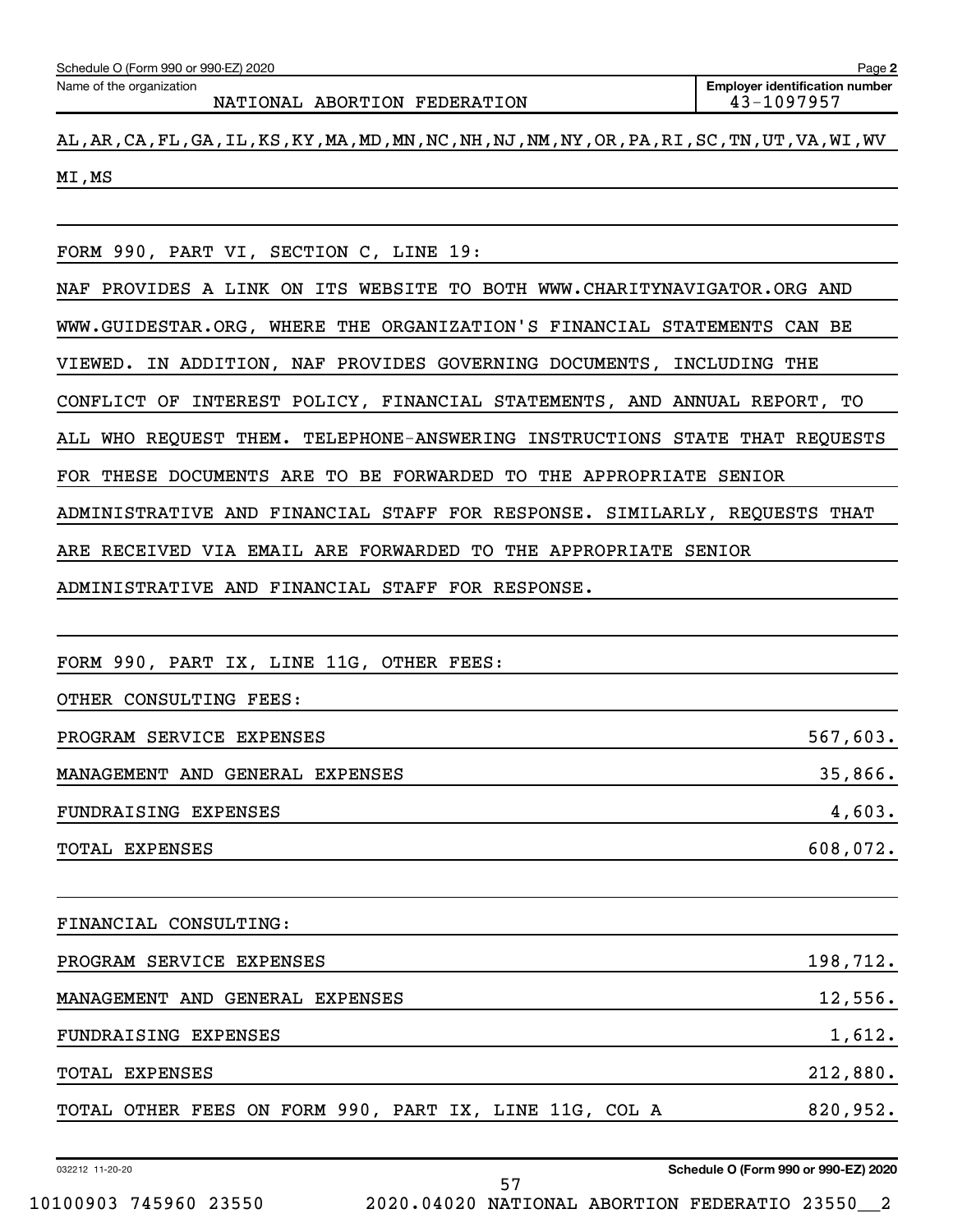Schedule O (Form 990 or 990-EZ) 2020 Page **2**

Name of the organization: NATIONAL ABORTION FEDERATION

**Employer identification number** 43-1097957

AL,AR,CA,FL,GA,IL,KS,KY,MA,MD,MN,NC,NH,NJ,NM,NY,OR,PA,RI,SC,TN,UT,VA,WI,WV MI,MS

FORM 990, PART VI, SECTION C, LINE 19:

NAF PROVIDES A LINK ON ITS WEBSITE TO BOTH WWW.CHARITYNAVIGATOR.ORG AND WWW.GUIDESTAR.ORG, WHERE THE ORGANIZATION'S FINANCIAL STATEMENTS CAN BE VIEWED. IN ADDITION, NAF PROVIDES GOVERNING DOCUMENTS, INCLUDING THE CONFLICT OF INTEREST POLICY, FINANCIAL STATEMENTS, AND ANNUAL REPORT, TO ALL WHO REQUEST THEM. TELEPHONE-ANSWERING INSTRUCTIONS STATE THAT REQUESTS FOR THESE DOCUMENTS ARE TO BE FORWARDED TO THE APPROPRIATE SENIOR ADMINISTRATIVE AND FINANCIAL STAFF FOR RESPONSE. SIMILARLY, REQUESTS THAT ARE RECEIVED VIA EMAIL ARE FORWARDED TO THE APPROPRIATE SENIOR ADMINISTRATIVE AND FINANCIAL STAFF FOR RESPONSE.

FORM 990, PART IX, LINE 11G, OTHER FEES:

OTHER CONSULTING FEES:

| | |
|---|---|
| PROGRAM SERVICE EXPENSES | 567,603. |
| MANAGEMENT AND GENERAL EXPENSES | 35,866. |
| FUNDRAISING EXPENSES | 4,603. |
| TOTAL EXPENSES | 608,072. |

FINANCIAL CONSULTING:

| | |
|---|---|
| PROGRAM SERVICE EXPENSES | 198,712. |
| MANAGEMENT AND GENERAL EXPENSES | 12,556. |
| FUNDRAISING EXPENSES | 1,612. |
| TOTAL EXPENSES | 212,880. |
| TOTAL OTHER FEES ON FORM 990, PART IX, LINE 11G, COL A | 820,952. |

032212 11-20-20 **Schedule O (Form 990 or 990-EZ) 2020**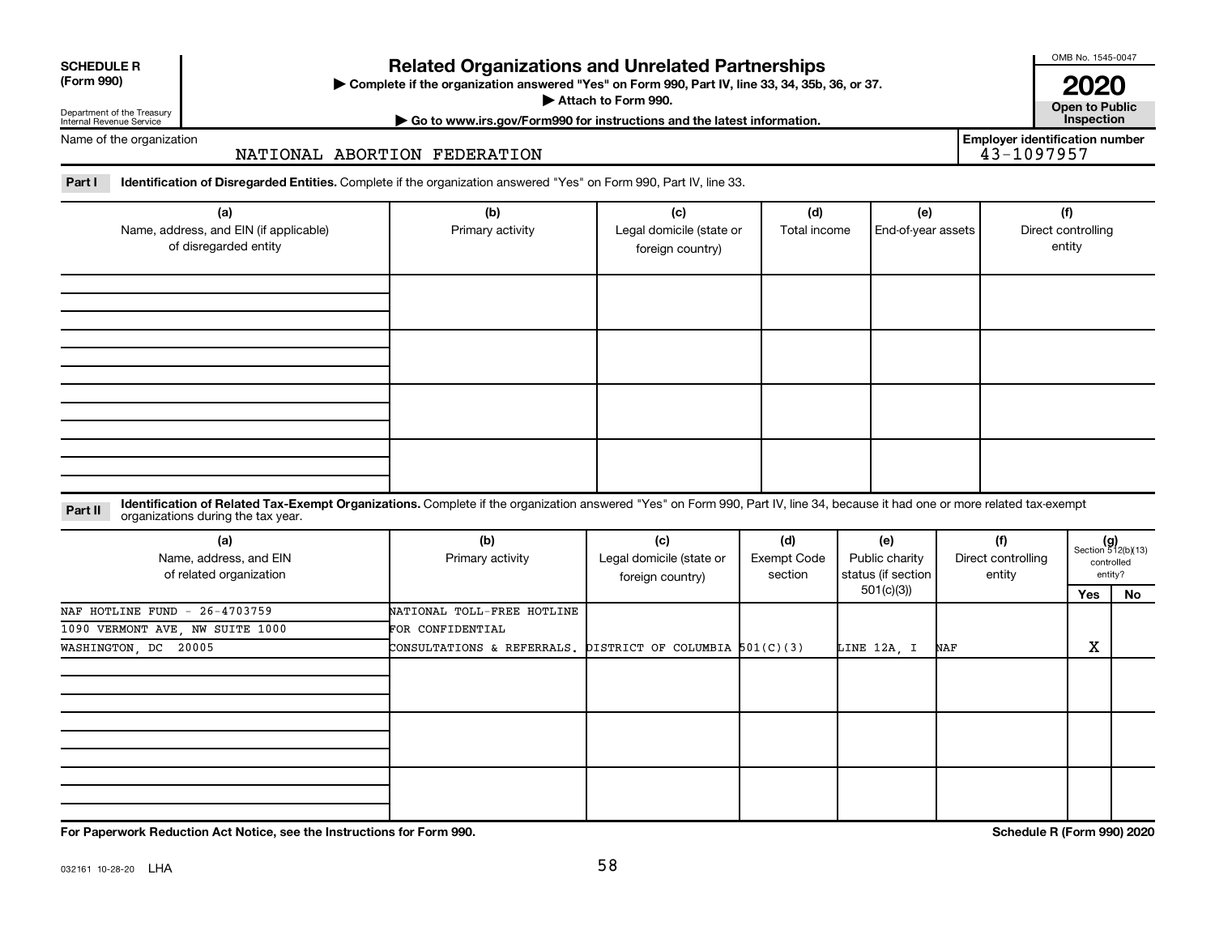**SCHEDULE R (Form 990)**

Department of the Treasury
Internal Revenue Service

# Related Organizations and Unrelated Partnerships

▶ Complete if the organization answered "Yes" on Form 990, Part IV, line 33, 34, 35b, 36, or 37.
▶ Attach to Form 990.
▶ Go to www.irs.gov/Form990 for instructions and the latest information.

OMB No. 1545-0047
**2020**
**Open to Public Inspection**

Name of the organization: NATIONAL ABORTION FEDERATION

Employer identification number: 43-1097957

**Part I** **Identification of Disregarded Entities.** Complete if the organization answered "Yes" on Form 990, Part IV, line 33.

| (a) Name, address, and EIN (if applicable) of disregarded entity | (b) Primary activity | (c) Legal domicile (state or foreign country) | (d) Total income | (e) End-of-year assets | (f) Direct controlling entity |
|---|---|---|---|---|---|
| | | | | | |
| | | | | | |
| | | | | | |
| | | | | | |

**Part II** **Identification of Related Tax-Exempt Organizations.** Complete if the organization answered "Yes" on Form 990, Part IV, line 34, because it had one or more related tax-exempt organizations during the tax year.

| (a) Name, address, and EIN of related organization | (b) Primary activity | (c) Legal domicile (state or foreign country) | (d) Exempt Code section | (e) Public charity status (if section 501(c)(3)) | (f) Direct controlling entity | (g) Section 512(b)(13) controlled entity? Yes | No |
|---|---|---|---|---|---|---|---|
| NAF HOTLINE FUND - 26-4703759<br>1090 VERMONT AVE, NW SUITE 1000<br>WASHINGTON, DC 20005 | NATIONAL TOLL-FREE HOTLINE FOR CONFIDENTIAL CONSULTATIONS & REFERRALS. | DISTRICT OF COLUMBIA | 501(C)(3) | LINE 12A, I | NAF | X | |
| | | | | | | | |
| | | | | | | | |
| | | | | | | | |

**For Paperwork Reduction Act Notice, see the Instructions for Form 990.**

**Schedule R (Form 990) 2020**

032161 10-28-20 LHA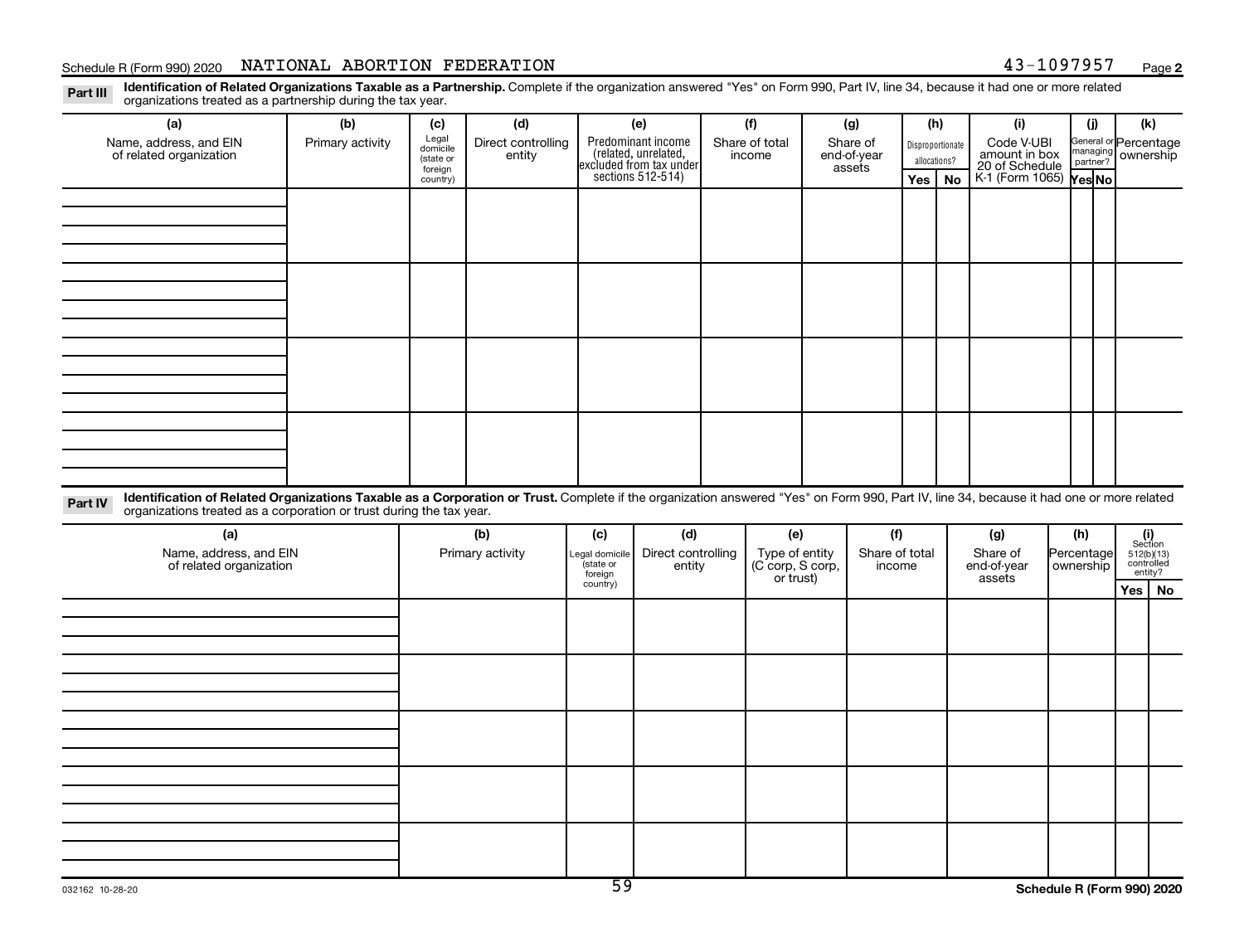Schedule R (Form 990) 2020 NATIONAL ABORTION FEDERATION 43-1097957 Page 2

**Part III** **Identification of Related Organizations Taxable as a Partnership.** Complete if the organization answered "Yes" on Form 990, Part IV, line 34, because it had one or more related organizations treated as a partnership during the tax year.

| (a) Name, address, and EIN of related organization | (b) Primary activity | (c) Legal domicile (state or foreign country) | (d) Direct controlling entity | (e) Predominant income (related, unrelated, excluded from tax under sections 512-514) | (f) Share of total income | (g) Share of end-of-year assets | (h) Disproportionate allocations? Yes | (h) No | (i) Code V-UBI amount in box 20 of Schedule K-1 (Form 1065) | (j) General or managing partner? Yes | (j) No | (k) Percentage ownership |
|---|---|---|---|---|---|---|---|---|---|---|---|---|
| | | | | | | | | | | | | |
| | | | | | | | | | | | | |
| | | | | | | | | | | | | |
| | | | | | | | | | | | | |

**Part IV** **Identification of Related Organizations Taxable as a Corporation or Trust.** Complete if the organization answered "Yes" on Form 990, Part IV, line 34, because it had one or more related organizations treated as a corporation or trust during the tax year.

| (a) Name, address, and EIN of related organization | (b) Primary activity | (c) Legal domicile (state or foreign country) | (d) Direct controlling entity | (e) Type of entity (C corp, S corp, or trust) | (f) Share of total income | (g) Share of end-of-year assets | (h) Percentage ownership | (i) Section 512(b)(13) controlled entity? Yes | (i) No |
|---|---|---|---|---|---|---|---|---|---|
| | | | | | | | | | |
| | | | | | | | | | |
| | | | | | | | | | |
| | | | | | | | | | |
| | | | | | | | | | |

032162 10-28-20 Schedule R (Form 990) 2020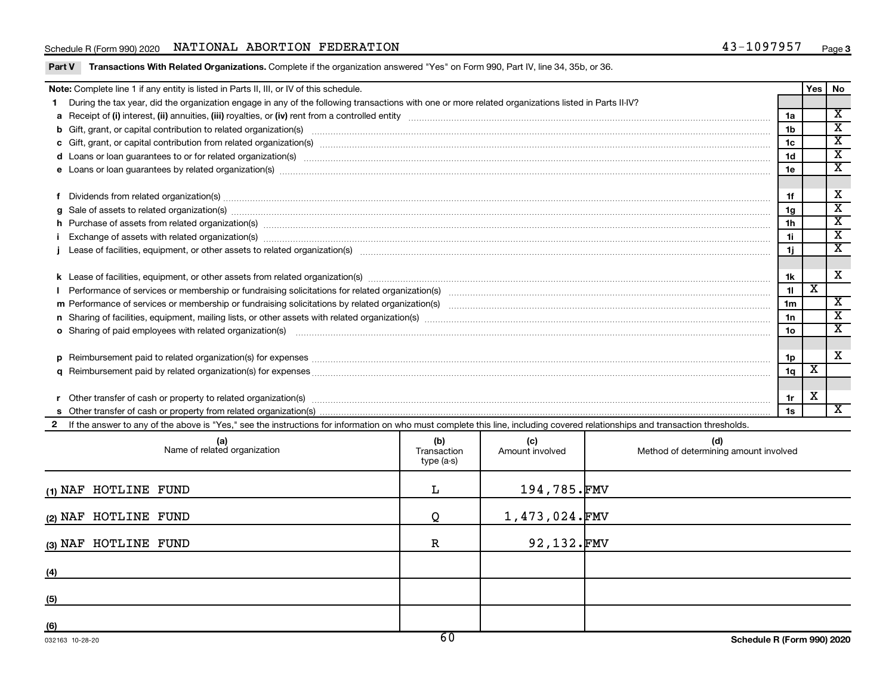Schedule R (Form 990) 2020 NATIONAL ABORTION FEDERATION 43-1097957 Page 3

**Part V Transactions With Related Organizations.** Complete if the organization answered "Yes" on Form 990, Part IV, line 34, 35b, or 36.

| **Note:** Complete line 1 if any entity is listed in Parts II, III, or IV of this schedule. | | Yes | No |
|---|---|---|---|
| **1** During the tax year, did the organization engage in any of the following transactions with one or more related organizations listed in Parts II-IV? | | | |
| **a** Receipt of **(i)** interest, **(ii)** annuities, **(iii)** royalties, or **(iv)** rent from a controlled entity | 1a | | X |
| **b** Gift, grant, or capital contribution to related organization(s) | 1b | | X |
| **c** Gift, grant, or capital contribution from related organization(s) | 1c | | X |
| **d** Loans or loan guarantees to or for related organization(s) | 1d | | X |
| **e** Loans or loan guarantees by related organization(s) | 1e | | X |
| **f** Dividends from related organization(s) | 1f | | X |
| **g** Sale of assets to related organization(s) | 1g | | X |
| **h** Purchase of assets from related organization(s) | 1h | | X |
| **i** Exchange of assets with related organization(s) | 1i | | X |
| **j** Lease of facilities, equipment, or other assets to related organization(s) | 1j | | X |
| **k** Lease of facilities, equipment, or other assets from related organization(s) | 1k | | X |
| **l** Performance of services or membership or fundraising solicitations for related organization(s) | 1l | X | |
| **m** Performance of services or membership or fundraising solicitations by related organization(s) | 1m | | X |
| **n** Sharing of facilities, equipment, mailing lists, or other assets with related organization(s) | 1n | | X |
| **o** Sharing of paid employees with related organization(s) | 1o | | X |
| **p** Reimbursement paid to related organization(s) for expenses | 1p | | X |
| **q** Reimbursement paid by related organization(s) for expenses | 1q | X | |
| **r** Other transfer of cash or property to related organization(s) | 1r | X | |
| **s** Other transfer of cash or property from related organization(s) | 1s | | X |

**2** If the answer to any of the above is "Yes," see the instructions for information on who must complete this line, including covered relationships and transaction thresholds.

| | (a) Name of related organization | (b) Transaction type (a-s) | (c) Amount involved | (d) Method of determining amount involved |
|---|---|---|---|---|
| (1) | NAF HOTLINE FUND | L | 194,785. | FMV |
| (2) | NAF HOTLINE FUND | Q | 1,473,024. | FMV |
| (3) | NAF HOTLINE FUND | R | 92,132. | FMV |
| (4) | | | | |
| (5) | | | | |
| (6) | | | | |

032163 10-28-20 **Schedule R (Form 990) 2020**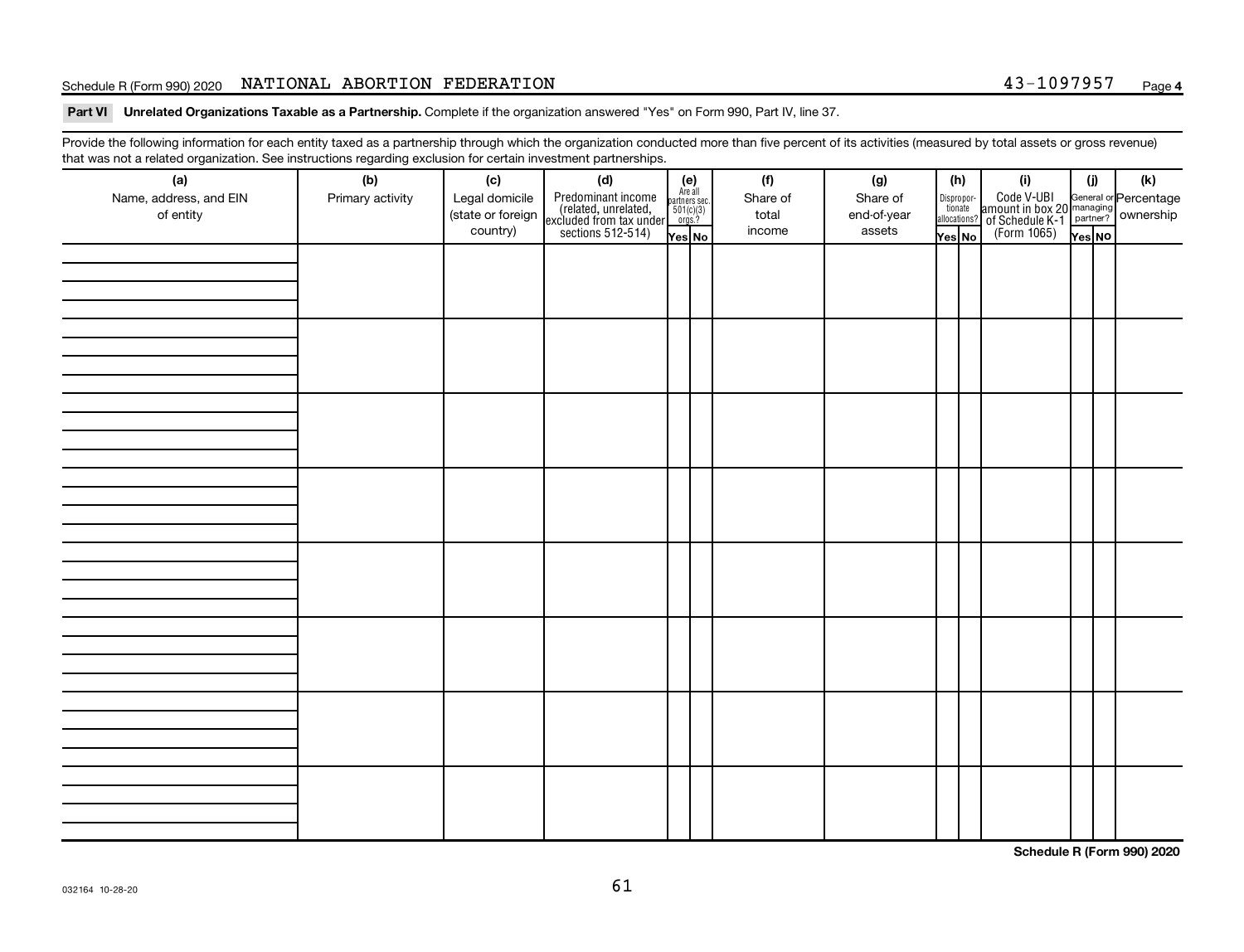Schedule R (Form 990) 2020 NATIONAL ABORTION FEDERATION 43-1097957 Page 4

**Part VI Unrelated Organizations Taxable as a Partnership.** Complete if the organization answered "Yes" on Form 990, Part IV, line 37.

Provide the following information for each entity taxed as a partnership through which the organization conducted more than five percent of its activities (measured by total assets or gross revenue) that was not a related organization. See instructions regarding exclusion for certain investment partnerships.

| (a) Name, address, and EIN of entity | (b) Primary activity | (c) Legal domicile (state or foreign country) | (d) Predominant income (related, unrelated, excluded from tax under sections 512-514) | (e) Are all partners sec. 501(c)(3) orgs.? | | (f) Share of total income | (g) Share of end-of-year assets | (h) Disproportionate allocations? | | (i) Code V-UBI amount in box 20 of Schedule K-1 (Form 1065) | (j) General or managing partner? | | (k) Percentage ownership |
|---|---|---|---|---|---|---|---|---|---|---|---|---|---|
| | | | | Yes | No | | | Yes | No | | Yes | No | |
| | | | | | | | | | | | | | |
| | | | | | | | | | | | | | |
| | | | | | | | | | | | | | |
| | | | | | | | | | | | | | |
| | | | | | | | | | | | | | |
| | | | | | | | | | | | | | |
| | | | | | | | | | | | | | |
| | | | | | | | | | | | | | |

Schedule R (Form 990) 2020

032164 10-28-20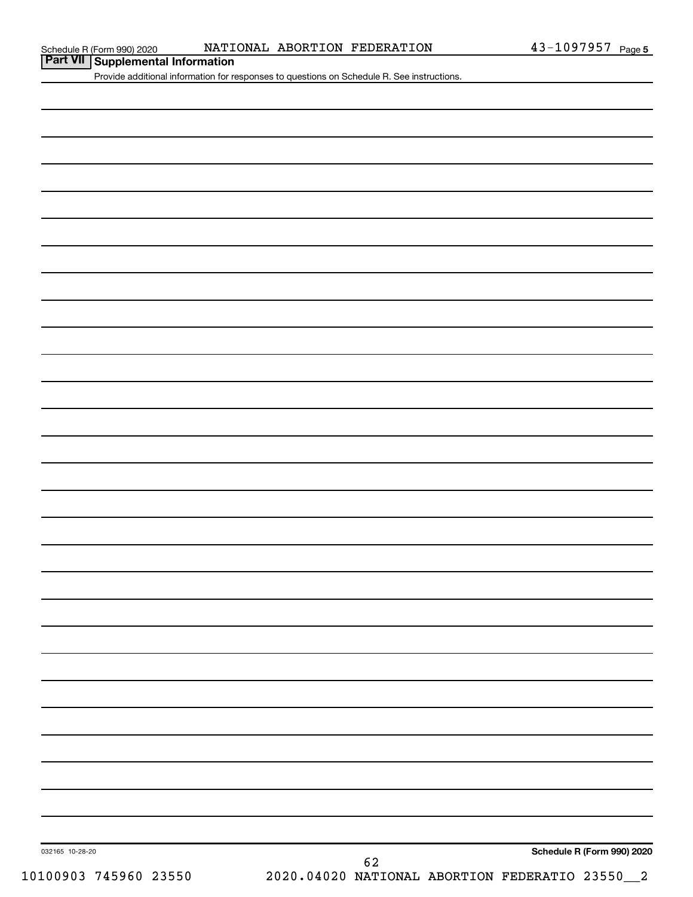Schedule R (Form 990) 2020 NATIONAL ABORTION FEDERATION 43-1097957 Page 5

## Part VII Supplemental Information

Provide additional information for responses to questions on Schedule R. See instructions.

032165 10-28-20

**Schedule R (Form 990) 2020**

10100903 745960 23550 2020.04020 NATIONAL ABORTION FEDERATIO 23550__2